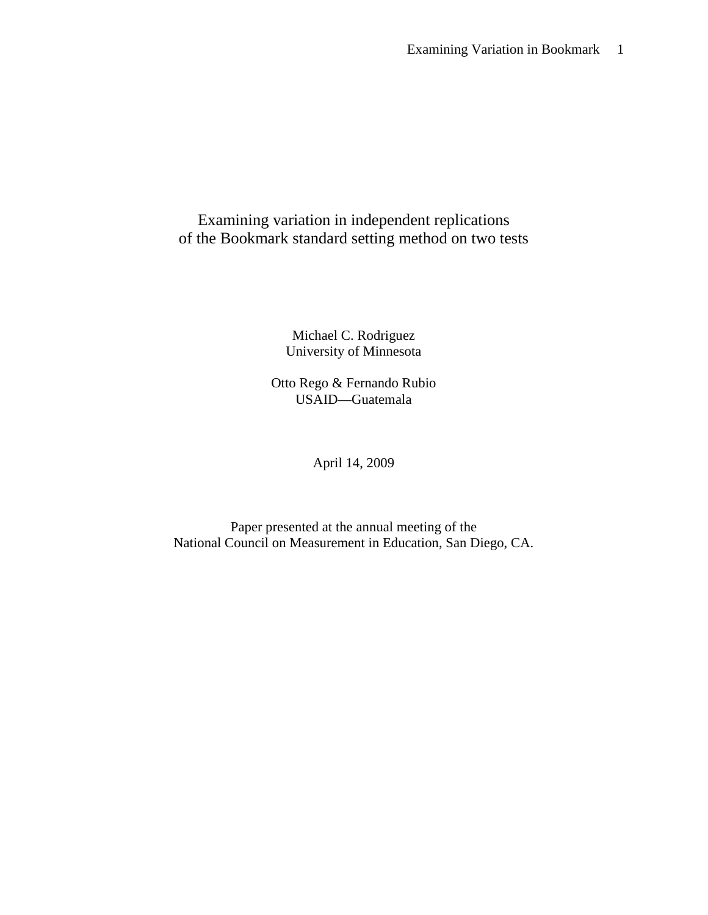# Examining variation in independent replications of the Bookmark standard setting method on two tests

Michael C. Rodriguez
University of Minnesota

Otto Rego & Fernando Rubio
USAID—Guatemala

April 14, 2009

Paper presented at the annual meeting of the
National Council on Measurement in Education, San Diego, CA.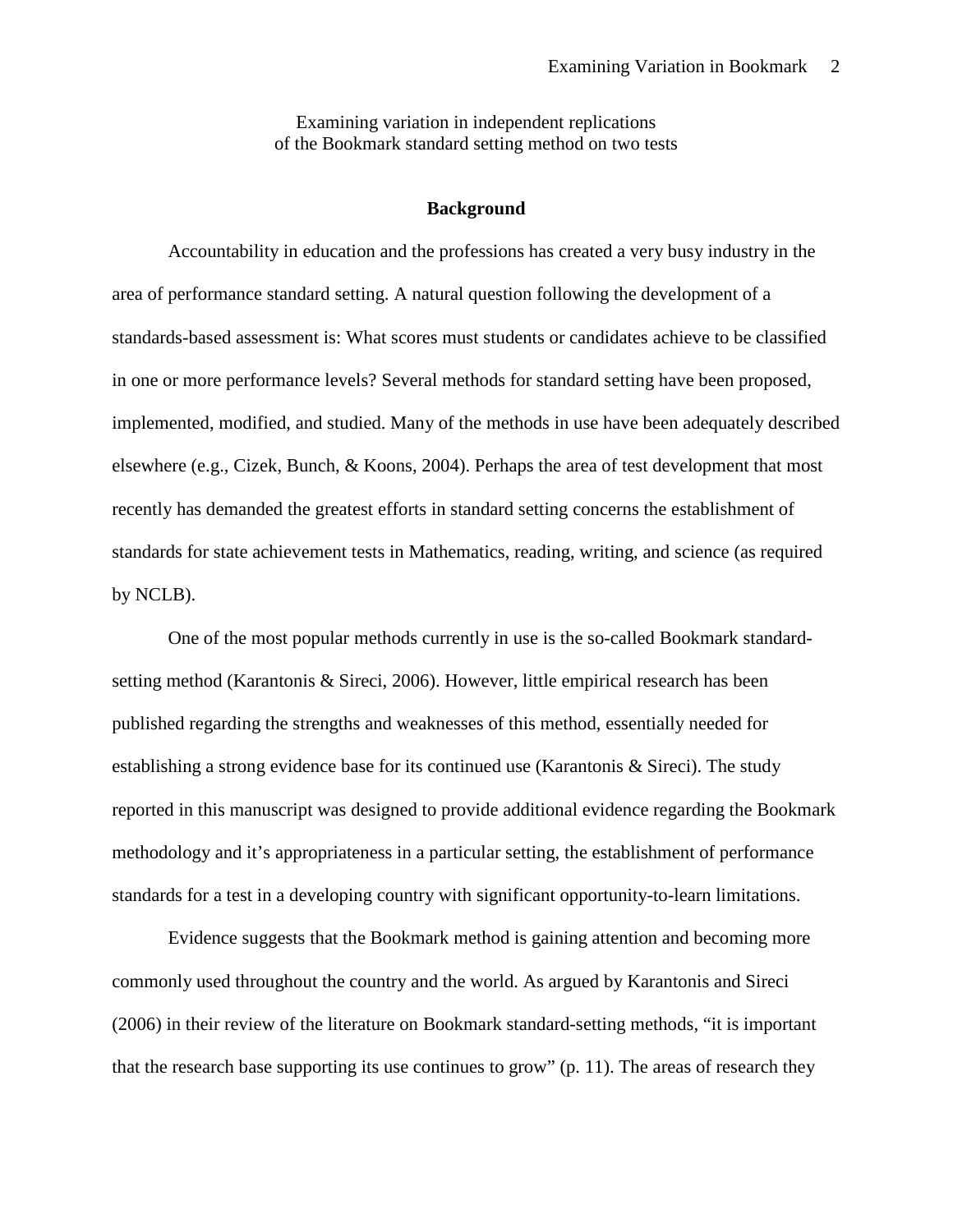Examining variation in independent replications
of the Bookmark standard setting method on two tests

## Background

Accountability in education and the professions has created a very busy industry in the area of performance standard setting. A natural question following the development of a standards-based assessment is: What scores must students or candidates achieve to be classified in one or more performance levels? Several methods for standard setting have been proposed, implemented, modified, and studied. Many of the methods in use have been adequately described elsewhere (e.g., Cizek, Bunch, & Koons, 2004). Perhaps the area of test development that most recently has demanded the greatest efforts in standard setting concerns the establishment of standards for state achievement tests in Mathematics, reading, writing, and science (as required by NCLB).

One of the most popular methods currently in use is the so-called Bookmark standard-setting method (Karantonis & Sireci, 2006). However, little empirical research has been published regarding the strengths and weaknesses of this method, essentially needed for establishing a strong evidence base for its continued use (Karantonis & Sireci). The study reported in this manuscript was designed to provide additional evidence regarding the Bookmark methodology and it's appropriateness in a particular setting, the establishment of performance standards for a test in a developing country with significant opportunity-to-learn limitations.

Evidence suggests that the Bookmark method is gaining attention and becoming more commonly used throughout the country and the world. As argued by Karantonis and Sireci (2006) in their review of the literature on Bookmark standard-setting methods, "it is important that the research base supporting its use continues to grow" (p. 11). The areas of research they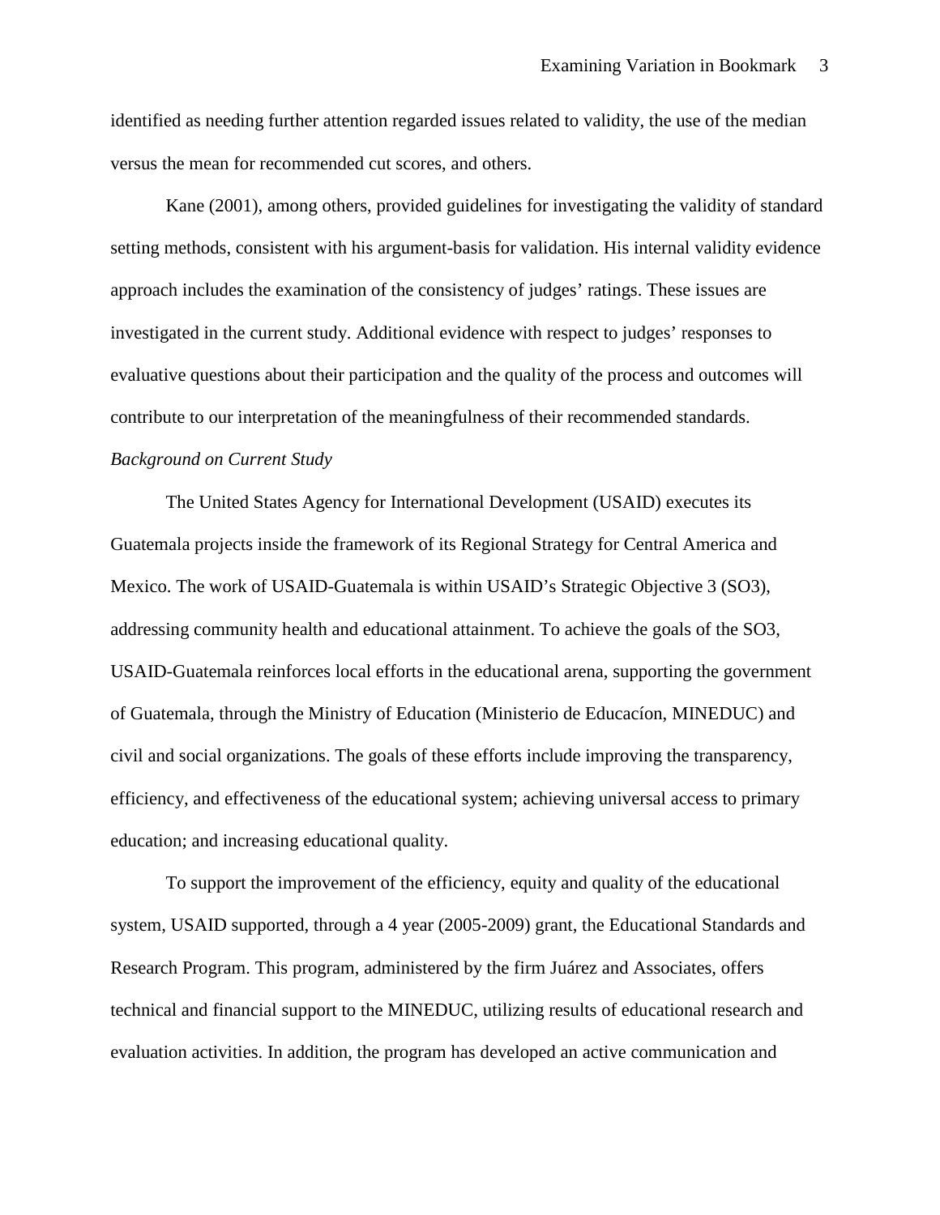identified as needing further attention regarded issues related to validity, the use of the median versus the mean for recommended cut scores, and others.

Kane (2001), among others, provided guidelines for investigating the validity of standard setting methods, consistent with his argument-basis for validation. His internal validity evidence approach includes the examination of the consistency of judges' ratings. These issues are investigated in the current study. Additional evidence with respect to judges' responses to evaluative questions about their participation and the quality of the process and outcomes will contribute to our interpretation of the meaningfulness of their recommended standards.

*Background on Current Study*

The United States Agency for International Development (USAID) executes its Guatemala projects inside the framework of its Regional Strategy for Central America and Mexico. The work of USAID-Guatemala is within USAID's Strategic Objective 3 (SO3), addressing community health and educational attainment. To achieve the goals of the SO3, USAID-Guatemala reinforces local efforts in the educational arena, supporting the government of Guatemala, through the Ministry of Education (Ministerio de Educacíon, MINEDUC) and civil and social organizations. The goals of these efforts include improving the transparency, efficiency, and effectiveness of the educational system; achieving universal access to primary education; and increasing educational quality.

To support the improvement of the efficiency, equity and quality of the educational system, USAID supported, through a 4 year (2005-2009) grant, the Educational Standards and Research Program. This program, administered by the firm Juárez and Associates, offers technical and financial support to the MINEDUC, utilizing results of educational research and evaluation activities. In addition, the program has developed an active communication and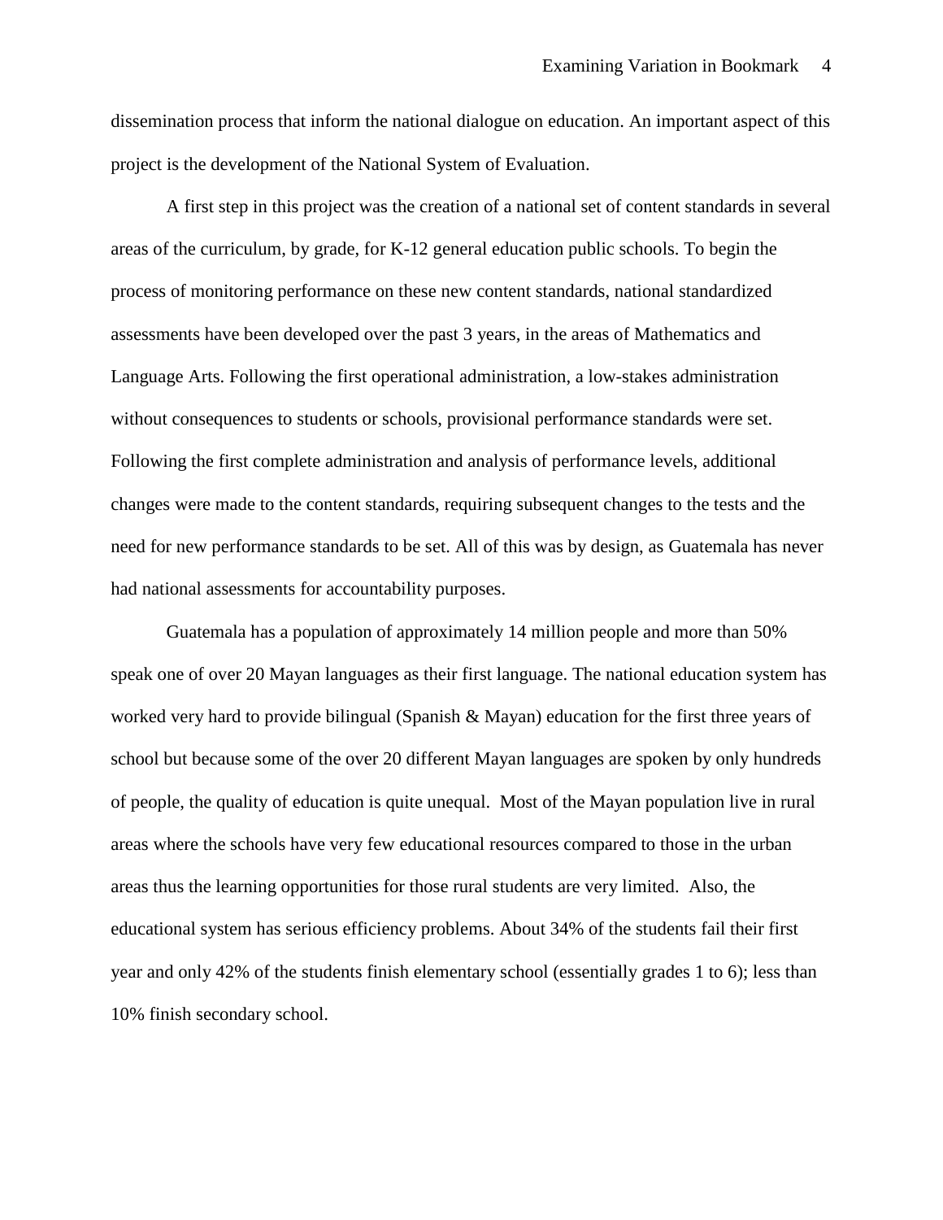dissemination process that inform the national dialogue on education. An important aspect of this project is the development of the National System of Evaluation.

A first step in this project was the creation of a national set of content standards in several areas of the curriculum, by grade, for K-12 general education public schools. To begin the process of monitoring performance on these new content standards, national standardized assessments have been developed over the past 3 years, in the areas of Mathematics and Language Arts. Following the first operational administration, a low-stakes administration without consequences to students or schools, provisional performance standards were set. Following the first complete administration and analysis of performance levels, additional changes were made to the content standards, requiring subsequent changes to the tests and the need for new performance standards to be set. All of this was by design, as Guatemala has never had national assessments for accountability purposes.

Guatemala has a population of approximately 14 million people and more than 50% speak one of over 20 Mayan languages as their first language. The national education system has worked very hard to provide bilingual (Spanish & Mayan) education for the first three years of school but because some of the over 20 different Mayan languages are spoken by only hundreds of people, the quality of education is quite unequal. Most of the Mayan population live in rural areas where the schools have very few educational resources compared to those in the urban areas thus the learning opportunities for those rural students are very limited. Also, the educational system has serious efficiency problems. About 34% of the students fail their first year and only 42% of the students finish elementary school (essentially grades 1 to 6); less than 10% finish secondary school.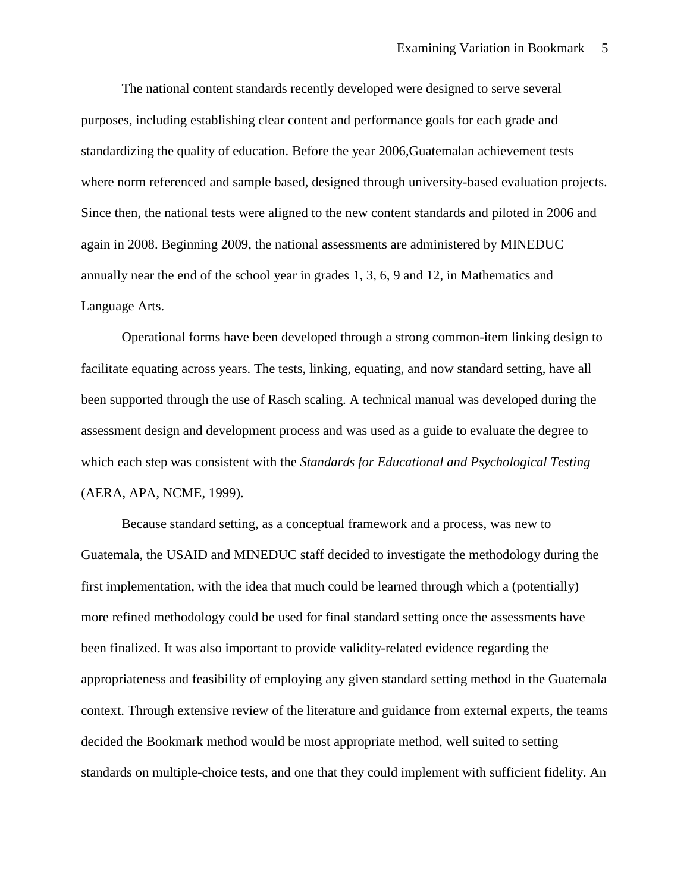The national content standards recently developed were designed to serve several purposes, including establishing clear content and performance goals for each grade and standardizing the quality of education. Before the year 2006,Guatemalan achievement tests where norm referenced and sample based, designed through university-based evaluation projects. Since then, the national tests were aligned to the new content standards and piloted in 2006 and again in 2008. Beginning 2009, the national assessments are administered by MINEDUC annually near the end of the school year in grades 1, 3, 6, 9 and 12, in Mathematics and Language Arts.

Operational forms have been developed through a strong common-item linking design to facilitate equating across years. The tests, linking, equating, and now standard setting, have all been supported through the use of Rasch scaling. A technical manual was developed during the assessment design and development process and was used as a guide to evaluate the degree to which each step was consistent with the *Standards for Educational and Psychological Testing* (AERA, APA, NCME, 1999).

Because standard setting, as a conceptual framework and a process, was new to Guatemala, the USAID and MINEDUC staff decided to investigate the methodology during the first implementation, with the idea that much could be learned through which a (potentially) more refined methodology could be used for final standard setting once the assessments have been finalized. It was also important to provide validity-related evidence regarding the appropriateness and feasibility of employing any given standard setting method in the Guatemala context. Through extensive review of the literature and guidance from external experts, the teams decided the Bookmark method would be most appropriate method, well suited to setting standards on multiple-choice tests, and one that they could implement with sufficient fidelity. An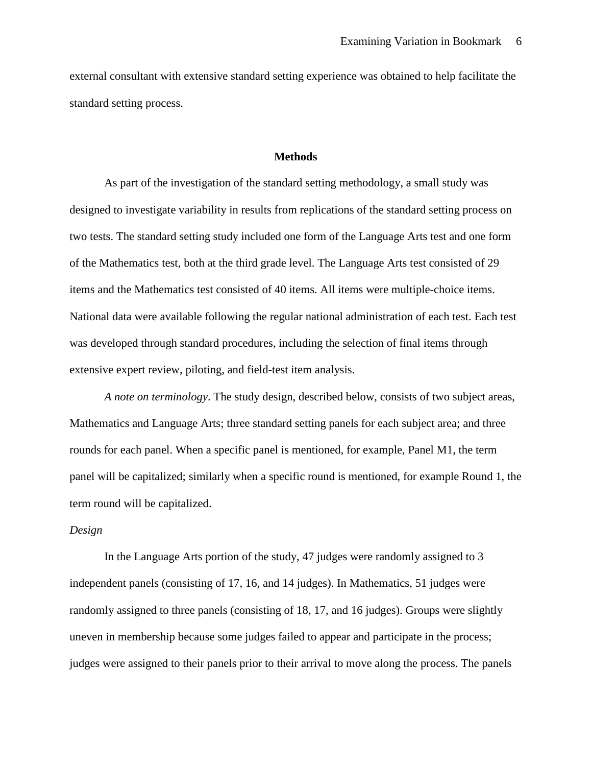external consultant with extensive standard setting experience was obtained to help facilitate the standard setting process.

## Methods

As part of the investigation of the standard setting methodology, a small study was designed to investigate variability in results from replications of the standard setting process on two tests. The standard setting study included one form of the Language Arts test and one form of the Mathematics test, both at the third grade level. The Language Arts test consisted of 29 items and the Mathematics test consisted of 40 items. All items were multiple-choice items. National data were available following the regular national administration of each test. Each test was developed through standard procedures, including the selection of final items through extensive expert review, piloting, and field-test item analysis.

*A note on terminology*. The study design, described below, consists of two subject areas, Mathematics and Language Arts; three standard setting panels for each subject area; and three rounds for each panel. When a specific panel is mentioned, for example, Panel M1, the term panel will be capitalized; similarly when a specific round is mentioned, for example Round 1, the term round will be capitalized.

### *Design*

In the Language Arts portion of the study, 47 judges were randomly assigned to 3 independent panels (consisting of 17, 16, and 14 judges). In Mathematics, 51 judges were randomly assigned to three panels (consisting of 18, 17, and 16 judges). Groups were slightly uneven in membership because some judges failed to appear and participate in the process; judges were assigned to their panels prior to their arrival to move along the process. The panels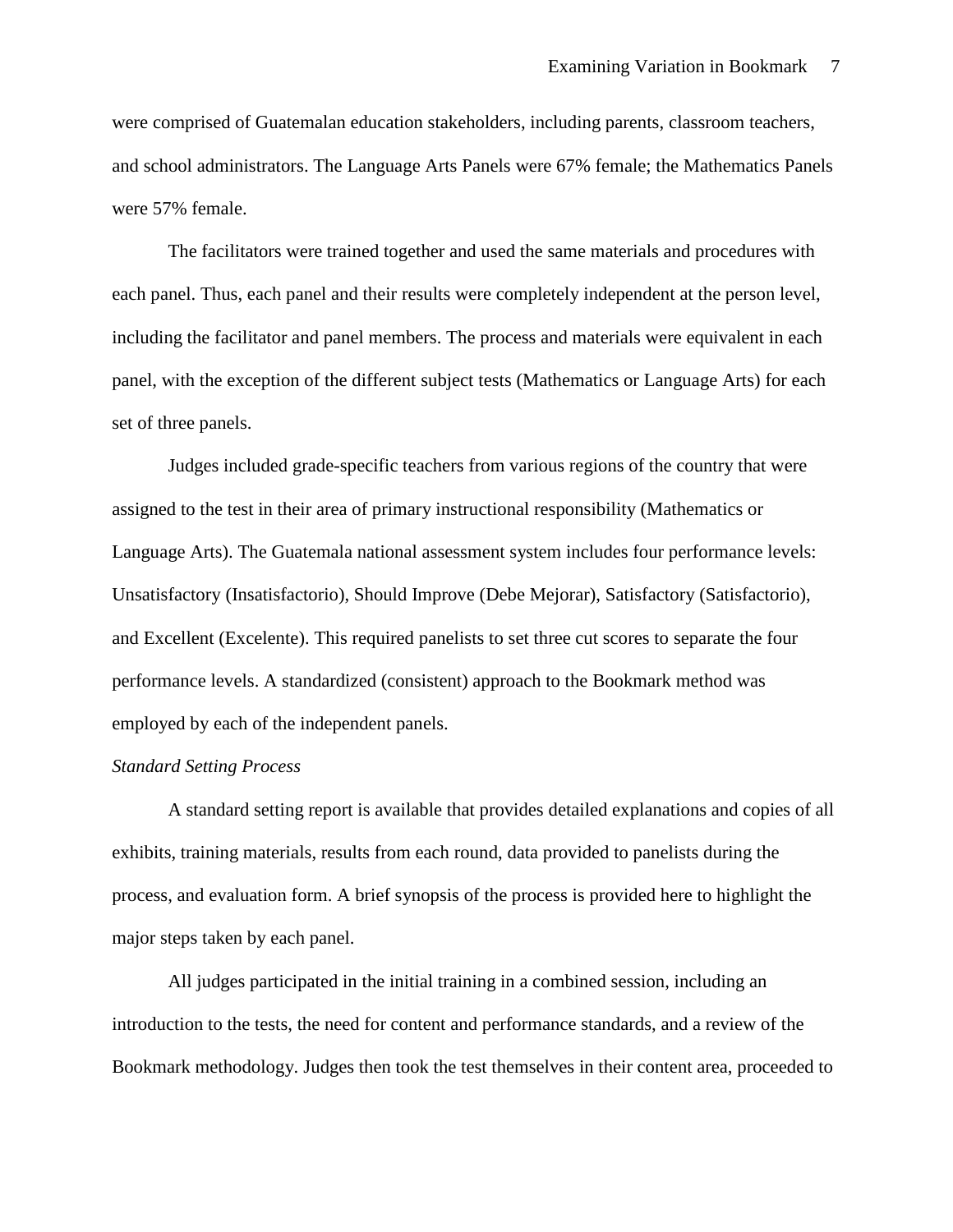were comprised of Guatemalan education stakeholders, including parents, classroom teachers, and school administrators. The Language Arts Panels were 67% female; the Mathematics Panels were 57% female.

The facilitators were trained together and used the same materials and procedures with each panel. Thus, each panel and their results were completely independent at the person level, including the facilitator and panel members. The process and materials were equivalent in each panel, with the exception of the different subject tests (Mathematics or Language Arts) for each set of three panels.

Judges included grade-specific teachers from various regions of the country that were assigned to the test in their area of primary instructional responsibility (Mathematics or Language Arts). The Guatemala national assessment system includes four performance levels: Unsatisfactory (Insatisfactorio), Should Improve (Debe Mejorar), Satisfactory (Satisfactorio), and Excellent (Excelente). This required panelists to set three cut scores to separate the four performance levels. A standardized (consistent) approach to the Bookmark method was employed by each of the independent panels.

*Standard Setting Process*

A standard setting report is available that provides detailed explanations and copies of all exhibits, training materials, results from each round, data provided to panelists during the process, and evaluation form. A brief synopsis of the process is provided here to highlight the major steps taken by each panel.

All judges participated in the initial training in a combined session, including an introduction to the tests, the need for content and performance standards, and a review of the Bookmark methodology. Judges then took the test themselves in their content area, proceeded to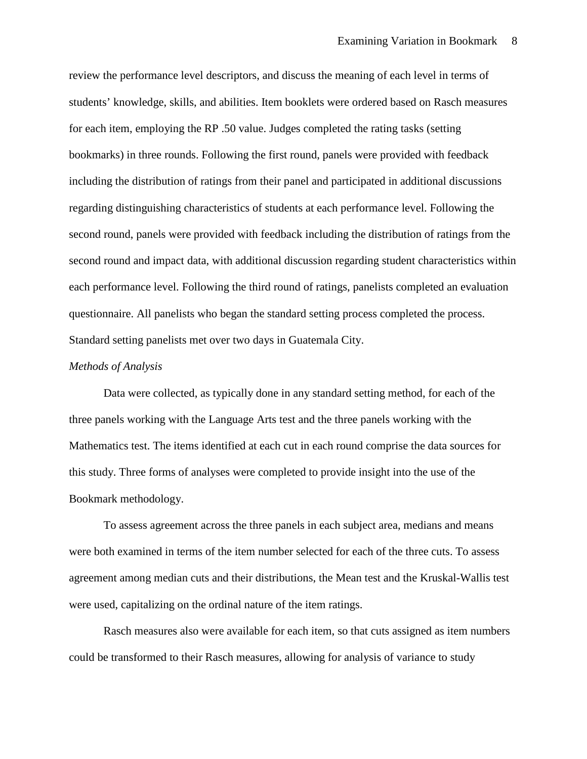review the performance level descriptors, and discuss the meaning of each level in terms of students' knowledge, skills, and abilities. Item booklets were ordered based on Rasch measures for each item, employing the RP .50 value. Judges completed the rating tasks (setting bookmarks) in three rounds. Following the first round, panels were provided with feedback including the distribution of ratings from their panel and participated in additional discussions regarding distinguishing characteristics of students at each performance level. Following the second round, panels were provided with feedback including the distribution of ratings from the second round and impact data, with additional discussion regarding student characteristics within each performance level. Following the third round of ratings, panelists completed an evaluation questionnaire. All panelists who began the standard setting process completed the process. Standard setting panelists met over two days in Guatemala City.

*Methods of Analysis*

Data were collected, as typically done in any standard setting method, for each of the three panels working with the Language Arts test and the three panels working with the Mathematics test. The items identified at each cut in each round comprise the data sources for this study. Three forms of analyses were completed to provide insight into the use of the Bookmark methodology.

To assess agreement across the three panels in each subject area, medians and means were both examined in terms of the item number selected for each of the three cuts. To assess agreement among median cuts and their distributions, the Mean test and the Kruskal-Wallis test were used, capitalizing on the ordinal nature of the item ratings.

Rasch measures also were available for each item, so that cuts assigned as item numbers could be transformed to their Rasch measures, allowing for analysis of variance to study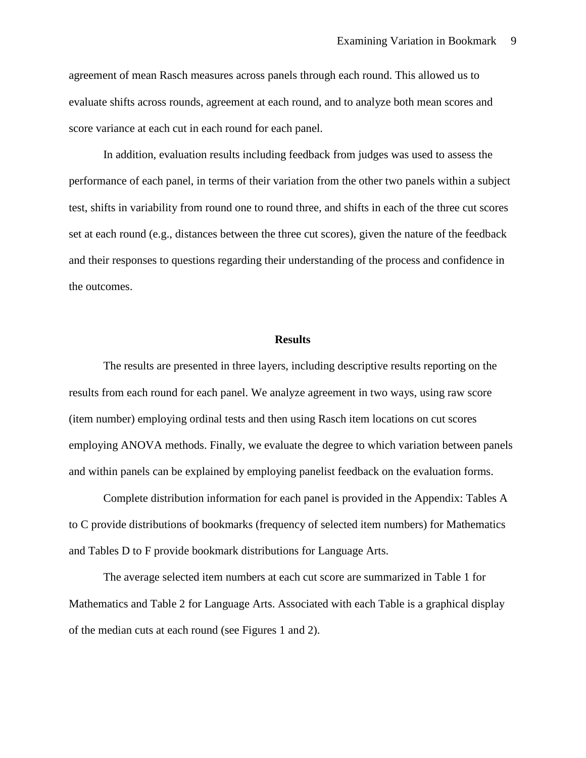agreement of mean Rasch measures across panels through each round. This allowed us to evaluate shifts across rounds, agreement at each round, and to analyze both mean scores and score variance at each cut in each round for each panel.

In addition, evaluation results including feedback from judges was used to assess the performance of each panel, in terms of their variation from the other two panels within a subject test, shifts in variability from round one to round three, and shifts in each of the three cut scores set at each round (e.g., distances between the three cut scores), given the nature of the feedback and their responses to questions regarding their understanding of the process and confidence in the outcomes.

## Results

The results are presented in three layers, including descriptive results reporting on the results from each round for each panel. We analyze agreement in two ways, using raw score (item number) employing ordinal tests and then using Rasch item locations on cut scores employing ANOVA methods. Finally, we evaluate the degree to which variation between panels and within panels can be explained by employing panelist feedback on the evaluation forms.

Complete distribution information for each panel is provided in the Appendix: Tables A to C provide distributions of bookmarks (frequency of selected item numbers) for Mathematics and Tables D to F provide bookmark distributions for Language Arts.

The average selected item numbers at each cut score are summarized in Table 1 for Mathematics and Table 2 for Language Arts. Associated with each Table is a graphical display of the median cuts at each round (see Figures 1 and 2).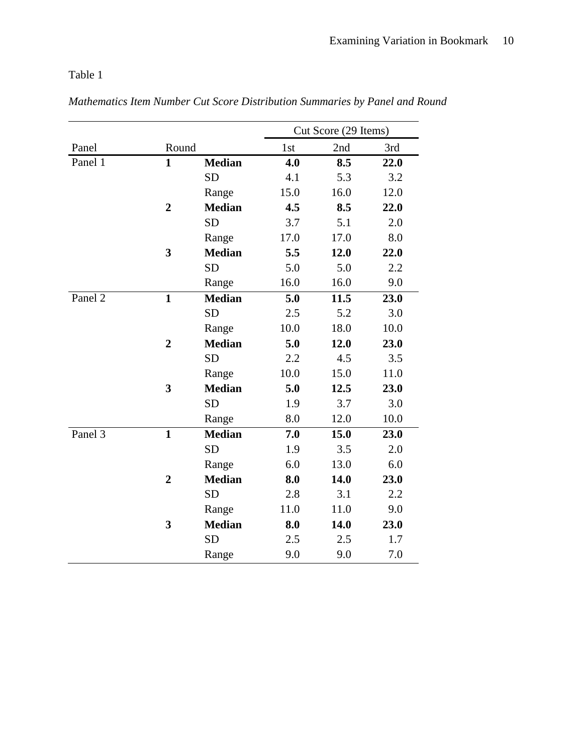Table 1

*Mathematics Item Number Cut Score Distribution Summaries by Panel and Round*

| | | | Cut Score (29 Items) | | |
|---|---|---|---|---|---|
| Panel | Round | | 1st | 2nd | 3rd |
| Panel 1 | **1** | **Median** | **4.0** | **8.5** | **22.0** |
| | | SD | 4.1 | 5.3 | 3.2 |
| | | Range | 15.0 | 16.0 | 12.0 |
| | **2** | **Median** | **4.5** | **8.5** | **22.0** |
| | | SD | 3.7 | 5.1 | 2.0 |
| | | Range | 17.0 | 17.0 | 8.0 |
| | **3** | **Median** | **5.5** | **12.0** | **22.0** |
| | | SD | 5.0 | 5.0 | 2.2 |
| | | Range | 16.0 | 16.0 | 9.0 |
| Panel 2 | **1** | **Median** | **5.0** | **11.5** | **23.0** |
| | | SD | 2.5 | 5.2 | 3.0 |
| | | Range | 10.0 | 18.0 | 10.0 |
| | **2** | **Median** | **5.0** | **12.0** | **23.0** |
| | | SD | 2.2 | 4.5 | 3.5 |
| | | Range | 10.0 | 15.0 | 11.0 |
| | **3** | **Median** | **5.0** | **12.5** | **23.0** |
| | | SD | 1.9 | 3.7 | 3.0 |
| | | Range | 8.0 | 12.0 | 10.0 |
| Panel 3 | **1** | **Median** | **7.0** | **15.0** | **23.0** |
| | | SD | 1.9 | 3.5 | 2.0 |
| | | Range | 6.0 | 13.0 | 6.0 |
| | **2** | **Median** | **8.0** | **14.0** | **23.0** |
| | | SD | 2.8 | 3.1 | 2.2 |
| | | Range | 11.0 | 11.0 | 9.0 |
| | **3** | **Median** | **8.0** | **14.0** | **23.0** |
| | | SD | 2.5 | 2.5 | 1.7 |
| | | Range | 9.0 | 9.0 | 7.0 |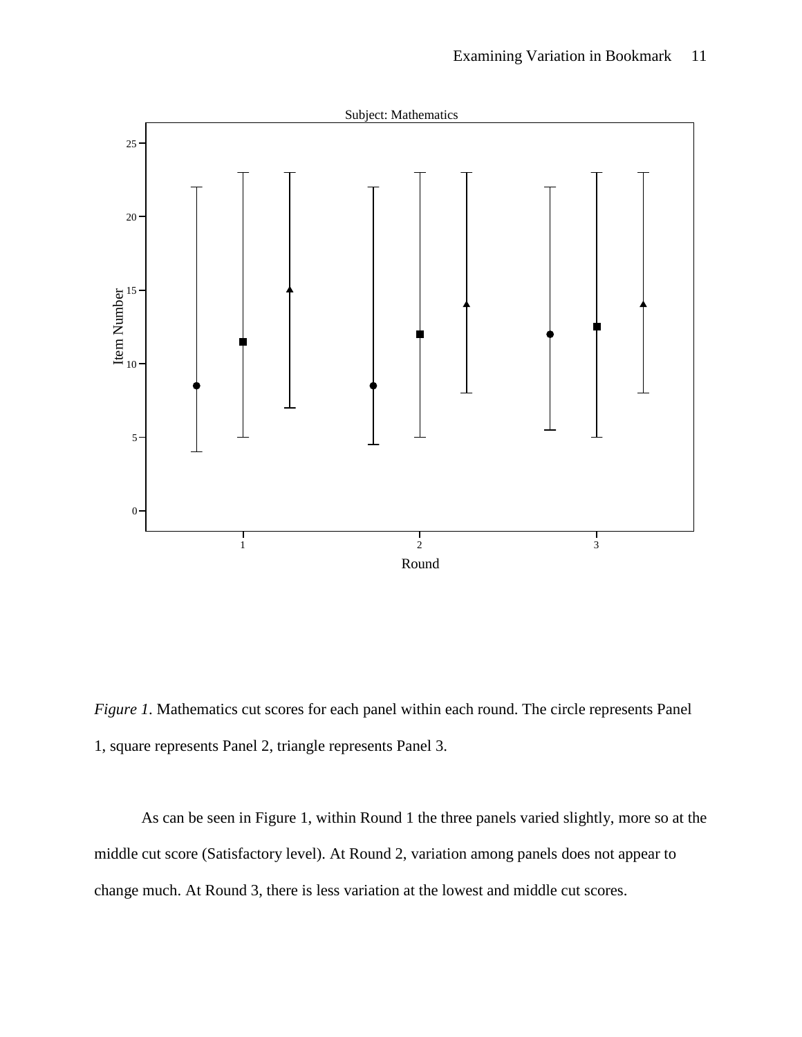*Figure 1*. Mathematics cut scores for each panel within each round. The circle represents Panel 1, square represents Panel 2, triangle represents Panel 3.

As can be seen in Figure 1, within Round 1 the three panels varied slightly, more so at the middle cut score (Satisfactory level). At Round 2, variation among panels does not appear to change much. At Round 3, there is less variation at the lowest and middle cut scores.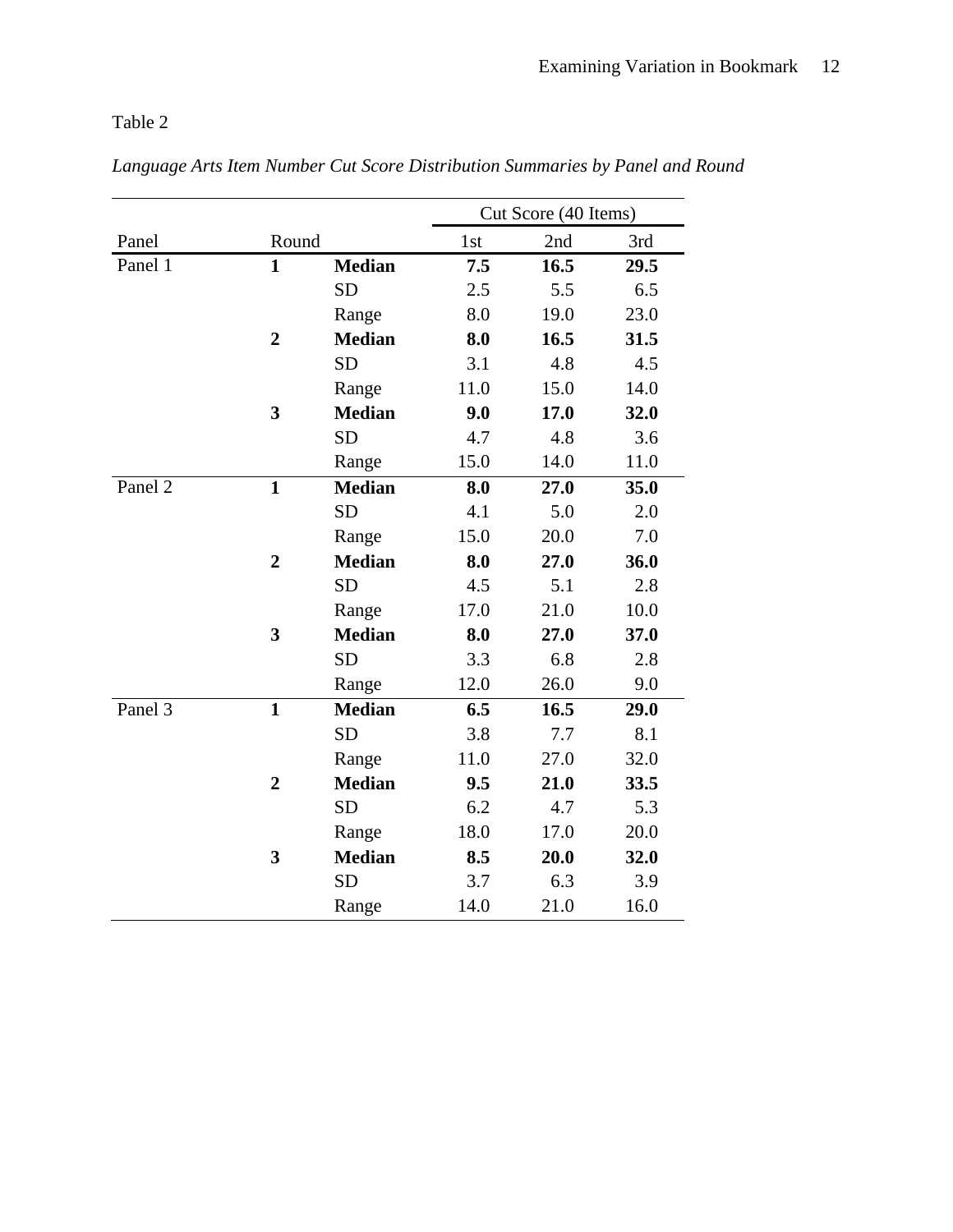Table 2

*Language Arts Item Number Cut Score Distribution Summaries by Panel and Round*

| | | | Cut Score (40 Items) | | |
|---|---|---|---|---|---|
| Panel | Round | | 1st | 2nd | 3rd |
| Panel 1 | **1** | **Median** | **7.5** | **16.5** | **29.5** |
| | | SD | 2.5 | 5.5 | 6.5 |
| | | Range | 8.0 | 19.0 | 23.0 |
| | **2** | **Median** | **8.0** | **16.5** | **31.5** |
| | | SD | 3.1 | 4.8 | 4.5 |
| | | Range | 11.0 | 15.0 | 14.0 |
| | **3** | **Median** | **9.0** | **17.0** | **32.0** |
| | | SD | 4.7 | 4.8 | 3.6 |
| | | Range | 15.0 | 14.0 | 11.0 |
| Panel 2 | **1** | **Median** | **8.0** | **27.0** | **35.0** |
| | | SD | 4.1 | 5.0 | 2.0 |
| | | Range | 15.0 | 20.0 | 7.0 |
| | **2** | **Median** | **8.0** | **27.0** | **36.0** |
| | | SD | 4.5 | 5.1 | 2.8 |
| | | Range | 17.0 | 21.0 | 10.0 |
| | **3** | **Median** | **8.0** | **27.0** | **37.0** |
| | | SD | 3.3 | 6.8 | 2.8 |
| | | Range | 12.0 | 26.0 | 9.0 |
| Panel 3 | **1** | **Median** | **6.5** | **16.5** | **29.0** |
| | | SD | 3.8 | 7.7 | 8.1 |
| | | Range | 11.0 | 27.0 | 32.0 |
| | **2** | **Median** | **9.5** | **21.0** | **33.5** |
| | | SD | 6.2 | 4.7 | 5.3 |
| | | Range | 18.0 | 17.0 | 20.0 |
| | **3** | **Median** | **8.5** | **20.0** | **32.0** |
| | | SD | 3.7 | 6.3 | 3.9 |
| | | Range | 14.0 | 21.0 | 16.0 |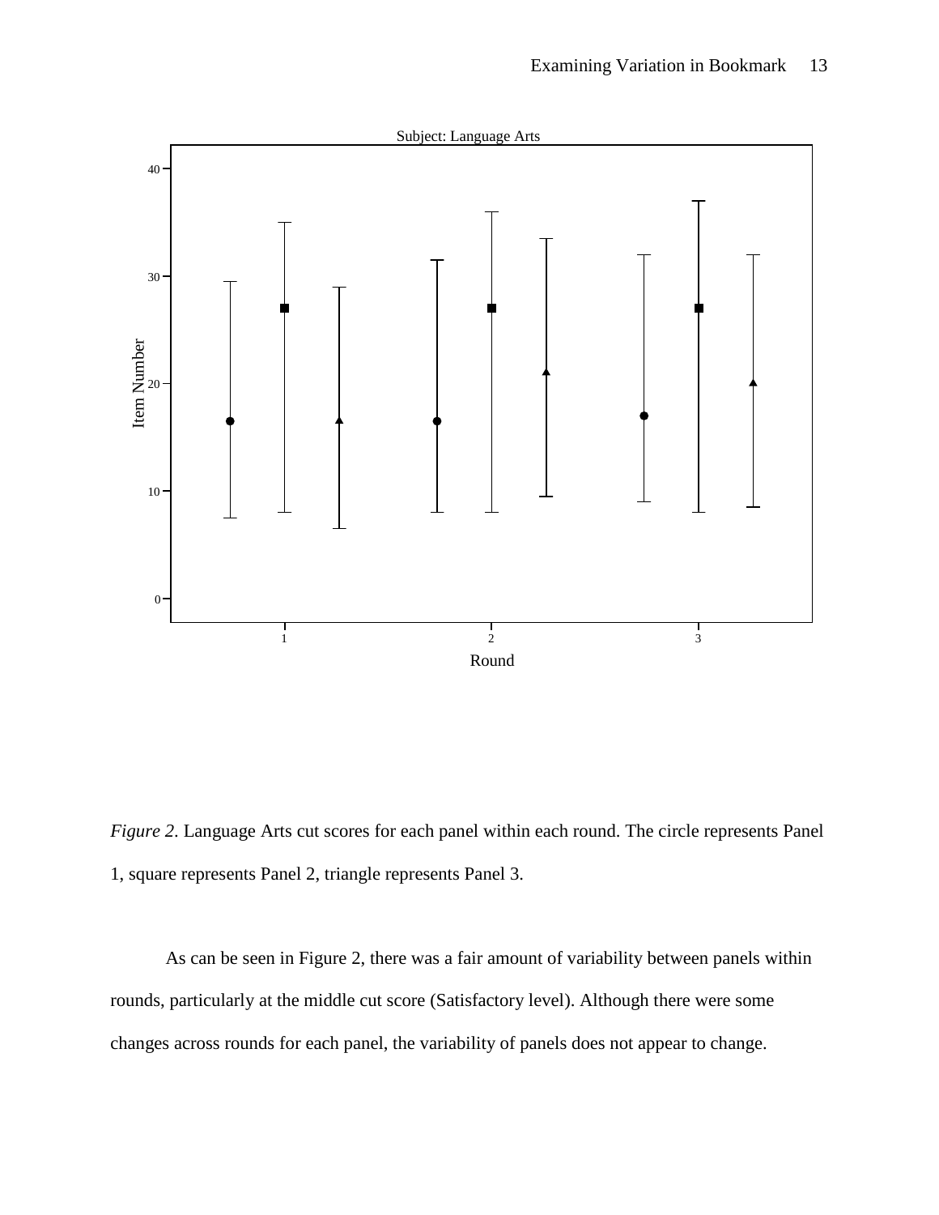*Figure 2*. Language Arts cut scores for each panel within each round. The circle represents Panel 1, square represents Panel 2, triangle represents Panel 3.

As can be seen in Figure 2, there was a fair amount of variability between panels within rounds, particularly at the middle cut score (Satisfactory level). Although there were some changes across rounds for each panel, the variability of panels does not appear to change.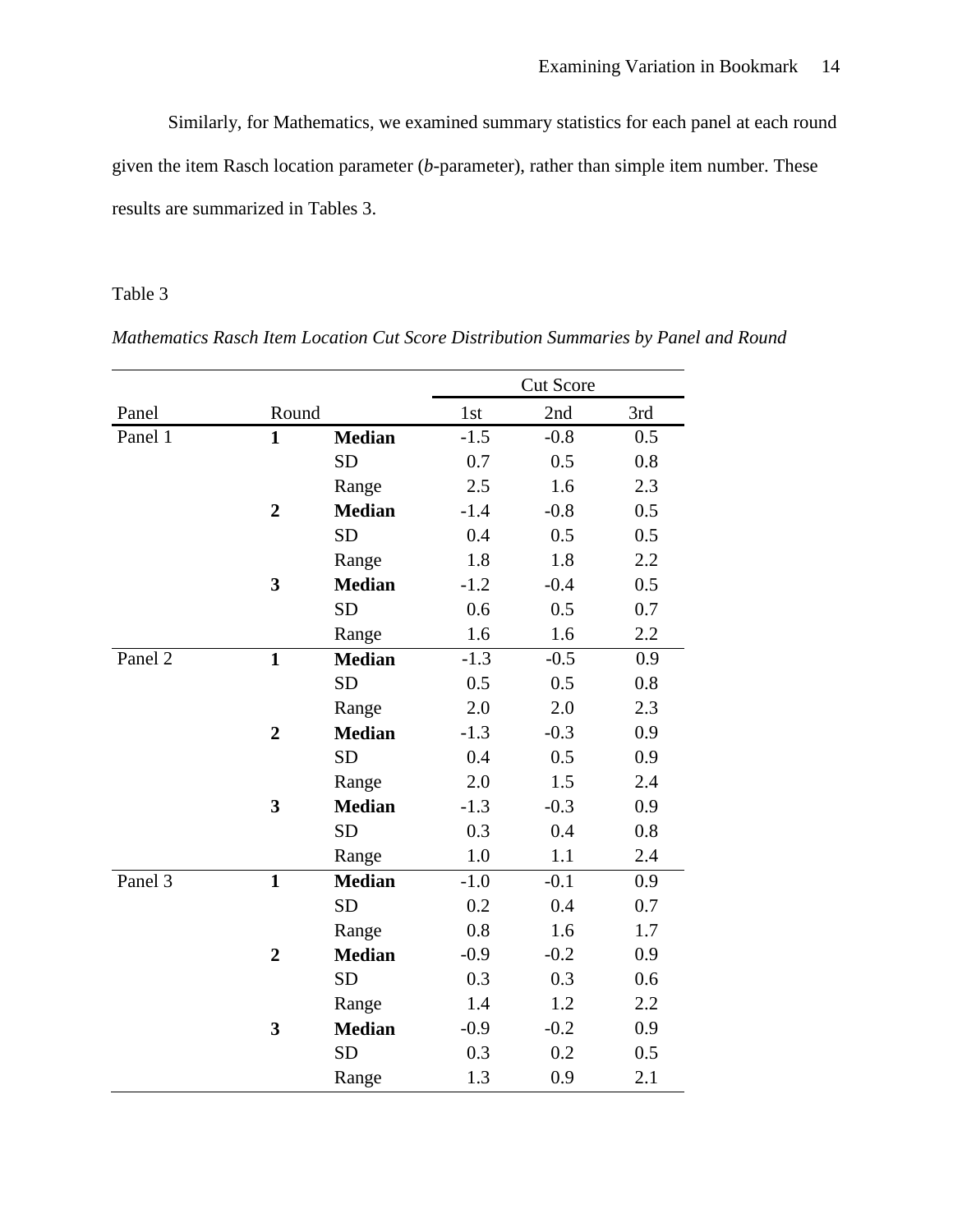Similarly, for Mathematics, we examined summary statistics for each panel at each round given the item Rasch location parameter (*b*-parameter), rather than simple item number. These results are summarized in Tables 3.

Table 3

*Mathematics Rasch Item Location Cut Score Distribution Summaries by Panel and Round*

| | | | Cut Score | | |
|---|---|---|---|---|---|
| Panel | Round | | 1st | 2nd | 3rd |
| Panel 1 | **1** | **Median** | -1.5 | -0.8 | 0.5 |
| | | SD | 0.7 | 0.5 | 0.8 |
| | | Range | 2.5 | 1.6 | 2.3 |
| | **2** | **Median** | -1.4 | -0.8 | 0.5 |
| | | SD | 0.4 | 0.5 | 0.5 |
| | | Range | 1.8 | 1.8 | 2.2 |
| | **3** | **Median** | -1.2 | -0.4 | 0.5 |
| | | SD | 0.6 | 0.5 | 0.7 |
| | | Range | 1.6 | 1.6 | 2.2 |
| Panel 2 | **1** | **Median** | -1.3 | -0.5 | 0.9 |
| | | SD | 0.5 | 0.5 | 0.8 |
| | | Range | 2.0 | 2.0 | 2.3 |
| | **2** | **Median** | -1.3 | -0.3 | 0.9 |
| | | SD | 0.4 | 0.5 | 0.9 |
| | | Range | 2.0 | 1.5 | 2.4 |
| | **3** | **Median** | -1.3 | -0.3 | 0.9 |
| | | SD | 0.3 | 0.4 | 0.8 |
| | | Range | 1.0 | 1.1 | 2.4 |
| Panel 3 | **1** | **Median** | -1.0 | -0.1 | 0.9 |
| | | SD | 0.2 | 0.4 | 0.7 |
| | | Range | 0.8 | 1.6 | 1.7 |
| | **2** | **Median** | -0.9 | -0.2 | 0.9 |
| | | SD | 0.3 | 0.3 | 0.6 |
| | | Range | 1.4 | 1.2 | 2.2 |
| | **3** | **Median** | -0.9 | -0.2 | 0.9 |
| | | SD | 0.3 | 0.2 | 0.5 |
| | | Range | 1.3 | 0.9 | 2.1 |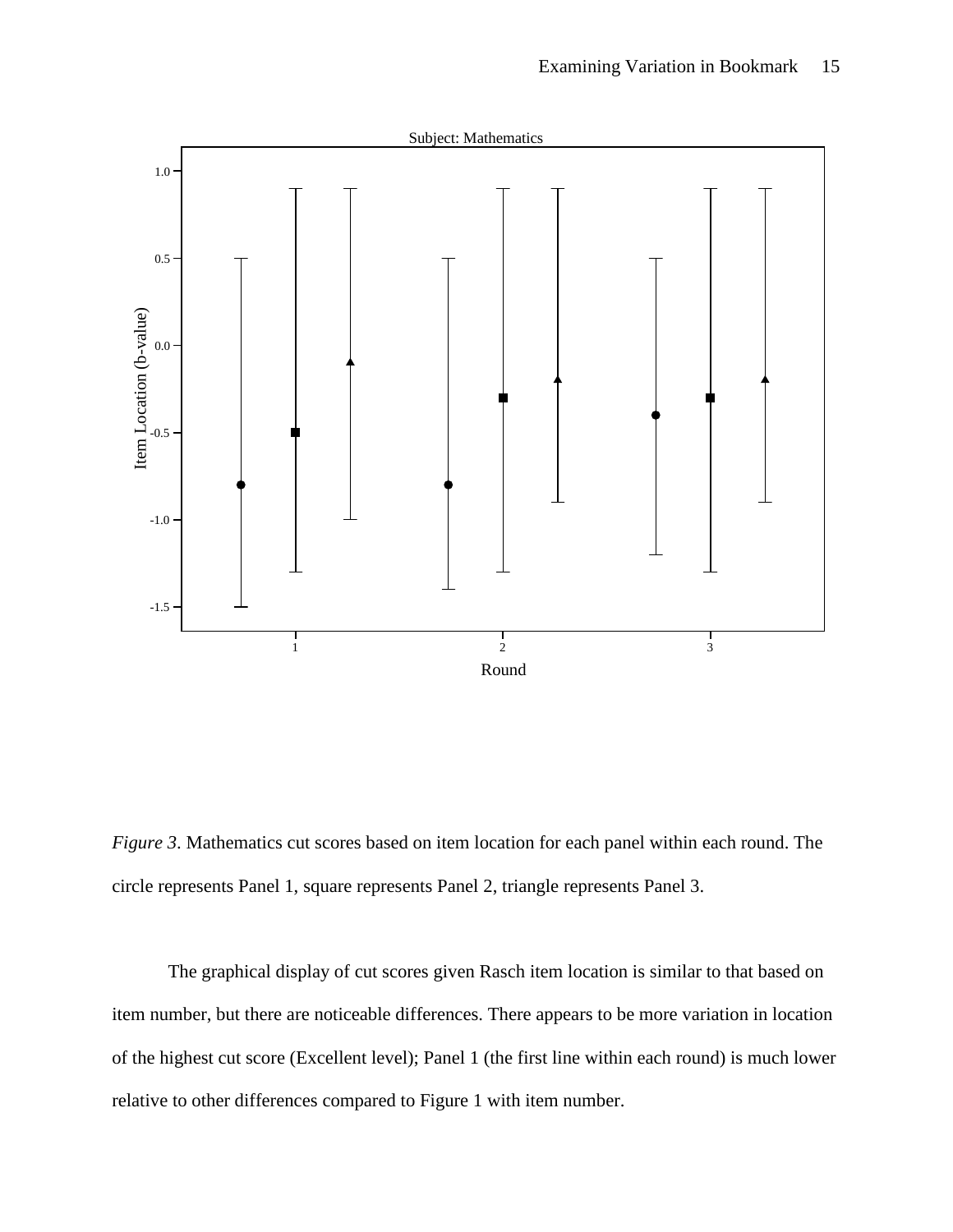*Figure 3*. Mathematics cut scores based on item location for each panel within each round. The circle represents Panel 1, square represents Panel 2, triangle represents Panel 3.

The graphical display of cut scores given Rasch item location is similar to that based on item number, but there are noticeable differences. There appears to be more variation in location of the highest cut score (Excellent level); Panel 1 (the first line within each round) is much lower relative to other differences compared to Figure 1 with item number.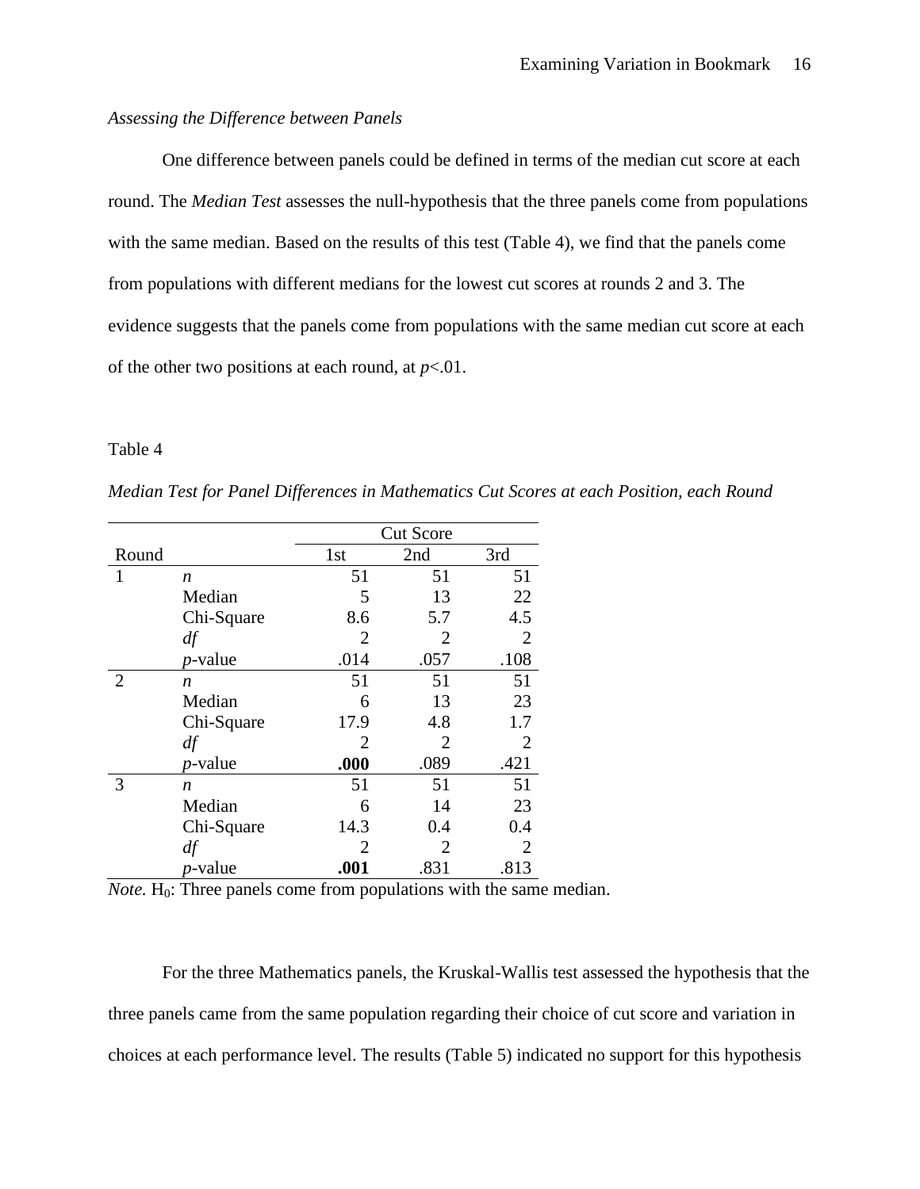*Assessing the Difference between Panels*

One difference between panels could be defined in terms of the median cut score at each round. The *Median Test* assesses the null-hypothesis that the three panels come from populations with the same median. Based on the results of this test (Table 4), we find that the panels come from populations with different medians for the lowest cut scores at rounds 2 and 3. The evidence suggests that the panels come from populations with the same median cut score at each of the other two positions at each round, at $p<.01$.

Table 4

*Median Test for Panel Differences in Mathematics Cut Scores at each Position, each Round*

| | | Cut Score | | |
|---|---|---|---|---|
| Round | | 1st | 2nd | 3rd |
| 1 | *n* | 51 | 51 | 51 |
| | Median | 5 | 13 | 22 |
| | Chi-Square | 8.6 | 5.7 | 4.5 |
| | *df* | 2 | 2 | 2 |
| | *p*-value | .014 | .057 | .108 |
| 2 | *n* | 51 | 51 | 51 |
| | Median | 6 | 13 | 23 |
| | Chi-Square | 17.9 | 4.8 | 1.7 |
| | *df* | 2 | 2 | 2 |
| | *p*-value | **.000** | .089 | .421 |
| 3 | *n* | 51 | 51 | 51 |
| | Median | 6 | 14 | 23 |
| | Chi-Square | 14.3 | 0.4 | 0.4 |
| | *df* | 2 | 2 | 2 |
| | *p*-value | **.001** | .831 | .813 |

*Note.* $H_0$: Three panels come from populations with the same median.

For the three Mathematics panels, the Kruskal-Wallis test assessed the hypothesis that the three panels came from the same population regarding their choice of cut score and variation in choices at each performance level. The results (Table 5) indicated no support for this hypothesis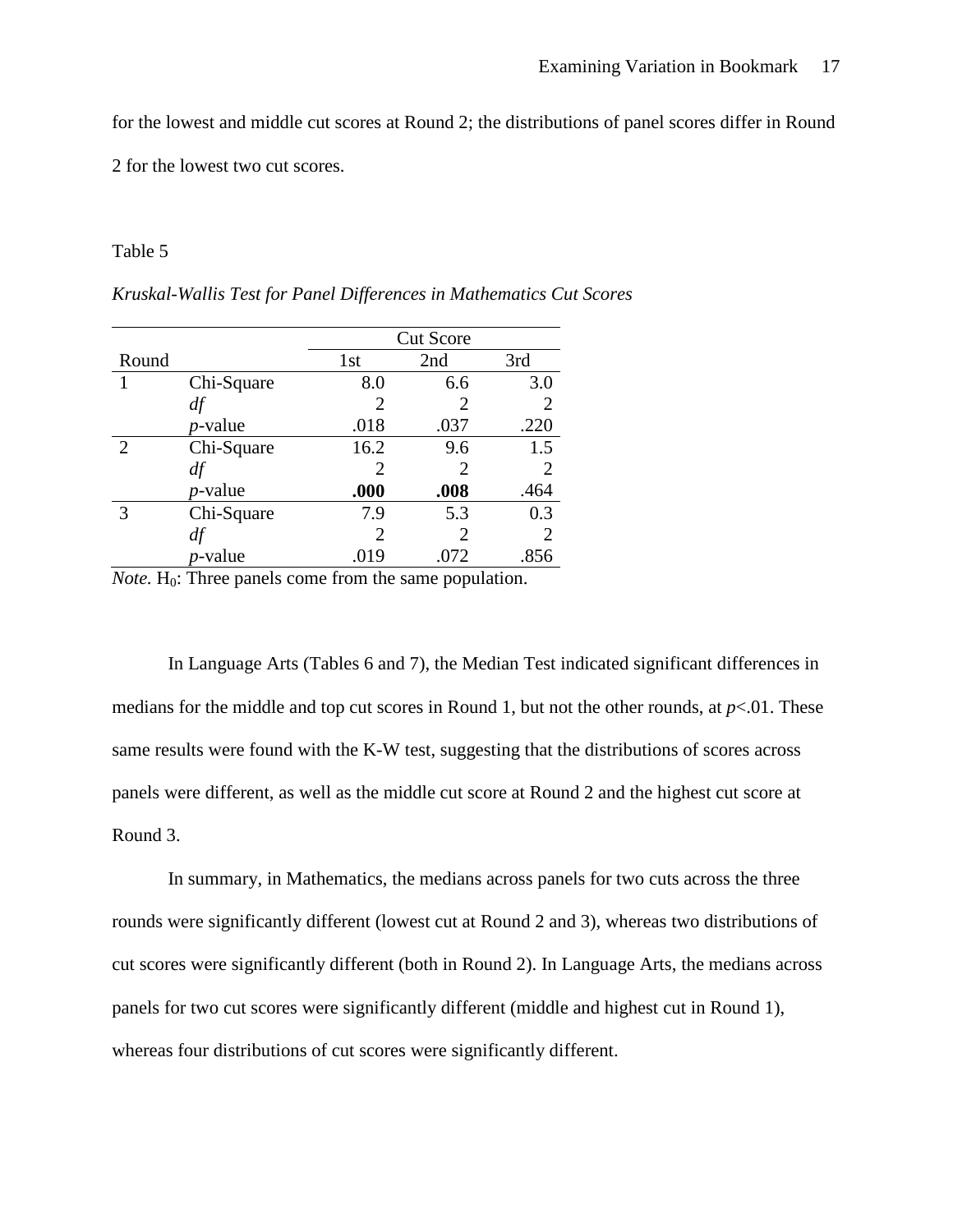for the lowest and middle cut scores at Round 2; the distributions of panel scores differ in Round 2 for the lowest two cut scores.

Table 5

*Kruskal-Wallis Test for Panel Differences in Mathematics Cut Scores*

| | | Cut Score | | |
|---|---|---|---|---|
| Round | | 1st | 2nd | 3rd |
| 1 | Chi-Square | 8.0 | 6.6 | 3.0 |
| | *df* | 2 | 2 | 2 |
| | *p*-value | .018 | .037 | .220 |
| 2 | Chi-Square | 16.2 | 9.6 | 1.5 |
| | *df* | 2 | 2 | 2 |
| | *p*-value | **.000** | **.008** | .464 |
| 3 | Chi-Square | 7.9 | 5.3 | 0.3 |
| | *df* | 2 | 2 | 2 |
| | *p*-value | .019 | .072 | .856 |

*Note.* $H_0$: Three panels come from the same population.

In Language Arts (Tables 6 and 7), the Median Test indicated significant differences in medians for the middle and top cut scores in Round 1, but not the other rounds, at $p<.01$. These same results were found with the K-W test, suggesting that the distributions of scores across panels were different, as well as the middle cut score at Round 2 and the highest cut score at Round 3.

In summary, in Mathematics, the medians across panels for two cuts across the three rounds were significantly different (lowest cut at Round 2 and 3), whereas two distributions of cut scores were significantly different (both in Round 2). In Language Arts, the medians across panels for two cut scores were significantly different (middle and highest cut in Round 1), whereas four distributions of cut scores were significantly different.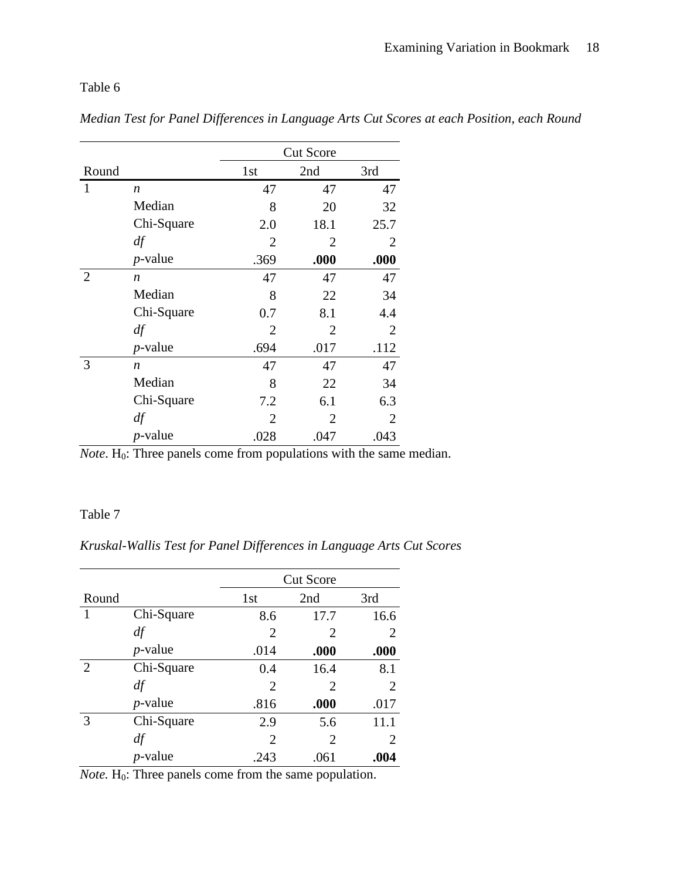Table 6

*Median Test for Panel Differences in Language Arts Cut Scores at each Position, each Round*

| | | Cut Score | | |
|---|---|---|---|---|
| Round | | 1st | 2nd | 3rd |
| 1 | *n* | 47 | 47 | 47 |
| | Median | 8 | 20 | 32 |
| | Chi-Square | 2.0 | 18.1 | 25.7 |
| | *df* | 2 | 2 | 2 |
| | *p*-value | .369 | **.000** | **.000** |
| 2 | *n* | 47 | 47 | 47 |
| | Median | 8 | 22 | 34 |
| | Chi-Square | 0.7 | 8.1 | 4.4 |
| | *df* | 2 | 2 | 2 |
| | *p*-value | .694 | .017 | .112 |
| 3 | *n* | 47 | 47 | 47 |
| | Median | 8 | 22 | 34 |
| | Chi-Square | 7.2 | 6.1 | 6.3 |
| | *df* | 2 | 2 | 2 |
| | *p*-value | .028 | .047 | .043 |

*Note*. $H_0$: Three panels come from populations with the same median.

Table 7

*Kruskal-Wallis Test for Panel Differences in Language Arts Cut Scores*

| | | Cut Score | | |
|---|---|---|---|---|
| Round | | 1st | 2nd | 3rd |
| 1 | Chi-Square | 8.6 | 17.7 | 16.6 |
| | *df* | 2 | 2 | 2 |
| | *p*-value | .014 | **.000** | **.000** |
| 2 | Chi-Square | 0.4 | 16.4 | 8.1 |
| | *df* | 2 | 2 | 2 |
| | *p*-value | .816 | **.000** | .017 |
| 3 | Chi-Square | 2.9 | 5.6 | 11.1 |
| | *df* | 2 | 2 | 2 |
| | *p*-value | .243 | .061 | **.004** |

*Note.* $H_0$: Three panels come from the same population.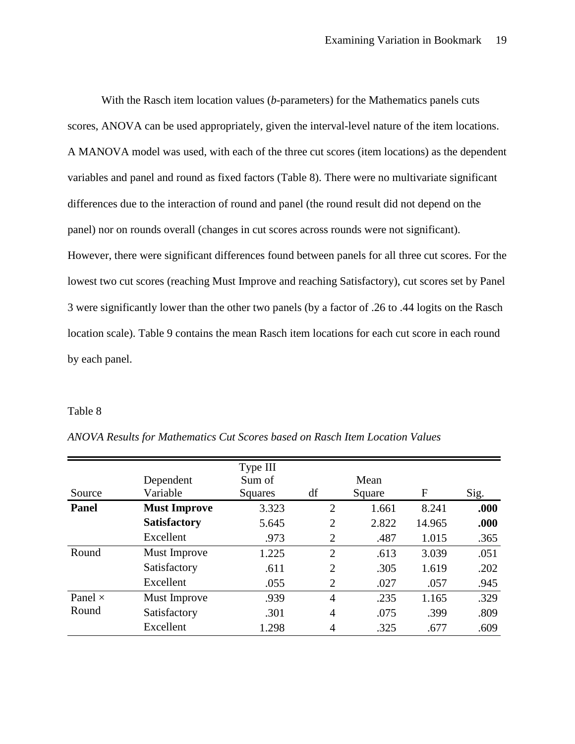With the Rasch item location values (*b*-parameters) for the Mathematics panels cuts scores, ANOVA can be used appropriately, given the interval-level nature of the item locations. A MANOVA model was used, with each of the three cut scores (item locations) as the dependent variables and panel and round as fixed factors (Table 8). There were no multivariate significant differences due to the interaction of round and panel (the round result did not depend on the panel) nor on rounds overall (changes in cut scores across rounds were not significant). However, there were significant differences found between panels for all three cut scores. For the lowest two cut scores (reaching Must Improve and reaching Satisfactory), cut scores set by Panel 3 were significantly lower than the other two panels (by a factor of .26 to .44 logits on the Rasch location scale). Table 9 contains the mean Rasch item locations for each cut score in each round by each panel.

Table 8

*ANOVA Results for Mathematics Cut Scores based on Rasch Item Location Values*

| Source | Dependent Variable | Type III Sum of Squares | df | Mean Square | F | Sig. |
|---|---|---|---|---|---|---|
| **Panel** | **Must Improve** | 3.323 | 2 | 1.661 | 8.241 | **.000** |
| | **Satisfactory** | 5.645 | 2 | 2.822 | 14.965 | **.000** |
| | Excellent | .973 | 2 | .487 | 1.015 | .365 |
| Round | Must Improve | 1.225 | 2 | .613 | 3.039 | .051 |
| | Satisfactory | .611 | 2 | .305 | 1.619 | .202 |
| | Excellent | .055 | 2 | .027 | .057 | .945 |
| Panel × Round | Must Improve | .939 | 4 | .235 | 1.165 | .329 |
| | Satisfactory | .301 | 4 | .075 | .399 | .809 |
| | Excellent | 1.298 | 4 | .325 | .677 | .609 |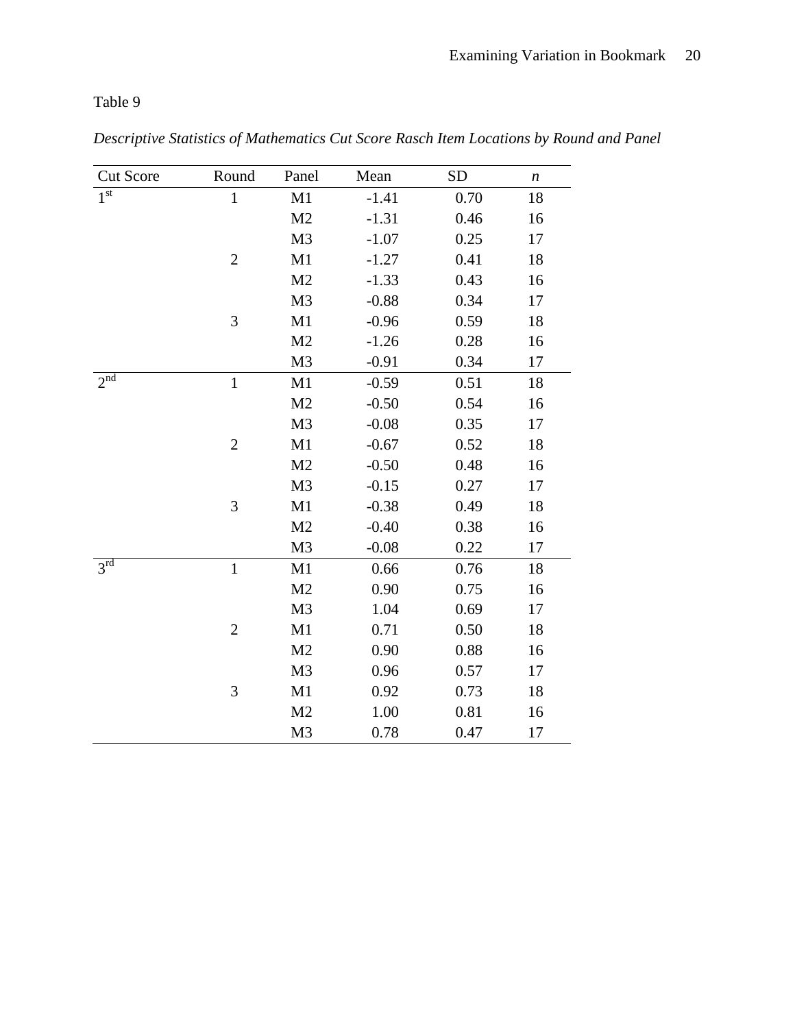Table 9

*Descriptive Statistics of Mathematics Cut Score Rasch Item Locations by Round and Panel*

| Cut Score | Round | Panel | Mean | SD | *n* |
|---|---|---|---|---|---|
| 1st | 1 | M1 | -1.41 | 0.70 | 18 |
| | | M2 | -1.31 | 0.46 | 16 |
| | | M3 | -1.07 | 0.25 | 17 |
| | 2 | M1 | -1.27 | 0.41 | 18 |
| | | M2 | -1.33 | 0.43 | 16 |
| | | M3 | -0.88 | 0.34 | 17 |
| | 3 | M1 | -0.96 | 0.59 | 18 |
| | | M2 | -1.26 | 0.28 | 16 |
| | | M3 | -0.91 | 0.34 | 17 |
| 2nd | 1 | M1 | -0.59 | 0.51 | 18 |
| | | M2 | -0.50 | 0.54 | 16 |
| | | M3 | -0.08 | 0.35 | 17 |
| | 2 | M1 | -0.67 | 0.52 | 18 |
| | | M2 | -0.50 | 0.48 | 16 |
| | | M3 | -0.15 | 0.27 | 17 |
| | 3 | M1 | -0.38 | 0.49 | 18 |
| | | M2 | -0.40 | 0.38 | 16 |
| | | M3 | -0.08 | 0.22 | 17 |
| 3rd | 1 | M1 | 0.66 | 0.76 | 18 |
| | | M2 | 0.90 | 0.75 | 16 |
| | | M3 | 1.04 | 0.69 | 17 |
| | 2 | M1 | 0.71 | 0.50 | 18 |
| | | M2 | 0.90 | 0.88 | 16 |
| | | M3 | 0.96 | 0.57 | 17 |
| | 3 | M1 | 0.92 | 0.73 | 18 |
| | | M2 | 1.00 | 0.81 | 16 |
| | | M3 | 0.78 | 0.47 | 17 |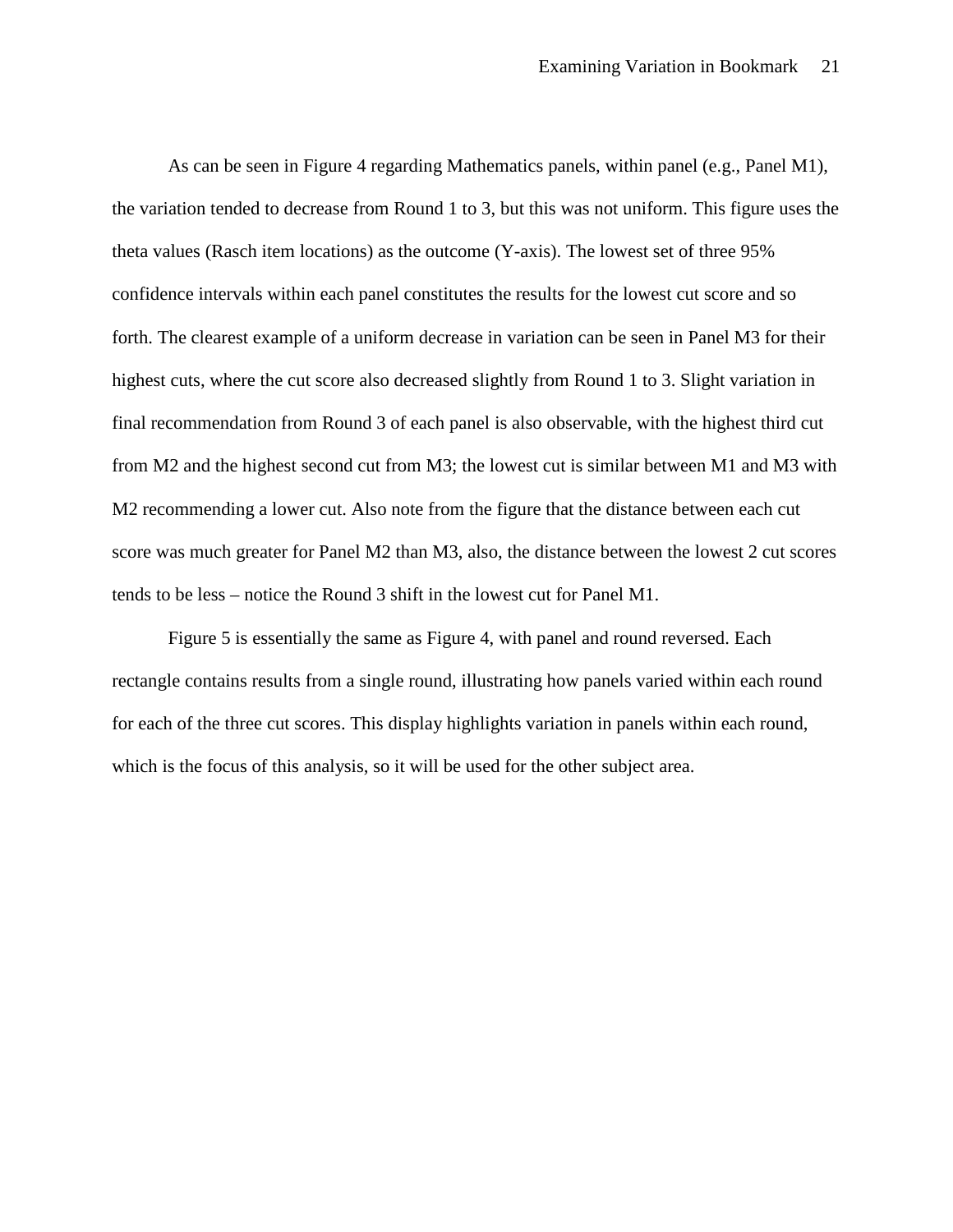As can be seen in Figure 4 regarding Mathematics panels, within panel (e.g., Panel M1), the variation tended to decrease from Round 1 to 3, but this was not uniform. This figure uses the theta values (Rasch item locations) as the outcome (Y-axis). The lowest set of three 95% confidence intervals within each panel constitutes the results for the lowest cut score and so forth. The clearest example of a uniform decrease in variation can be seen in Panel M3 for their highest cuts, where the cut score also decreased slightly from Round 1 to 3. Slight variation in final recommendation from Round 3 of each panel is also observable, with the highest third cut from M2 and the highest second cut from M3; the lowest cut is similar between M1 and M3 with M2 recommending a lower cut. Also note from the figure that the distance between each cut score was much greater for Panel M2 than M3, also, the distance between the lowest 2 cut scores tends to be less – notice the Round 3 shift in the lowest cut for Panel M1.

Figure 5 is essentially the same as Figure 4, with panel and round reversed. Each rectangle contains results from a single round, illustrating how panels varied within each round for each of the three cut scores. This display highlights variation in panels within each round, which is the focus of this analysis, so it will be used for the other subject area.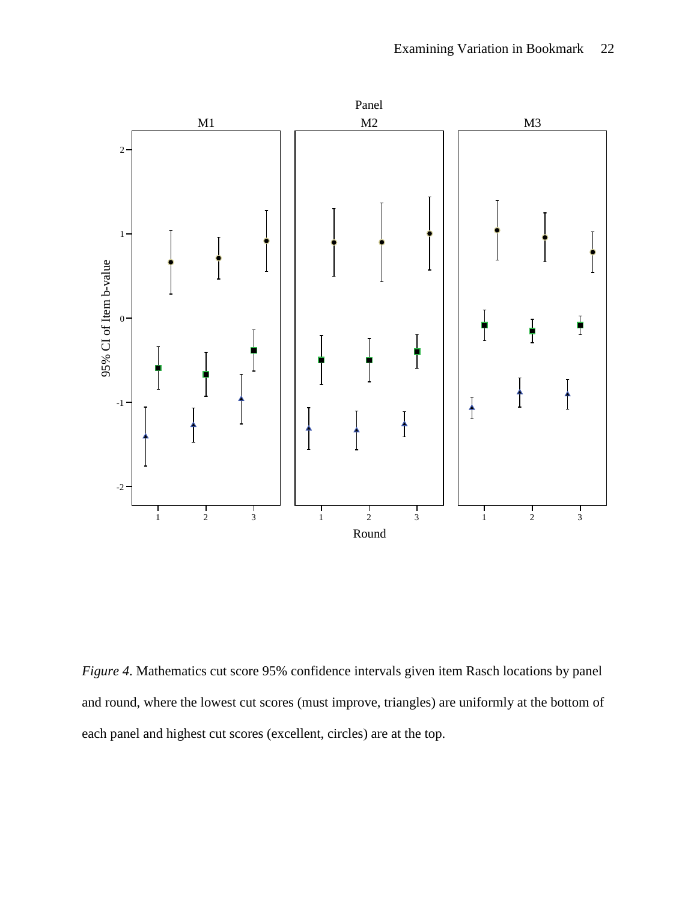*Figure 4.* Mathematics cut score 95% confidence intervals given item Rasch locations by panel and round, where the lowest cut scores (must improve, triangles) are uniformly at the bottom of each panel and highest cut scores (excellent, circles) are at the top.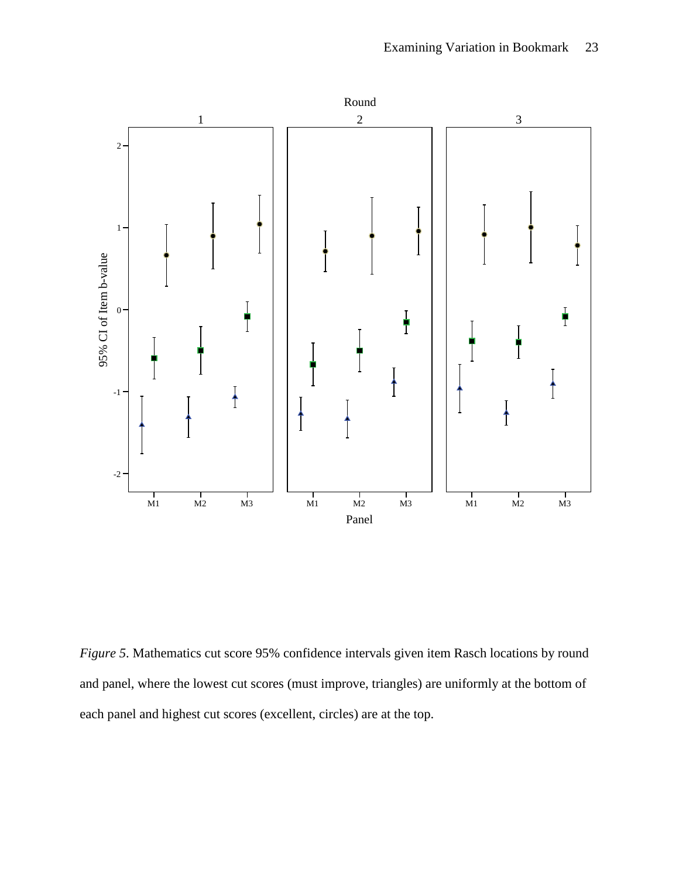*Figure 5*. Mathematics cut score 95% confidence intervals given item Rasch locations by round and panel, where the lowest cut scores (must improve, triangles) are uniformly at the bottom of each panel and highest cut scores (excellent, circles) are at the top.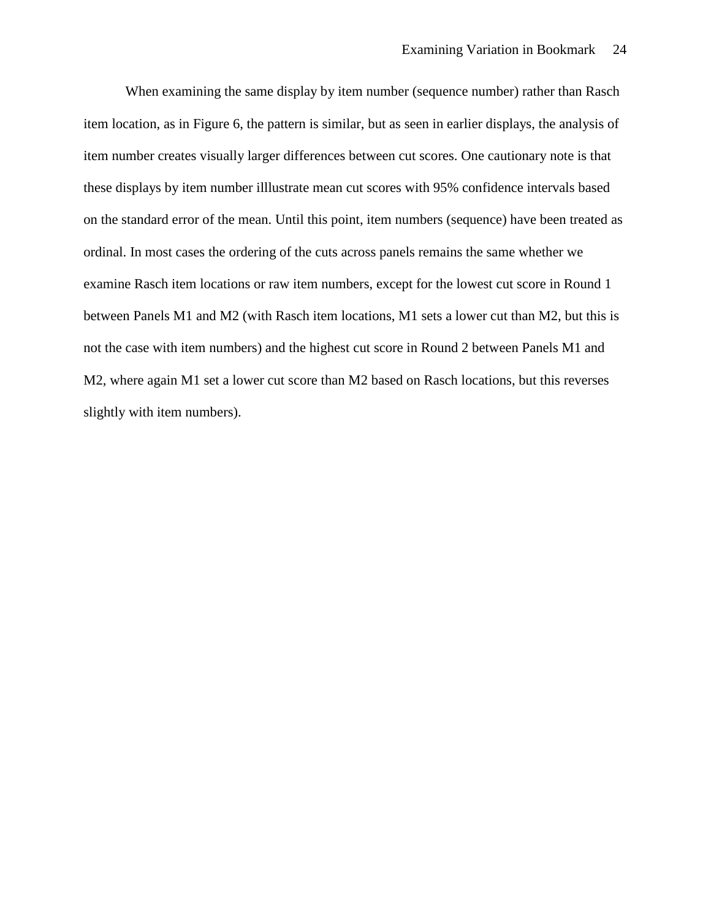When examining the same display by item number (sequence number) rather than Rasch item location, as in Figure 6, the pattern is similar, but as seen in earlier displays, the analysis of item number creates visually larger differences between cut scores. One cautionary note is that these displays by item number illlustrate mean cut scores with 95% confidence intervals based on the standard error of the mean. Until this point, item numbers (sequence) have been treated as ordinal. In most cases the ordering of the cuts across panels remains the same whether we examine Rasch item locations or raw item numbers, except for the lowest cut score in Round 1 between Panels M1 and M2 (with Rasch item locations, M1 sets a lower cut than M2, but this is not the case with item numbers) and the highest cut score in Round 2 between Panels M1 and M2, where again M1 set a lower cut score than M2 based on Rasch locations, but this reverses slightly with item numbers).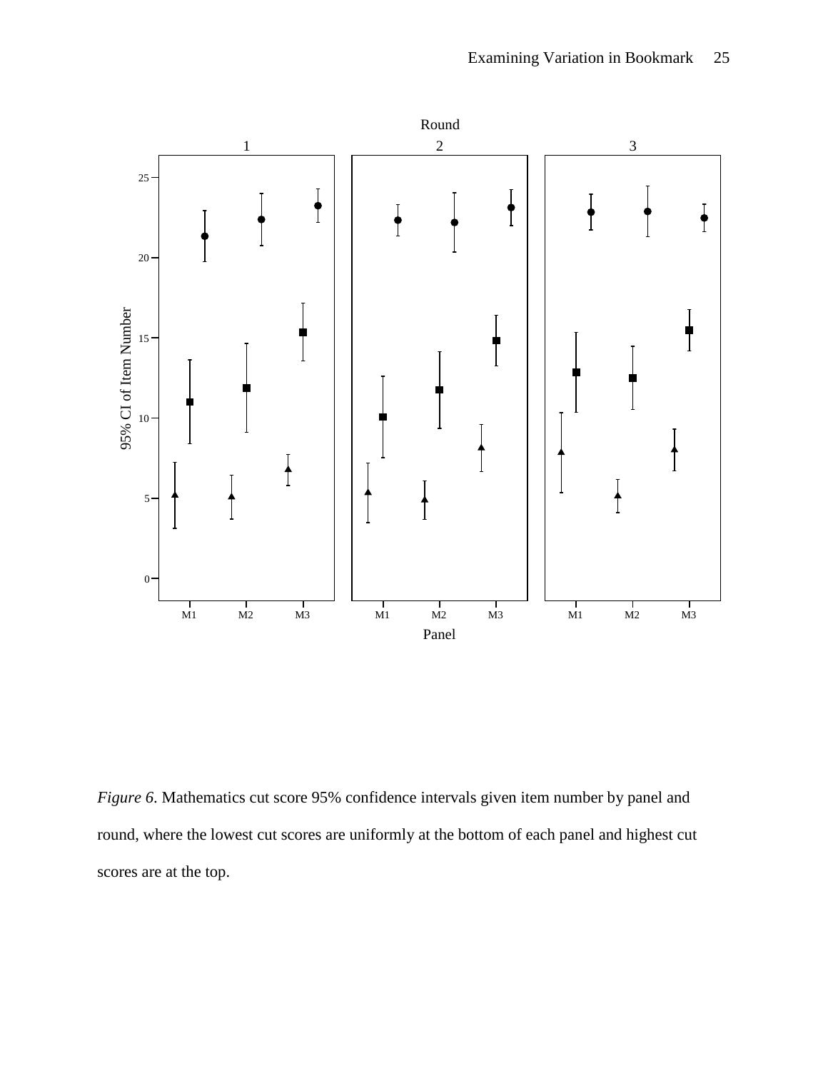*Figure 6*. Mathematics cut score 95% confidence intervals given item number by panel and round, where the lowest cut scores are uniformly at the bottom of each panel and highest cut scores are at the top.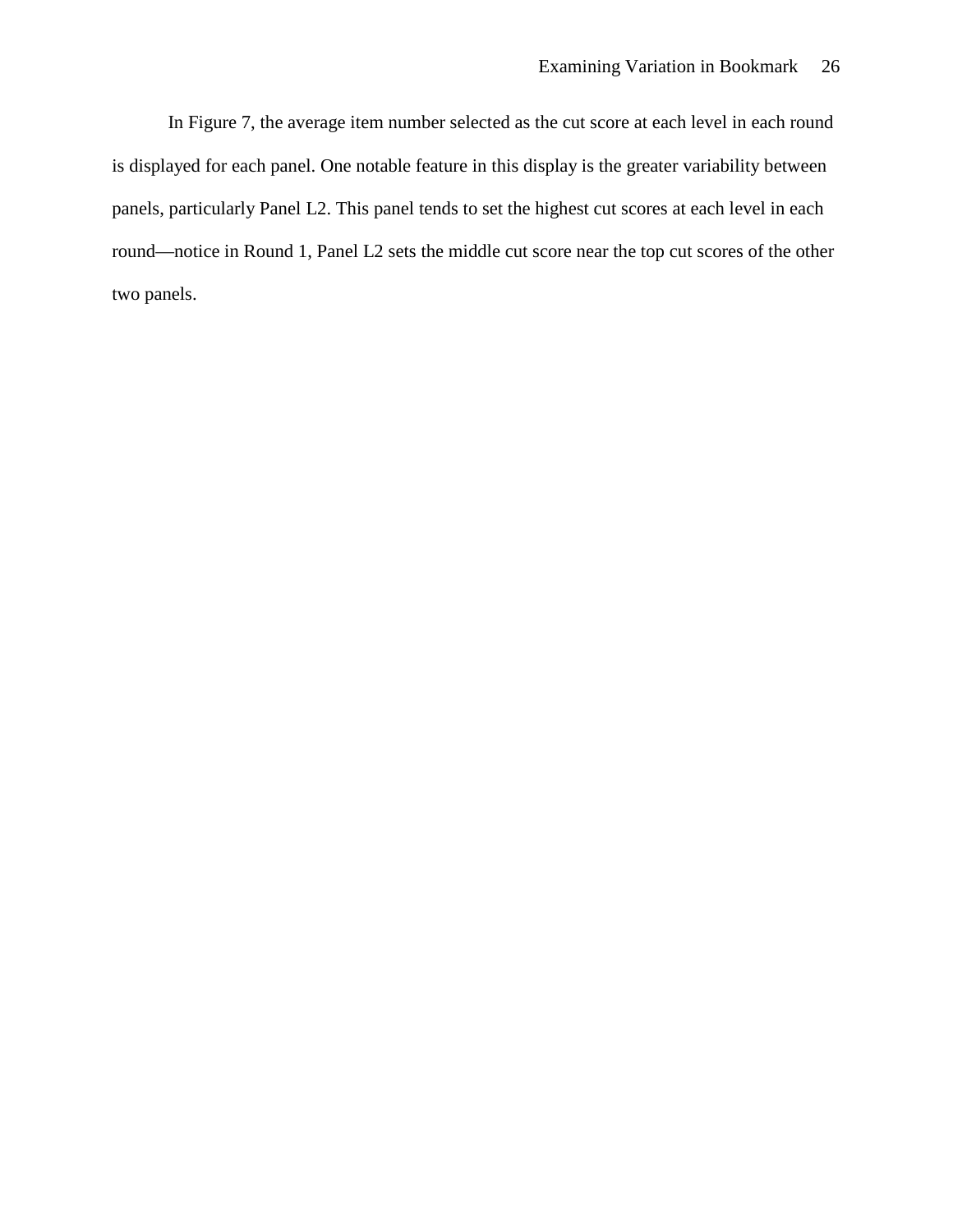In Figure 7, the average item number selected as the cut score at each level in each round is displayed for each panel. One notable feature in this display is the greater variability between panels, particularly Panel L2. This panel tends to set the highest cut scores at each level in each round—notice in Round 1, Panel L2 sets the middle cut score near the top cut scores of the other two panels.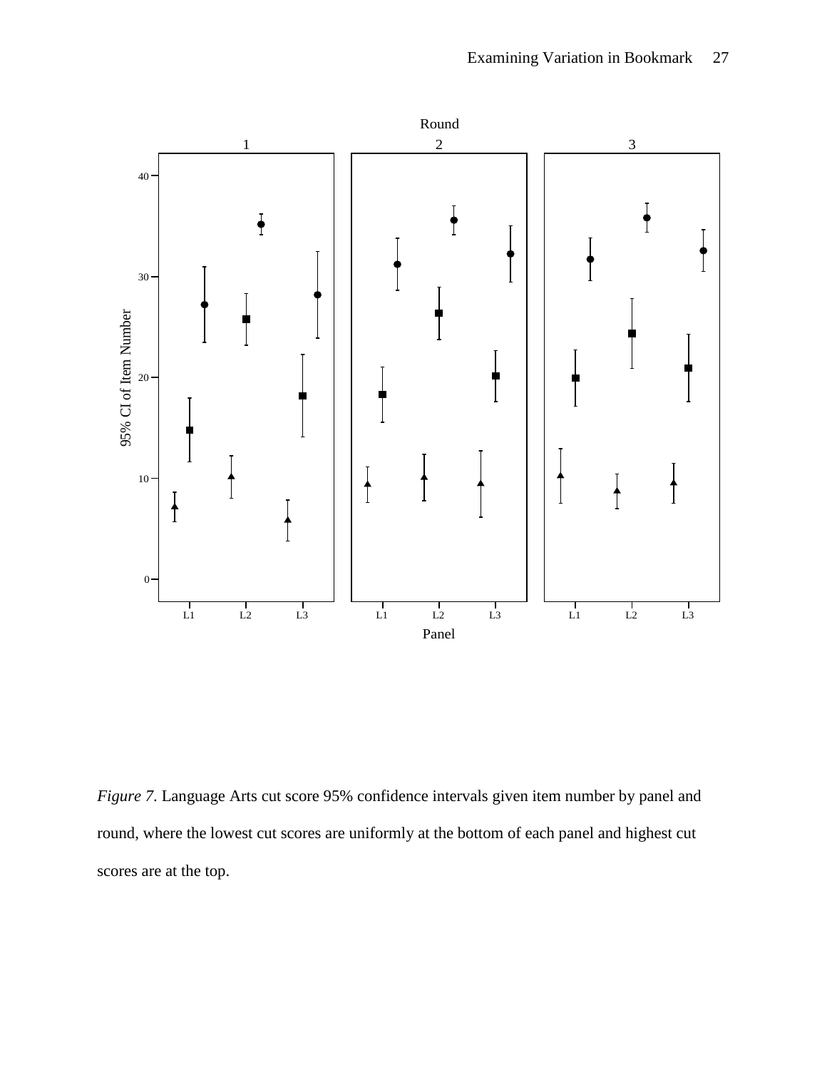*Figure 7*. Language Arts cut score 95% confidence intervals given item number by panel and round, where the lowest cut scores are uniformly at the bottom of each panel and highest cut scores are at the top.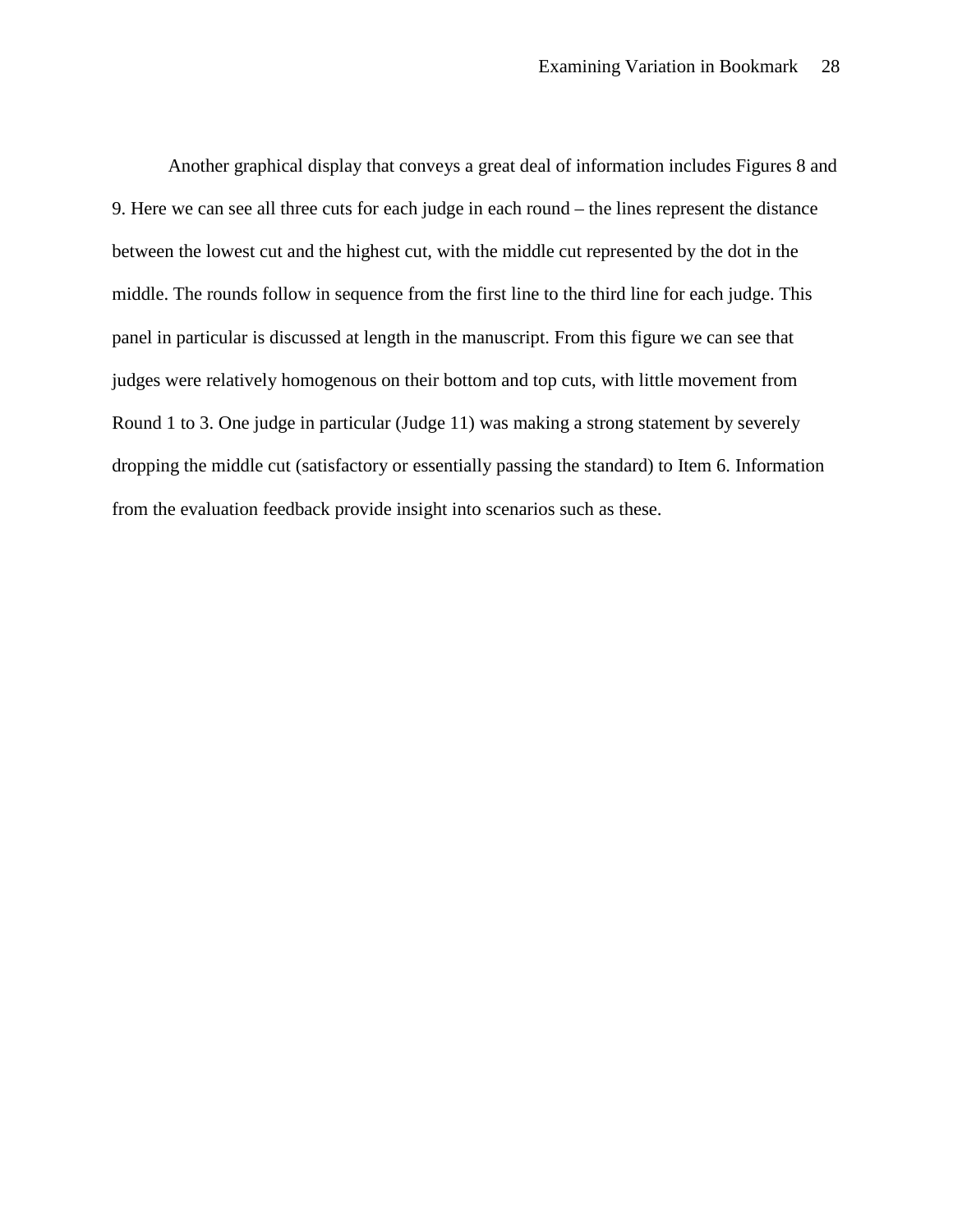Another graphical display that conveys a great deal of information includes Figures 8 and 9. Here we can see all three cuts for each judge in each round – the lines represent the distance between the lowest cut and the highest cut, with the middle cut represented by the dot in the middle. The rounds follow in sequence from the first line to the third line for each judge. This panel in particular is discussed at length in the manuscript. From this figure we can see that judges were relatively homogenous on their bottom and top cuts, with little movement from Round 1 to 3. One judge in particular (Judge 11) was making a strong statement by severely dropping the middle cut (satisfactory or essentially passing the standard) to Item 6. Information from the evaluation feedback provide insight into scenarios such as these.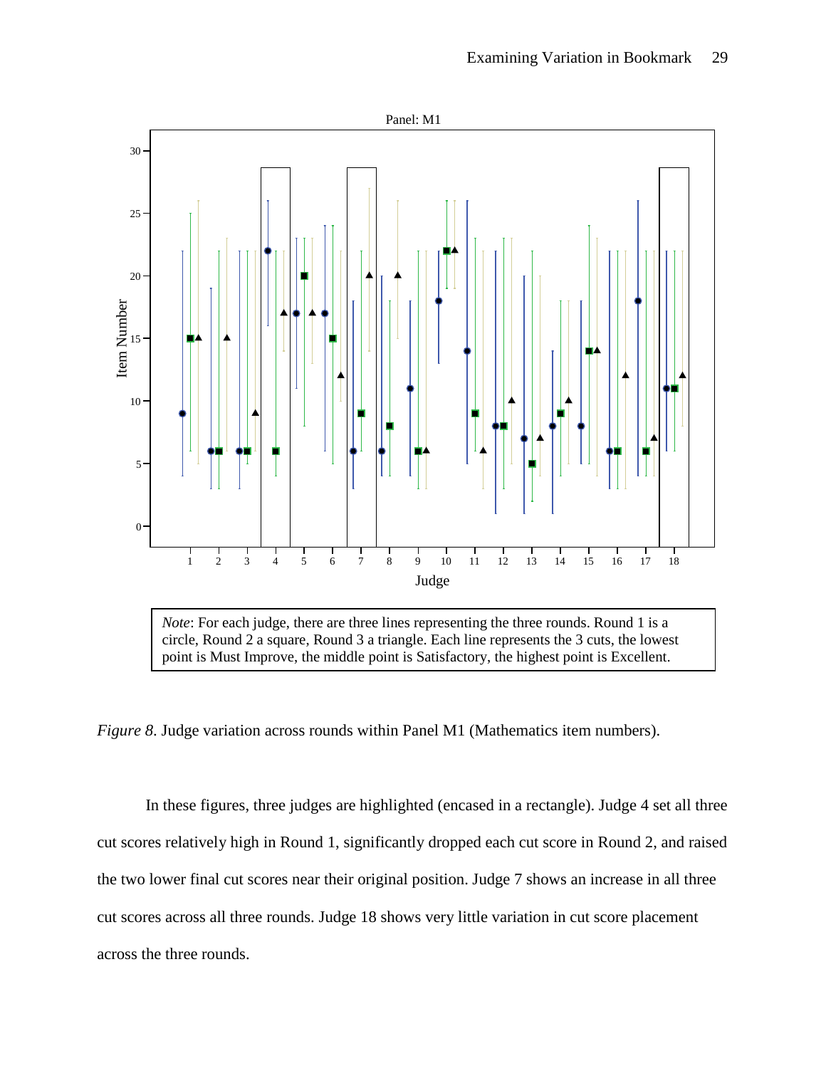Panel: M1

*Note*: For each judge, there are three lines representing the three rounds. Round 1 is a circle, Round 2 a square, Round 3 a triangle. Each line represents the 3 cuts, the lowest point is Must Improve, the middle point is Satisfactory, the highest point is Excellent.

*Figure 8.* Judge variation across rounds within Panel M1 (Mathematics item numbers).

In these figures, three judges are highlighted (encased in a rectangle). Judge 4 set all three cut scores relatively high in Round 1, significantly dropped each cut score in Round 2, and raised the two lower final cut scores near their original position. Judge 7 shows an increase in all three cut scores across all three rounds. Judge 18 shows very little variation in cut score placement across the three rounds.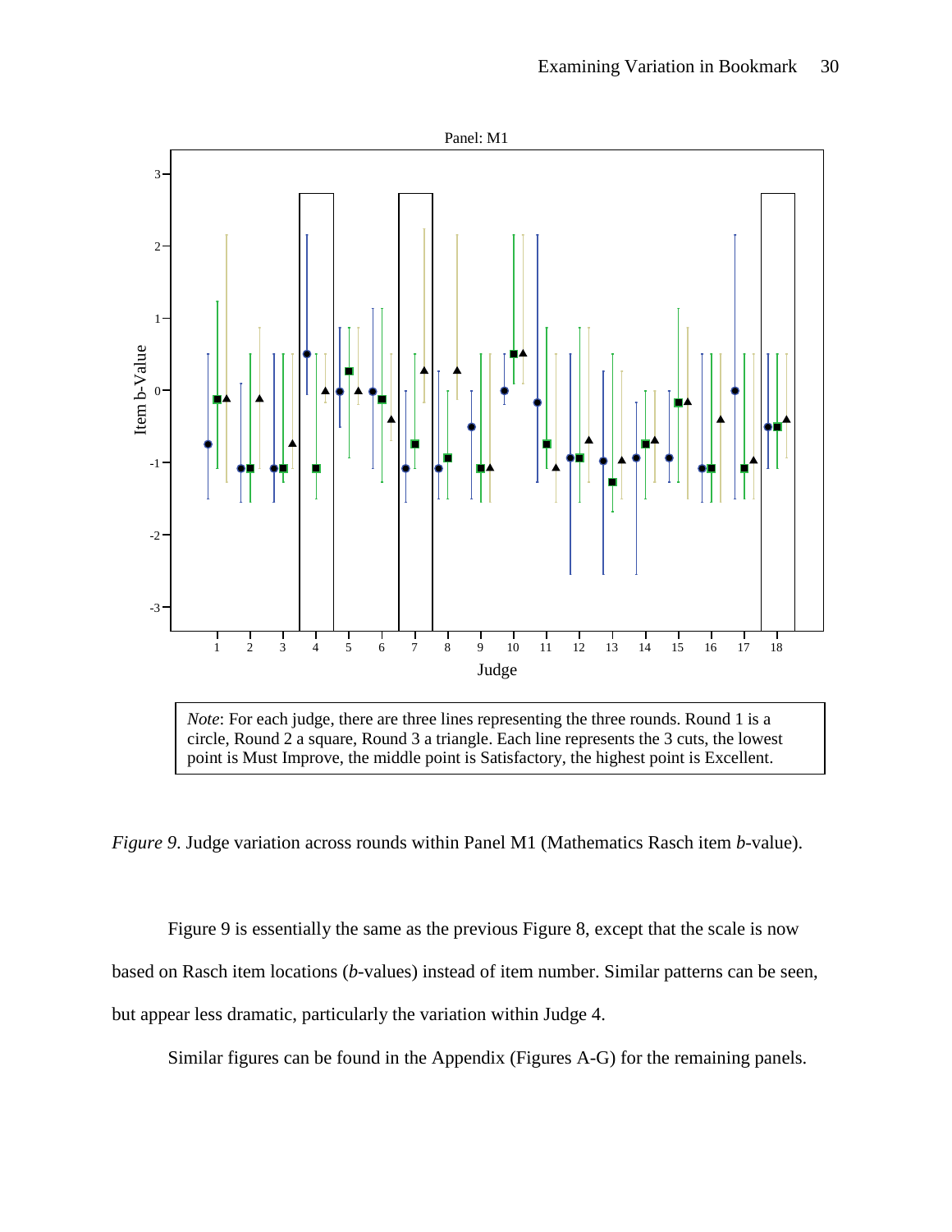*Note*: For each judge, there are three lines representing the three rounds. Round 1 is a circle, Round 2 a square, Round 3 a triangle. Each line represents the 3 cuts, the lowest point is Must Improve, the middle point is Satisfactory, the highest point is Excellent.

*Figure 9*. Judge variation across rounds within Panel M1 (Mathematics Rasch item *b*-value).

Figure 9 is essentially the same as the previous Figure 8, except that the scale is now based on Rasch item locations (*b*-values) instead of item number. Similar patterns can be seen, but appear less dramatic, particularly the variation within Judge 4.

Similar figures can be found in the Appendix (Figures A-G) for the remaining panels.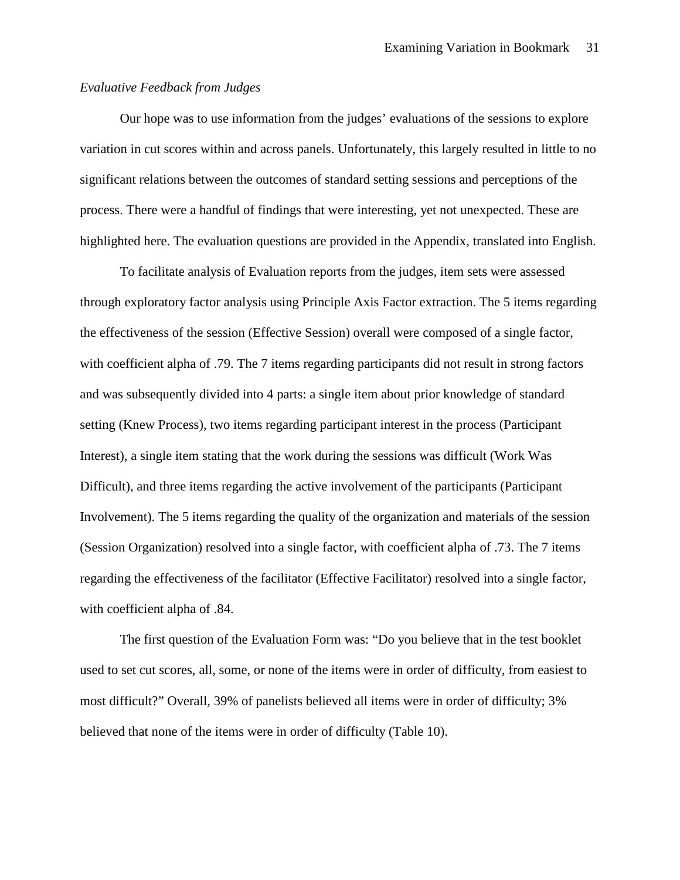*Evaluative Feedback from Judges*

Our hope was to use information from the judges' evaluations of the sessions to explore variation in cut scores within and across panels. Unfortunately, this largely resulted in little to no significant relations between the outcomes of standard setting sessions and perceptions of the process. There were a handful of findings that were interesting, yet not unexpected. These are highlighted here. The evaluation questions are provided in the Appendix, translated into English.

To facilitate analysis of Evaluation reports from the judges, item sets were assessed through exploratory factor analysis using Principle Axis Factor extraction. The 5 items regarding the effectiveness of the session (Effective Session) overall were composed of a single factor, with coefficient alpha of .79. The 7 items regarding participants did not result in strong factors and was subsequently divided into 4 parts: a single item about prior knowledge of standard setting (Knew Process), two items regarding participant interest in the process (Participant Interest), a single item stating that the work during the sessions was difficult (Work Was Difficult), and three items regarding the active involvement of the participants (Participant Involvement). The 5 items regarding the quality of the organization and materials of the session (Session Organization) resolved into a single factor, with coefficient alpha of .73. The 7 items regarding the effectiveness of the facilitator (Effective Facilitator) resolved into a single factor, with coefficient alpha of .84.

The first question of the Evaluation Form was: "Do you believe that in the test booklet used to set cut scores, all, some, or none of the items were in order of difficulty, from easiest to most difficult?" Overall, 39% of panelists believed all items were in order of difficulty; 3% believed that none of the items were in order of difficulty (Table 10).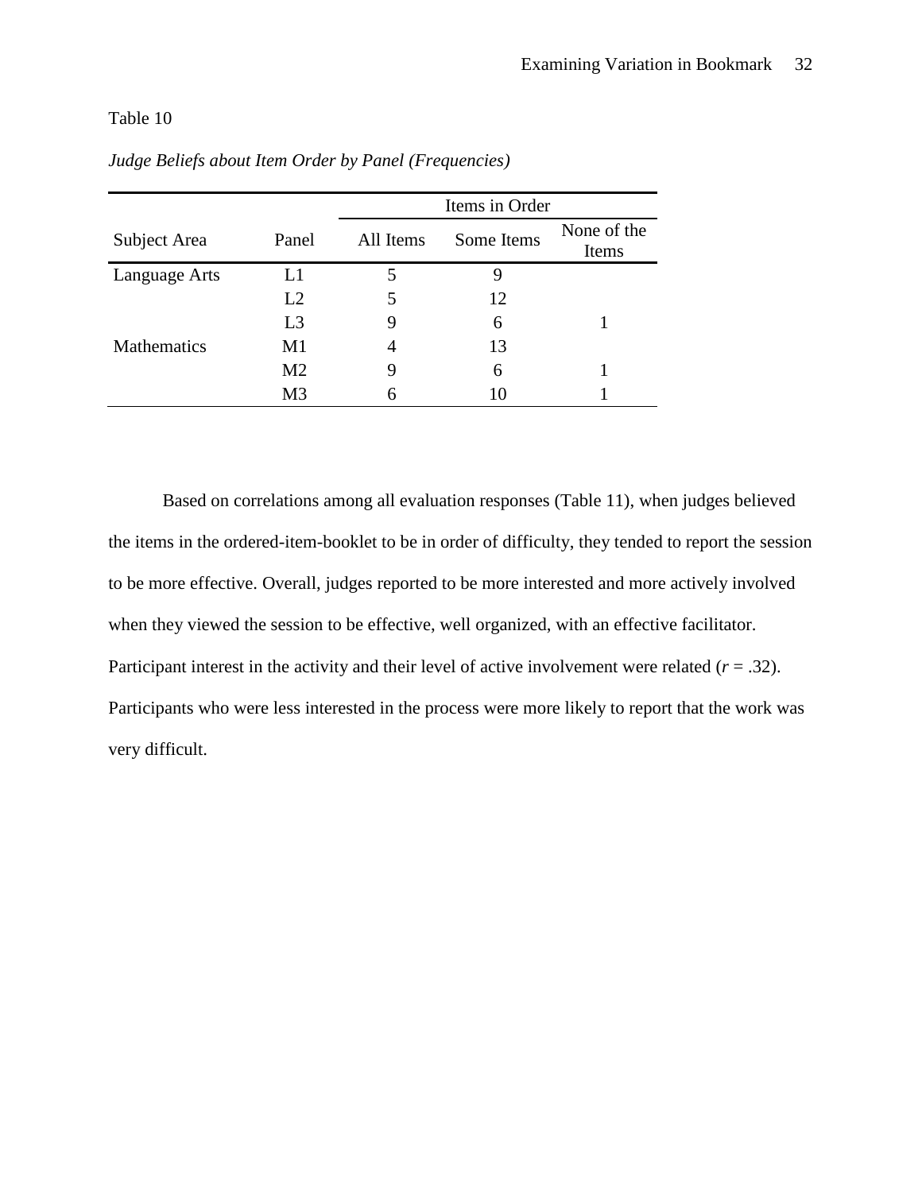Table 10

*Judge Beliefs about Item Order by Panel (Frequencies)*

| | | Items in Order | | |
|---|---|---|---|---|
| Subject Area | Panel | All Items | Some Items | None of the Items |
| Language Arts | L1 | 5 | 9 | |
| | L2 | 5 | 12 | |
| | L3 | 9 | 6 | 1 |
| Mathematics | M1 | 4 | 13 | |
| | M2 | 9 | 6 | 1 |
| | M3 | 6 | 10 | 1 |

Based on correlations among all evaluation responses (Table 11), when judges believed the items in the ordered-item-booklet to be in order of difficulty, they tended to report the session to be more effective. Overall, judges reported to be more interested and more actively involved when they viewed the session to be effective, well organized, with an effective facilitator. Participant interest in the activity and their level of active involvement were related ($r$ = .32). Participants who were less interested in the process were more likely to report that the work was very difficult.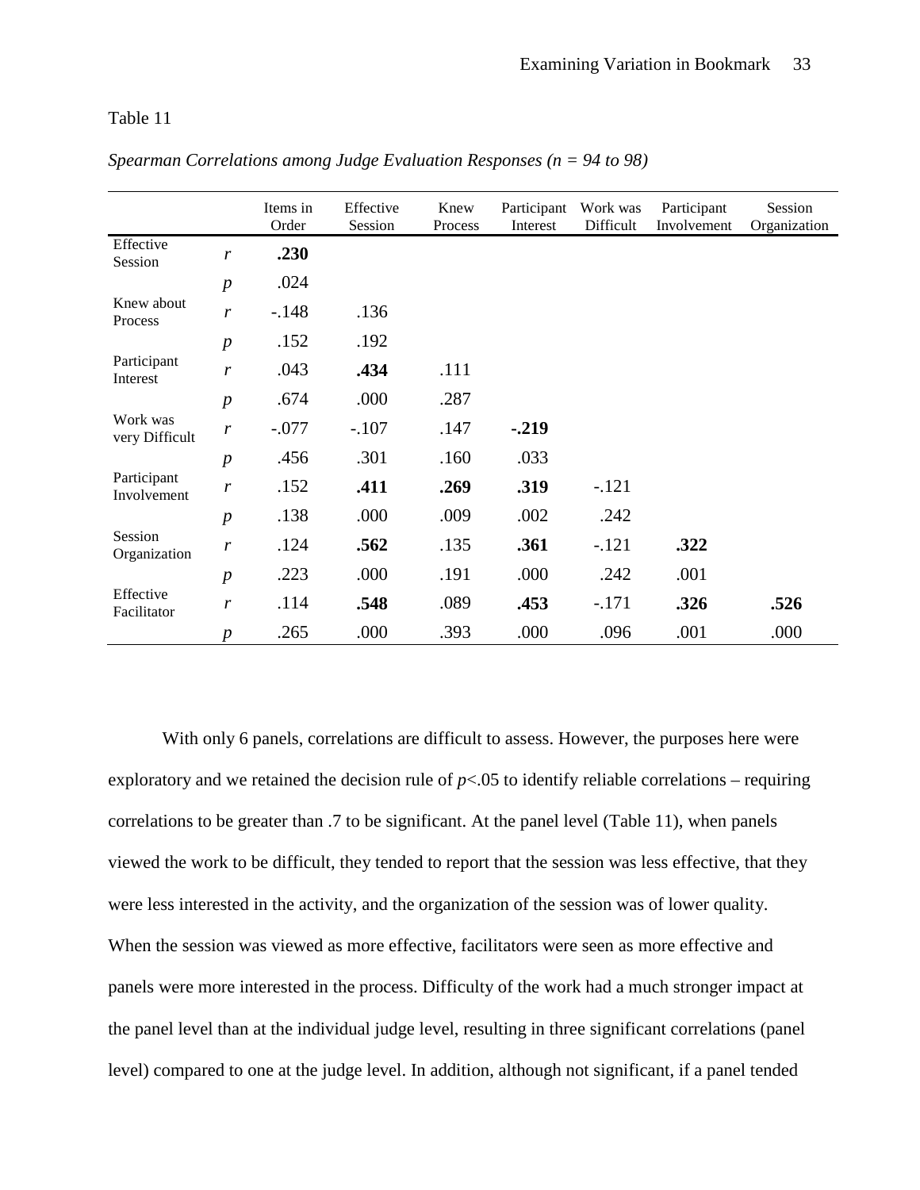Table 11

*Spearman Correlations among Judge Evaluation Responses (n = 94 to 98)*

| | | Items in Order | Effective Session | Knew Process | Participant Interest | Work was Difficult | Participant Involvement | Session Organization |
|---|---|---|---|---|---|---|---|---|
| Effective Session | *r* | **.230** | | | | | | |
| | *p* | .024 | | | | | | |
| Knew about Process | *r* | -.148 | .136 | | | | | |
| | *p* | .152 | .192 | | | | | |
| Participant Interest | *r* | .043 | **.434** | .111 | | | | |
| | *p* | .674 | .000 | .287 | | | | |
| Work was very Difficult | *r* | -.077 | -.107 | .147 | **-.219** | | | |
| | *p* | .456 | .301 | .160 | .033 | | | |
| Participant Involvement | *r* | .152 | **.411** | **.269** | **.319** | -.121 | | |
| | *p* | .138 | .000 | .009 | .002 | .242 | | |
| Session Organization | *r* | .124 | **.562** | .135 | **.361** | -.121 | **.322** | |
| | *p* | .223 | .000 | .191 | .000 | .242 | .001 | |
| Effective Facilitator | *r* | .114 | **.548** | .089 | **.453** | -.171 | **.326** | **.526** |
| | *p* | .265 | .000 | .393 | .000 | .096 | .001 | .000 |

With only 6 panels, correlations are difficult to assess. However, the purposes here were exploratory and we retained the decision rule of $p<.05$ to identify reliable correlations – requiring correlations to be greater than .7 to be significant. At the panel level (Table 11), when panels viewed the work to be difficult, they tended to report that the session was less effective, that they were less interested in the activity, and the organization of the session was of lower quality. When the session was viewed as more effective, facilitators were seen as more effective and panels were more interested in the process. Difficulty of the work had a much stronger impact at the panel level than at the individual judge level, resulting in three significant correlations (panel level) compared to one at the judge level. In addition, although not significant, if a panel tended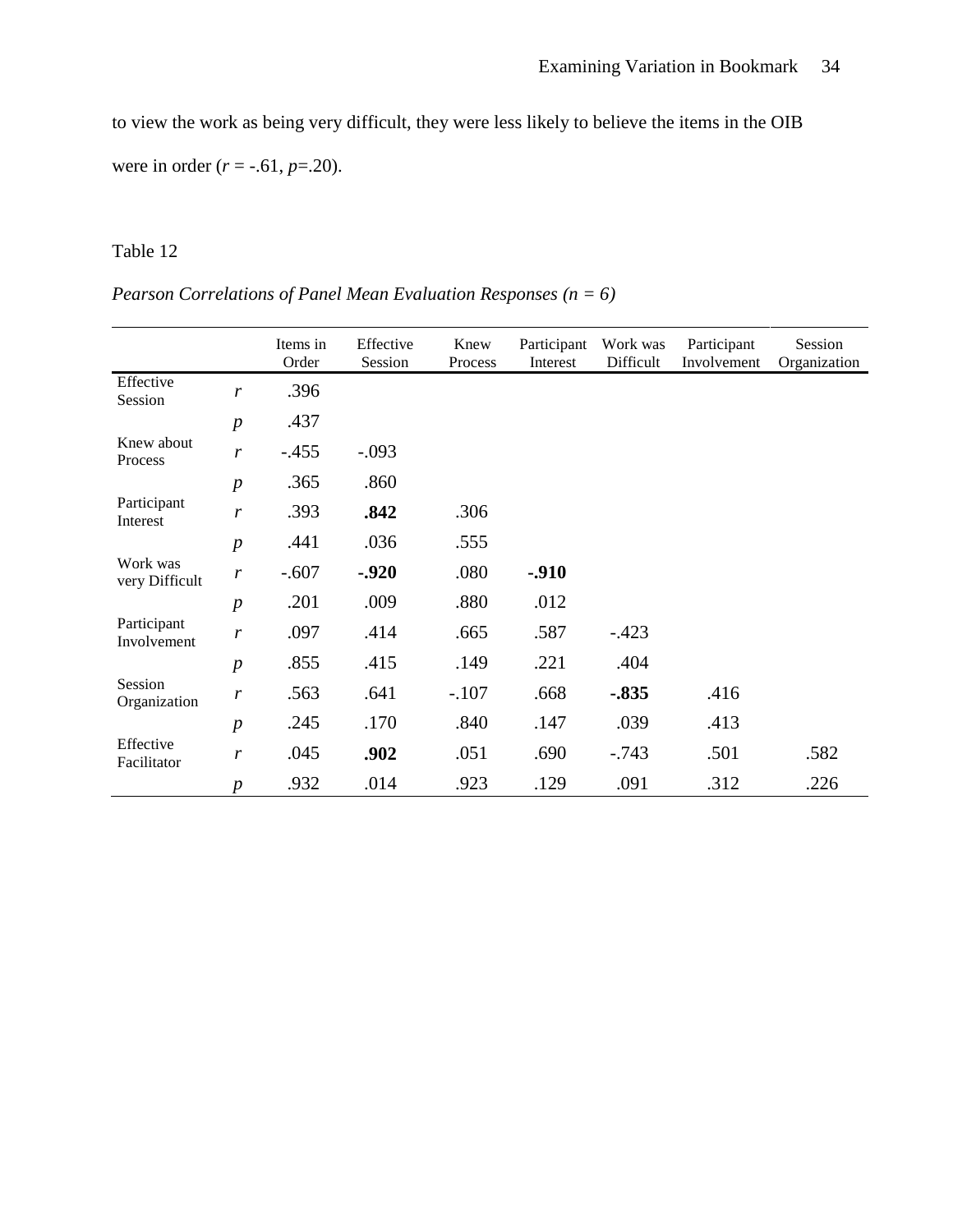to view the work as being very difficult, they were less likely to believe the items in the OIB were in order ($r$ = -.61, $p$=.20).

Table 12

*Pearson Correlations of Panel Mean Evaluation Responses (n = 6)*

| | | Items in Order | Effective Session | Knew Process | Participant Interest | Work was Difficult | Participant Involvement | Session Organization |
|---|---|---|---|---|---|---|---|---|
| Effective Session | $r$ | .396 | | | | | | |
| | $p$ | .437 | | | | | | |
| Knew about Process | $r$ | -.455 | -.093 | | | | | |
| | $p$ | .365 | .860 | | | | | |
| Participant Interest | $r$ | .393 | **.842** | .306 | | | | |
| | $p$ | .441 | .036 | .555 | | | | |
| Work was very Difficult | $r$ | -.607 | **-.920** | .080 | **-.910** | | | |
| | $p$ | .201 | .009 | .880 | .012 | | | |
| Participant Involvement | $r$ | .097 | .414 | .665 | .587 | -.423 | | |
| | $p$ | .855 | .415 | .149 | .221 | .404 | | |
| Session Organization | $r$ | .563 | .641 | -.107 | .668 | **-.835** | .416 | |
| | $p$ | .245 | .170 | .840 | .147 | .039 | .413 | |
| Effective Facilitator | $r$ | .045 | **.902** | .051 | .690 | -.743 | .501 | .582 |
| | $p$ | .932 | .014 | .923 | .129 | .091 | .312 | .226 |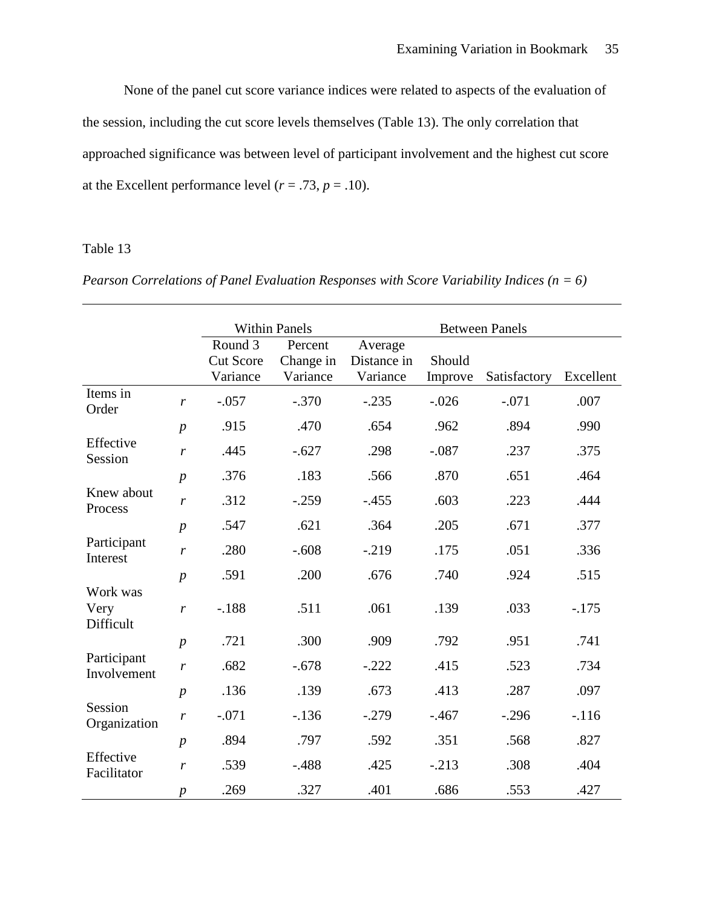None of the panel cut score variance indices were related to aspects of the evaluation of the session, including the cut score levels themselves (Table 13). The only correlation that approached significance was between level of participant involvement and the highest cut score at the Excellent performance level ($r = .73$, $p = .10$).

Table 13

*Pearson Correlations of Panel Evaluation Responses with Score Variability Indices (n = 6)*

| | | Within Panels | | Between Panels | | | |
|---|---|---|---|---|---|---|---|
| | | Round 3 Cut Score Variance | Percent Change in Variance | Average Distance in Variance | Should Improve | Satisfactory | Excellent |
| Items in Order | *r* | -.057 | -.370 | -.235 | -.026 | -.071 | .007 |
| | *p* | .915 | .470 | .654 | .962 | .894 | .990 |
| Effective Session | *r* | .445 | -.627 | .298 | -.087 | .237 | .375 |
| | *p* | .376 | .183 | .566 | .870 | .651 | .464 |
| Knew about Process | *r* | .312 | -.259 | -.455 | .603 | .223 | .444 |
| | *p* | .547 | .621 | .364 | .205 | .671 | .377 |
| Participant Interest | *r* | .280 | -.608 | -.219 | .175 | .051 | .336 |
| | *p* | .591 | .200 | .676 | .740 | .924 | .515 |
| Work was Very Difficult | *r* | -.188 | .511 | .061 | .139 | .033 | -.175 |
| | *p* | .721 | .300 | .909 | .792 | .951 | .741 |
| Participant Involvement | *r* | .682 | -.678 | -.222 | .415 | .523 | .734 |
| | *p* | .136 | .139 | .673 | .413 | .287 | .097 |
| Session Organization | *r* | -.071 | -.136 | -.279 | -.467 | -.296 | -.116 |
| | *p* | .894 | .797 | .592 | .351 | .568 | .827 |
| Effective Facilitator | *r* | .539 | -.488 | .425 | -.213 | .308 | .404 |
| | *p* | .269 | .327 | .401 | .686 | .553 | .427 |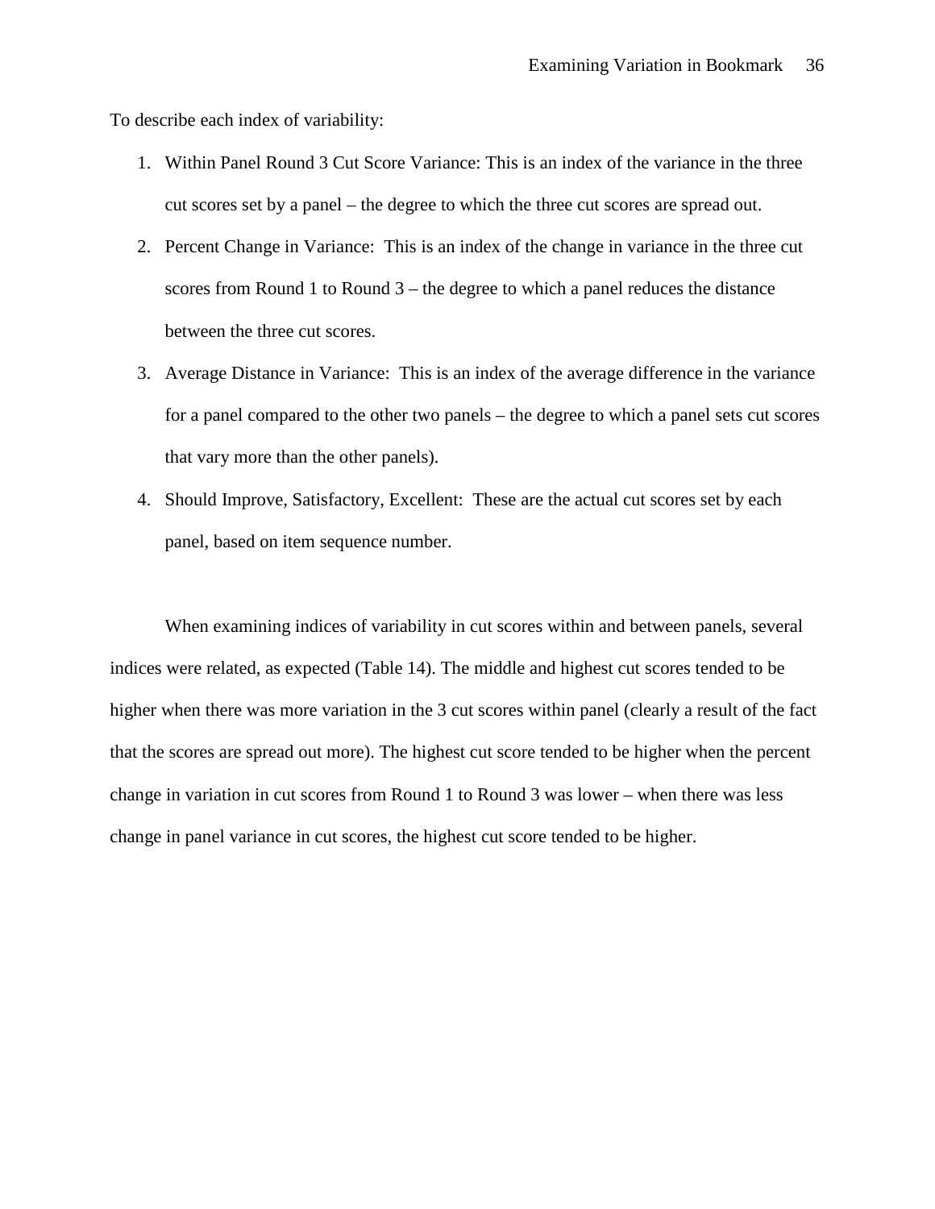To describe each index of variability:

1. Within Panel Round 3 Cut Score Variance: This is an index of the variance in the three cut scores set by a panel – the degree to which the three cut scores are spread out.
2. Percent Change in Variance: This is an index of the change in variance in the three cut scores from Round 1 to Round 3 – the degree to which a panel reduces the distance between the three cut scores.
3. Average Distance in Variance: This is an index of the average difference in the variance for a panel compared to the other two panels – the degree to which a panel sets cut scores that vary more than the other panels).
4. Should Improve, Satisfactory, Excellent: These are the actual cut scores set by each panel, based on item sequence number.

When examining indices of variability in cut scores within and between panels, several indices were related, as expected (Table 14). The middle and highest cut scores tended to be higher when there was more variation in the 3 cut scores within panel (clearly a result of the fact that the scores are spread out more). The highest cut score tended to be higher when the percent change in variation in cut scores from Round 1 to Round 3 was lower – when there was less change in panel variance in cut scores, the highest cut score tended to be higher.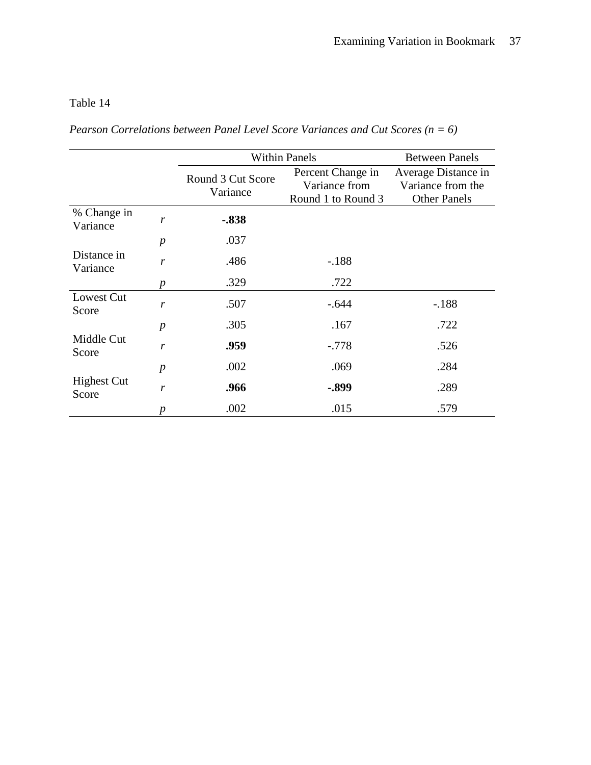Table 14

*Pearson Correlations between Panel Level Score Variances and Cut Scores (n = 6)*

| | | Within Panels | | Between Panels |
|---|---|---|---|---|
| | | Round 3 Cut Score Variance | Percent Change in Variance from Round 1 to Round 3 | Average Distance in Variance from the Other Panels |
| % Change in Variance | *r* | **-.838** | | |
| | *p* | .037 | | |
| Distance in Variance | *r* | .486 | -.188 | |
| | *p* | .329 | .722 | |
| Lowest Cut Score | *r* | .507 | -.644 | -.188 |
| | *p* | .305 | .167 | .722 |
| Middle Cut Score | *r* | **.959** | -.778 | .526 |
| | *p* | .002 | .069 | .284 |
| Highest Cut Score | *r* | **.966** | **-.899** | .289 |
| | *p* | .002 | .015 | .579 |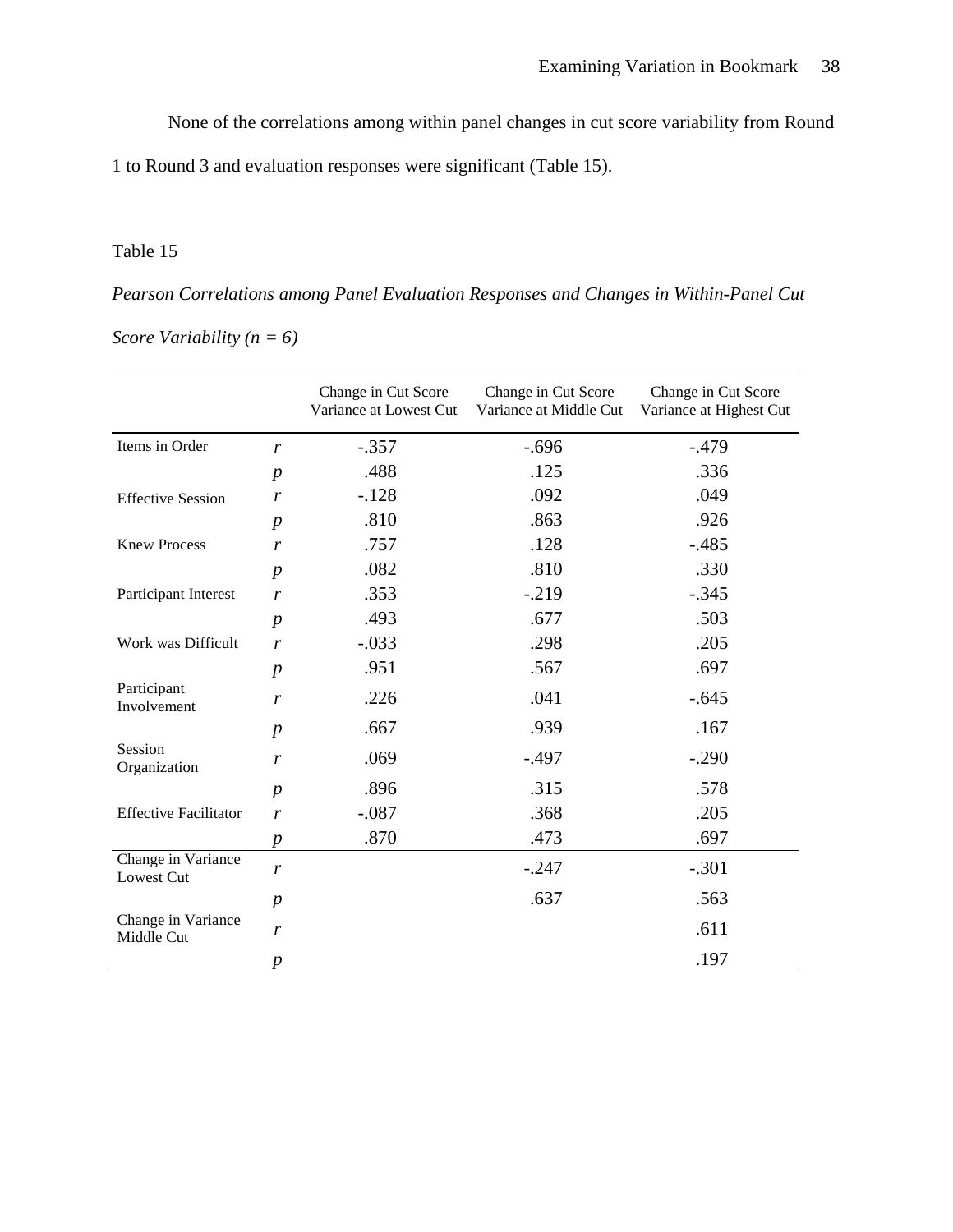None of the correlations among within panel changes in cut score variability from Round 1 to Round 3 and evaluation responses were significant (Table 15).

Table 15

*Pearson Correlations among Panel Evaluation Responses and Changes in Within-Panel Cut Score Variability (n = 6)*

| | | Change in Cut Score Variance at Lowest Cut | Change in Cut Score Variance at Middle Cut | Change in Cut Score Variance at Highest Cut |
|---|---|---|---|---|
| Items in Order | *r* | -.357 | -.696 | -.479 |
| | *p* | .488 | .125 | .336 |
| Effective Session | *r* | -.128 | .092 | .049 |
| | *p* | .810 | .863 | .926 |
| Knew Process | *r* | .757 | .128 | -.485 |
| | *p* | .082 | .810 | .330 |
| Participant Interest | *r* | .353 | -.219 | -.345 |
| | *p* | .493 | .677 | .503 |
| Work was Difficult | *r* | -.033 | .298 | .205 |
| | *p* | .951 | .567 | .697 |
| Participant Involvement | *r* | .226 | .041 | -.645 |
| | *p* | .667 | .939 | .167 |
| Session Organization | *r* | .069 | -.497 | -.290 |
| | *p* | .896 | .315 | .578 |
| Effective Facilitator | *r* | -.087 | .368 | .205 |
| | *p* | .870 | .473 | .697 |
| Change in Variance Lowest Cut | *r* | | -.247 | -.301 |
| | *p* | | .637 | .563 |
| Change in Variance Middle Cut | *r* | | | .611 |
| | *p* | | | .197 |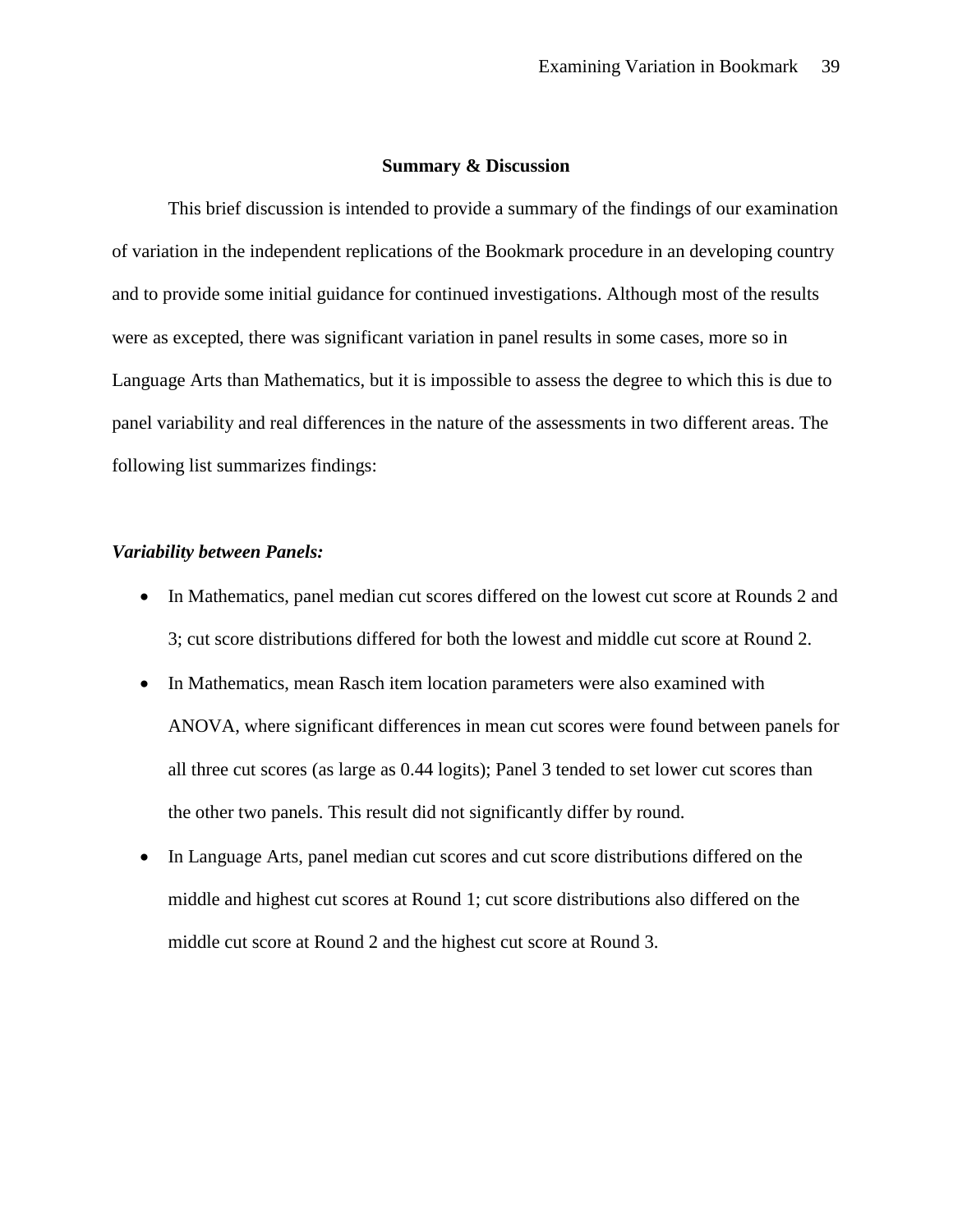## Summary & Discussion

This brief discussion is intended to provide a summary of the findings of our examination of variation in the independent replications of the Bookmark procedure in an developing country and to provide some initial guidance for continued investigations. Although most of the results were as excepted, there was significant variation in panel results in some cases, more so in Language Arts than Mathematics, but it is impossible to assess the degree to which this is due to panel variability and real differences in the nature of the assessments in two different areas. The following list summarizes findings:

### *Variability between Panels:*

- In Mathematics, panel median cut scores differed on the lowest cut score at Rounds 2 and 3; cut score distributions differed for both the lowest and middle cut score at Round 2.
- In Mathematics, mean Rasch item location parameters were also examined with ANOVA, where significant differences in mean cut scores were found between panels for all three cut scores (as large as 0.44 logits); Panel 3 tended to set lower cut scores than the other two panels. This result did not significantly differ by round.
- In Language Arts, panel median cut scores and cut score distributions differed on the middle and highest cut scores at Round 1; cut score distributions also differed on the middle cut score at Round 2 and the highest cut score at Round 3.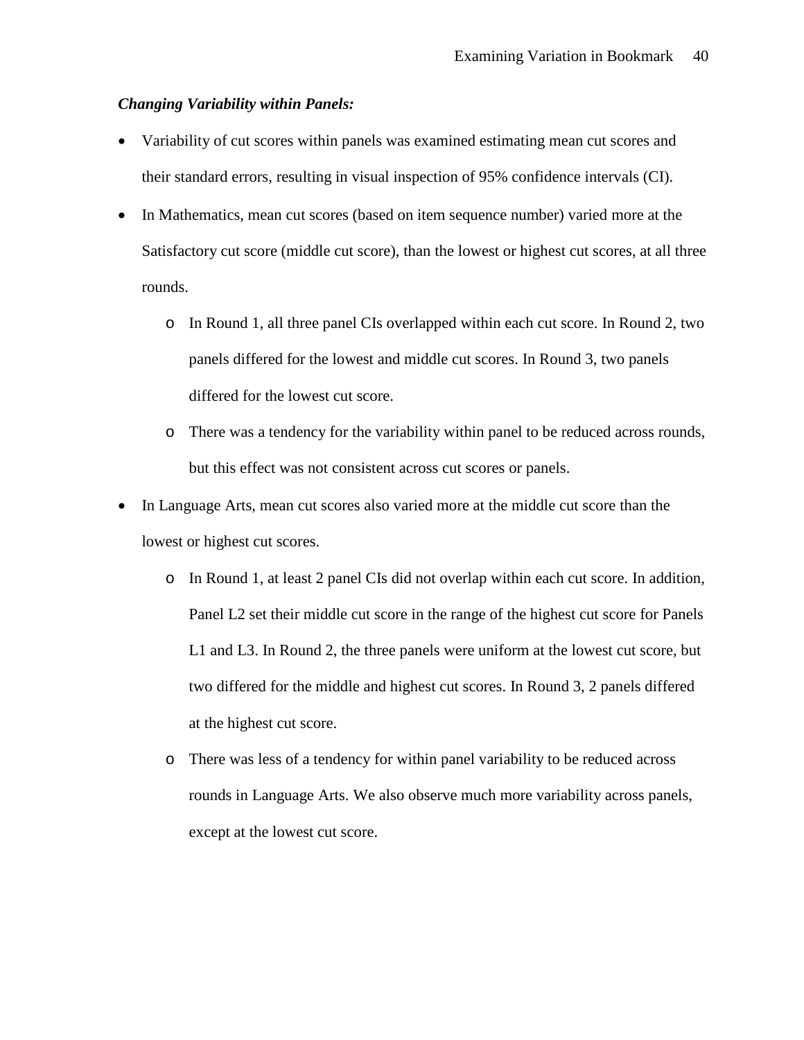***Changing Variability within Panels:***

- Variability of cut scores within panels was examined estimating mean cut scores and their standard errors, resulting in visual inspection of 95% confidence intervals (CI).
- In Mathematics, mean cut scores (based on item sequence number) varied more at the Satisfactory cut score (middle cut score), than the lowest or highest cut scores, at all three rounds.
  - In Round 1, all three panel CIs overlapped within each cut score. In Round 2, two panels differed for the lowest and middle cut scores. In Round 3, two panels differed for the lowest cut score.
  - There was a tendency for the variability within panel to be reduced across rounds, but this effect was not consistent across cut scores or panels.
- In Language Arts, mean cut scores also varied more at the middle cut score than the lowest or highest cut scores.
  - In Round 1, at least 2 panel CIs did not overlap within each cut score. In addition, Panel L2 set their middle cut score in the range of the highest cut score for Panels L1 and L3. In Round 2, the three panels were uniform at the lowest cut score, but two differed for the middle and highest cut scores. In Round 3, 2 panels differed at the highest cut score.
  - There was less of a tendency for within panel variability to be reduced across rounds in Language Arts. We also observe much more variability across panels, except at the lowest cut score.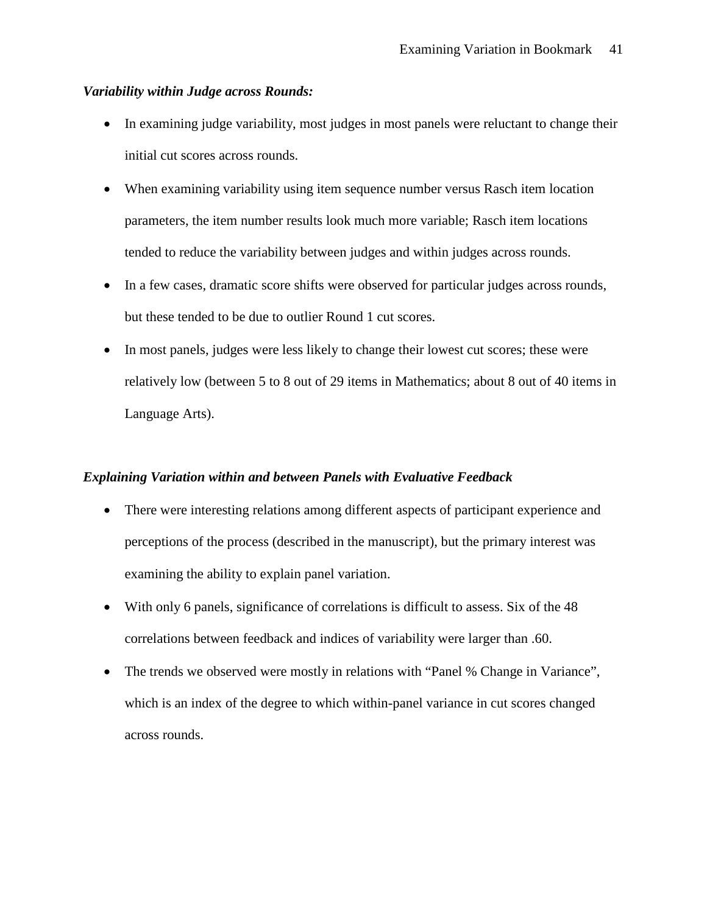***Variability within Judge across Rounds:***

- In examining judge variability, most judges in most panels were reluctant to change their initial cut scores across rounds.
- When examining variability using item sequence number versus Rasch item location parameters, the item number results look much more variable; Rasch item locations tended to reduce the variability between judges and within judges across rounds.
- In a few cases, dramatic score shifts were observed for particular judges across rounds, but these tended to be due to outlier Round 1 cut scores.
- In most panels, judges were less likely to change their lowest cut scores; these were relatively low (between 5 to 8 out of 29 items in Mathematics; about 8 out of 40 items in Language Arts).

***Explaining Variation within and between Panels with Evaluative Feedback***

- There were interesting relations among different aspects of participant experience and perceptions of the process (described in the manuscript), but the primary interest was examining the ability to explain panel variation.
- With only 6 panels, significance of correlations is difficult to assess. Six of the 48 correlations between feedback and indices of variability were larger than .60.
- The trends we observed were mostly in relations with "Panel % Change in Variance", which is an index of the degree to which within-panel variance in cut scores changed across rounds.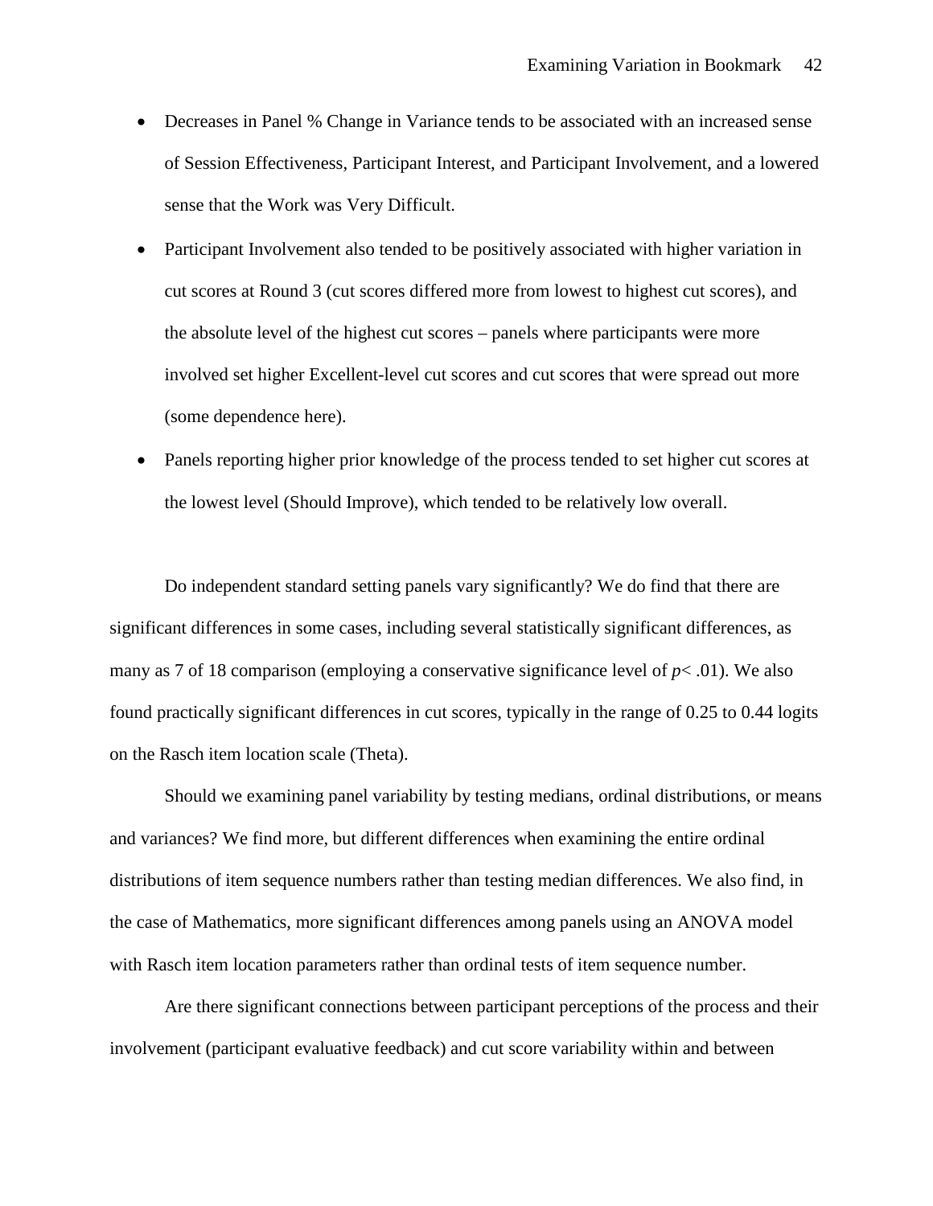- Decreases in Panel % Change in Variance tends to be associated with an increased sense of Session Effectiveness, Participant Interest, and Participant Involvement, and a lowered sense that the Work was Very Difficult.
- Participant Involvement also tended to be positively associated with higher variation in cut scores at Round 3 (cut scores differed more from lowest to highest cut scores), and the absolute level of the highest cut scores – panels where participants were more involved set higher Excellent-level cut scores and cut scores that were spread out more (some dependence here).
- Panels reporting higher prior knowledge of the process tended to set higher cut scores at the lowest level (Should Improve), which tended to be relatively low overall.

Do independent standard setting panels vary significantly? We do find that there are significant differences in some cases, including several statistically significant differences, as many as 7 of 18 comparison (employing a conservative significance level of $p < .01$). We also found practically significant differences in cut scores, typically in the range of 0.25 to 0.44 logits on the Rasch item location scale (Theta).

Should we examining panel variability by testing medians, ordinal distributions, or means and variances? We find more, but different differences when examining the entire ordinal distributions of item sequence numbers rather than testing median differences. We also find, in the case of Mathematics, more significant differences among panels using an ANOVA model with Rasch item location parameters rather than ordinal tests of item sequence number.

Are there significant connections between participant perceptions of the process and their involvement (participant evaluative feedback) and cut score variability within and between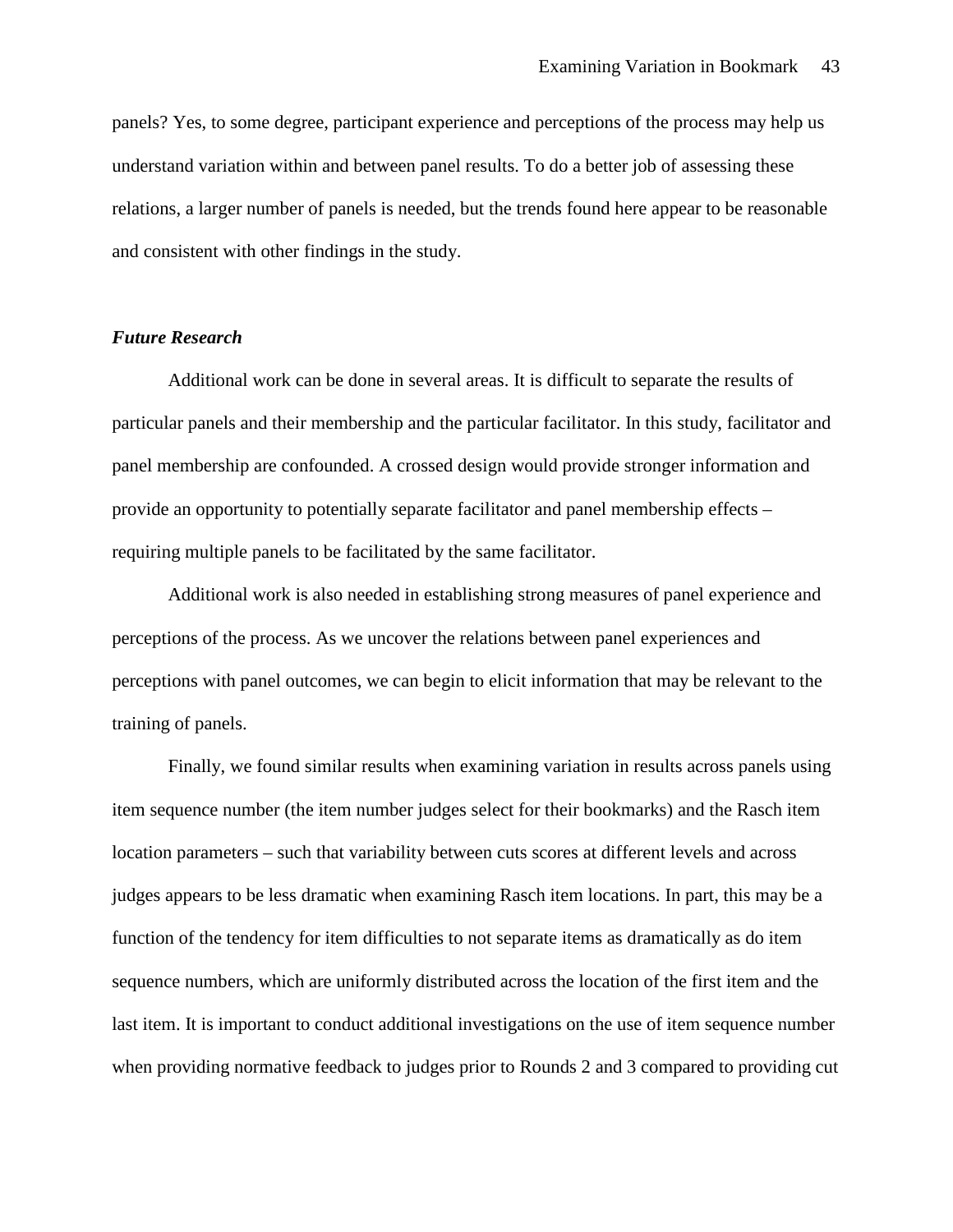panels? Yes, to some degree, participant experience and perceptions of the process may help us understand variation within and between panel results. To do a better job of assessing these relations, a larger number of panels is needed, but the trends found here appear to be reasonable and consistent with other findings in the study.

### ***Future Research***

Additional work can be done in several areas. It is difficult to separate the results of particular panels and their membership and the particular facilitator. In this study, facilitator and panel membership are confounded. A crossed design would provide stronger information and provide an opportunity to potentially separate facilitator and panel membership effects – requiring multiple panels to be facilitated by the same facilitator.

Additional work is also needed in establishing strong measures of panel experience and perceptions of the process. As we uncover the relations between panel experiences and perceptions with panel outcomes, we can begin to elicit information that may be relevant to the training of panels.

Finally, we found similar results when examining variation in results across panels using item sequence number (the item number judges select for their bookmarks) and the Rasch item location parameters – such that variability between cuts scores at different levels and across judges appears to be less dramatic when examining Rasch item locations. In part, this may be a function of the tendency for item difficulties to not separate items as dramatically as do item sequence numbers, which are uniformly distributed across the location of the first item and the last item. It is important to conduct additional investigations on the use of item sequence number when providing normative feedback to judges prior to Rounds 2 and 3 compared to providing cut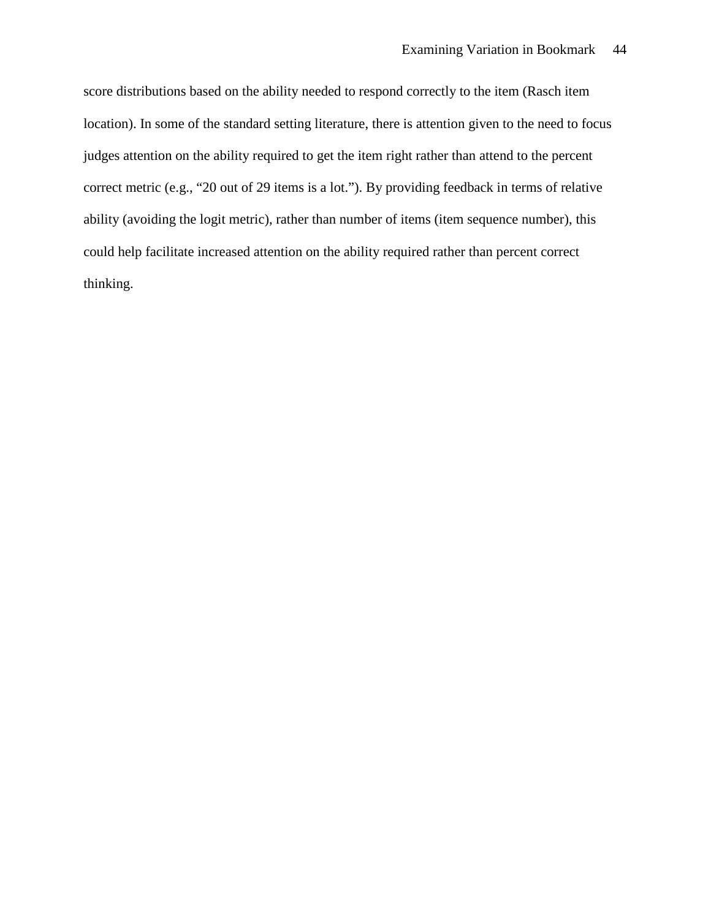score distributions based on the ability needed to respond correctly to the item (Rasch item location). In some of the standard setting literature, there is attention given to the need to focus judges attention on the ability required to get the item right rather than attend to the percent correct metric (e.g., “20 out of 29 items is a lot.”). By providing feedback in terms of relative ability (avoiding the logit metric), rather than number of items (item sequence number), this could help facilitate increased attention on the ability required rather than percent correct thinking.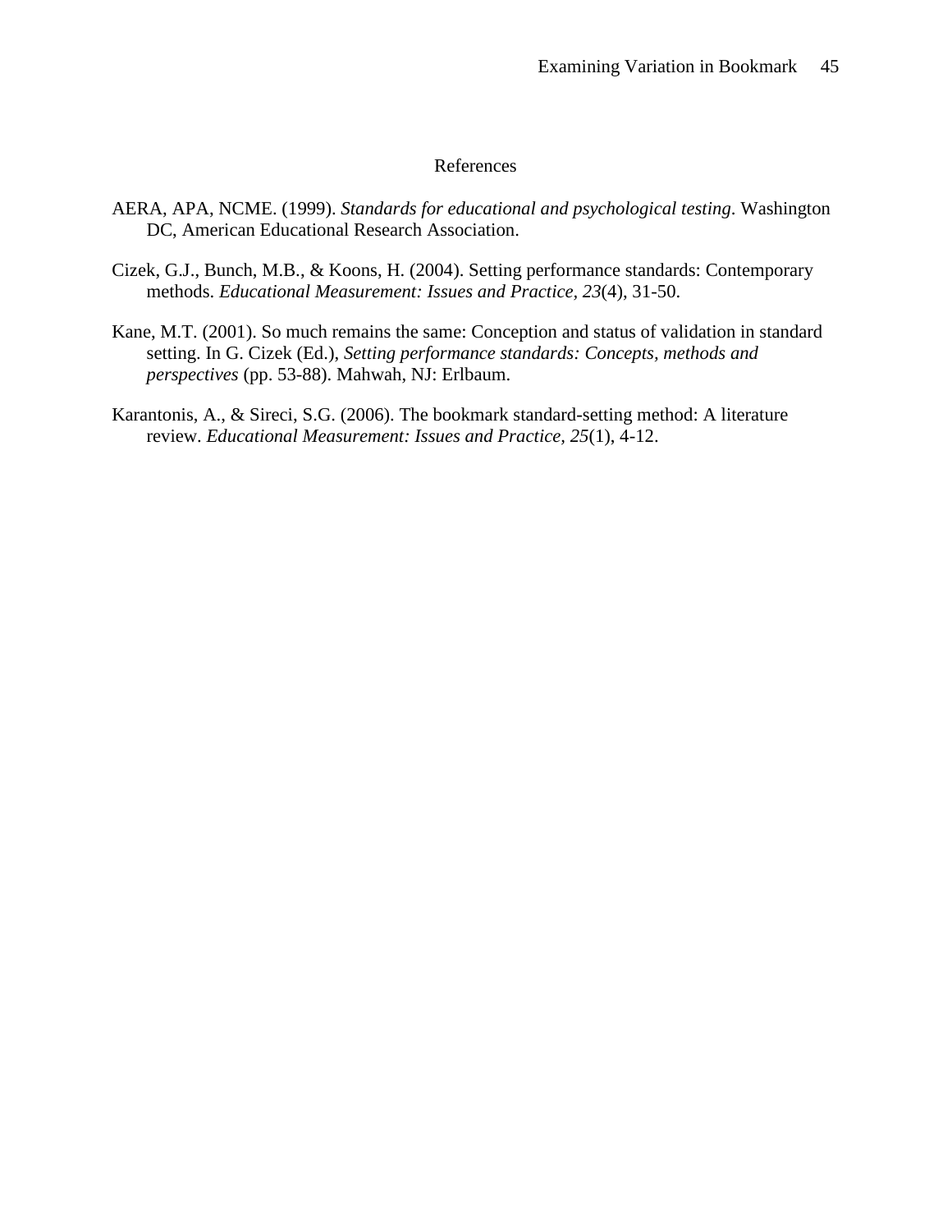# References

AERA, APA, NCME. (1999). *Standards for educational and psychological testing*. Washington DC, American Educational Research Association.

Cizek, G.J., Bunch, M.B., & Koons, H. (2004). Setting performance standards: Contemporary methods. *Educational Measurement: Issues and Practice, 23*(4), 31-50.

Kane, M.T. (2001). So much remains the same: Conception and status of validation in standard setting. In G. Cizek (Ed.), *Setting performance standards: Concepts, methods and perspectives* (pp. 53-88). Mahwah, NJ: Erlbaum.

Karantonis, A., & Sireci, S.G. (2006). The bookmark standard-setting method: A literature review. *Educational Measurement: Issues and Practice, 25*(1), 4-12.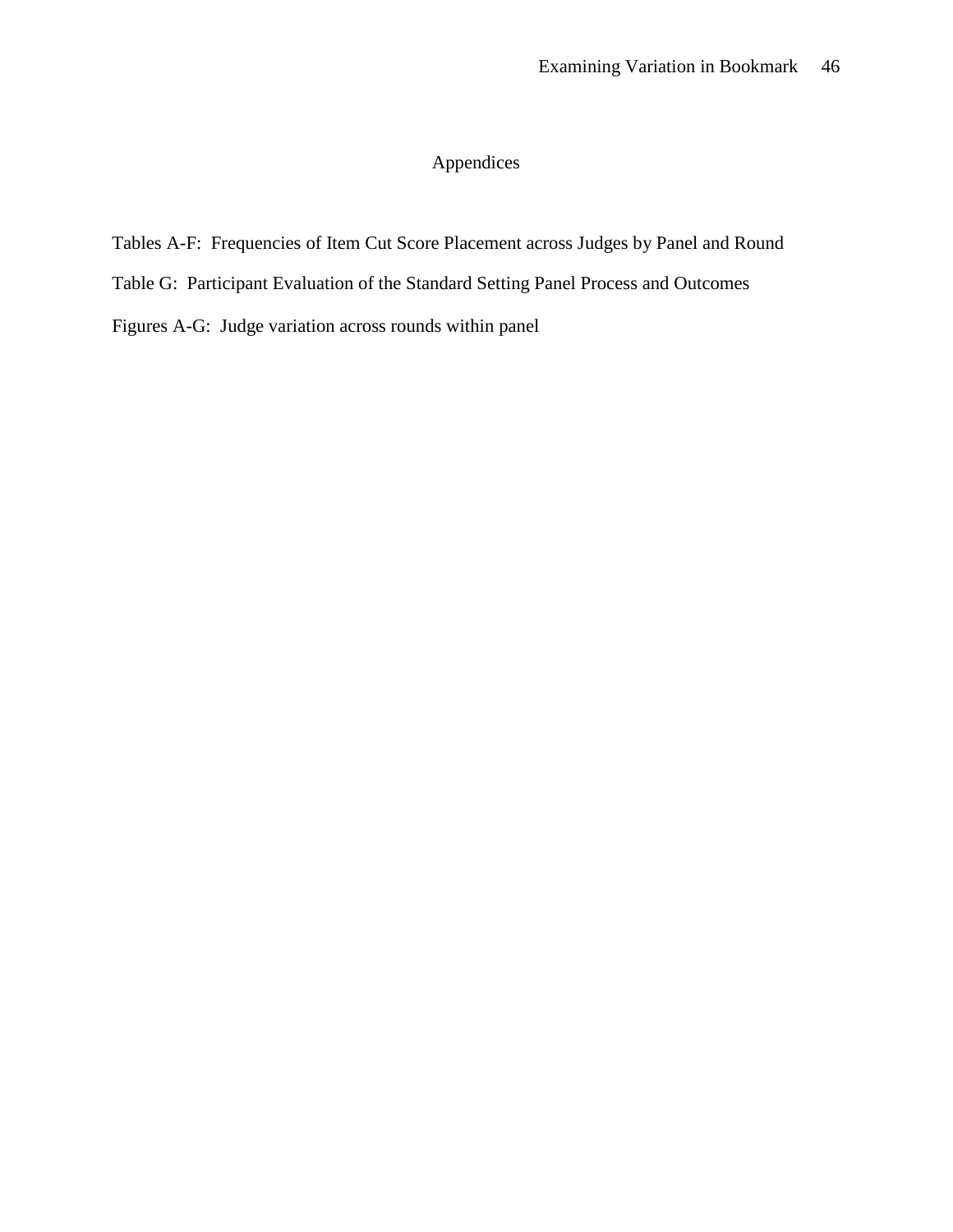# Appendices

Tables A-F: Frequencies of Item Cut Score Placement across Judges by Panel and Round

Table G: Participant Evaluation of the Standard Setting Panel Process and Outcomes

Figures A-G: Judge variation across rounds within panel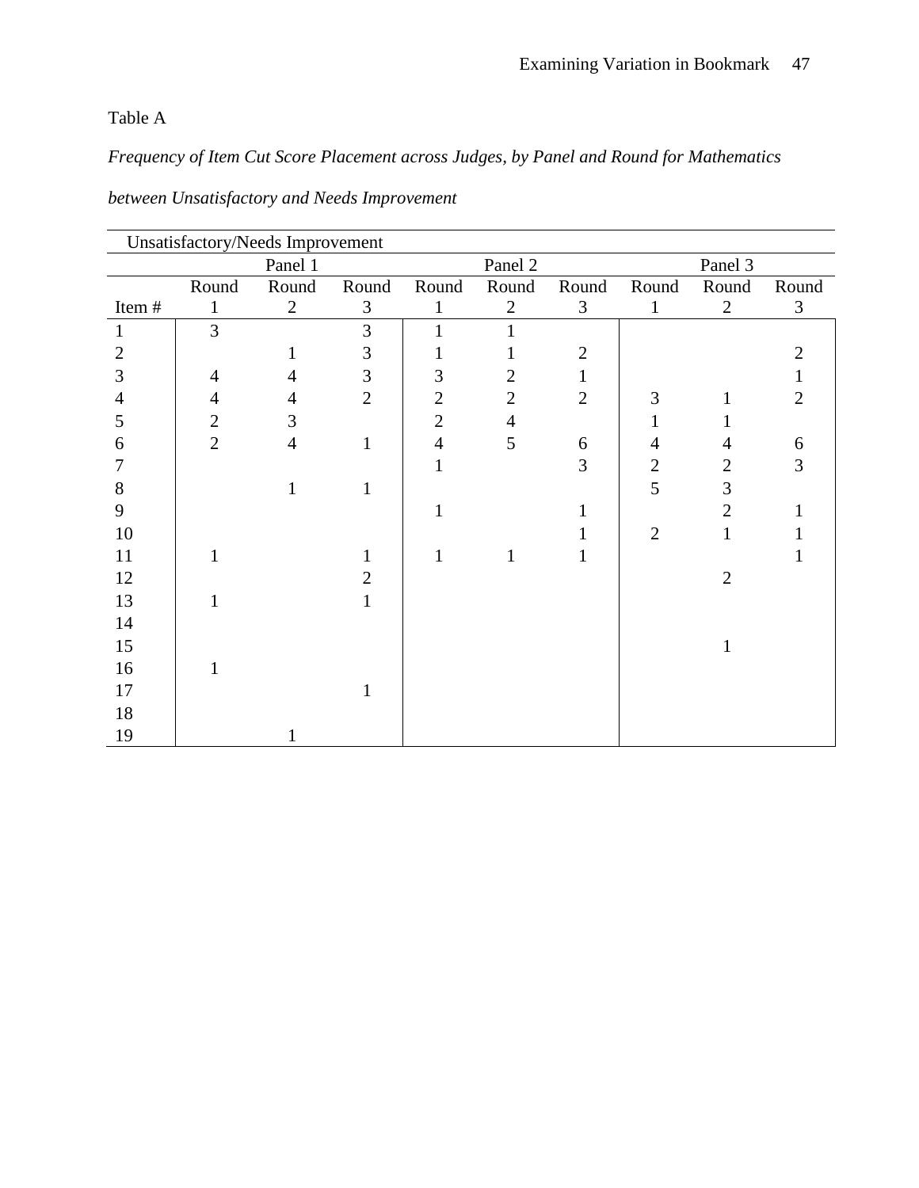Table A

*Frequency of Item Cut Score Placement across Judges, by Panel and Round for Mathematics between Unsatisfactory and Needs Improvement*

| Unsatisfactory/Needs Improvement | | | | | | | | | |
|---|---|---|---|---|---|---|---|---|---|
| | Panel 1 | | | Panel 2 | | | Panel 3 | | |
| Item # | Round 1 | Round 2 | Round 3 | Round 1 | Round 2 | Round 3 | Round 1 | Round 2 | Round 3 |
| 1 | 3 | | 3 | 1 | 1 | | | | |
| 2 | | 1 | 3 | 1 | 1 | 2 | | | 2 |
| 3 | 4 | 4 | 3 | 3 | 2 | 1 | | | 1 |
| 4 | 4 | 4 | 2 | 2 | 2 | 2 | 3 | 1 | 2 |
| 5 | 2 | 3 | | 2 | 4 | | 1 | 1 | |
| 6 | 2 | 4 | 1 | 4 | 5 | 6 | 4 | 4 | 6 |
| 7 | | | | 1 | | 3 | 2 | 2 | 3 |
| 8 | | 1 | 1 | | | | 5 | 3 | |
| 9 | | | | 1 | | 1 | | 2 | 1 |
| 10 | | | | | | 1 | 2 | 1 | 1 |
| 11 | 1 | | 1 | 1 | 1 | 1 | | | 1 |
| 12 | | | 2 | | | | | 2 | |
| 13 | 1 | | 1 | | | | | | |
| 14 | | | | | | | | | |
| 15 | | | | | | | | 1 | |
| 16 | 1 | | | | | | | | |
| 17 | | | 1 | | | | | | |
| 18 | | | | | | | | | |
| 19 | | 1 | | | | | | | |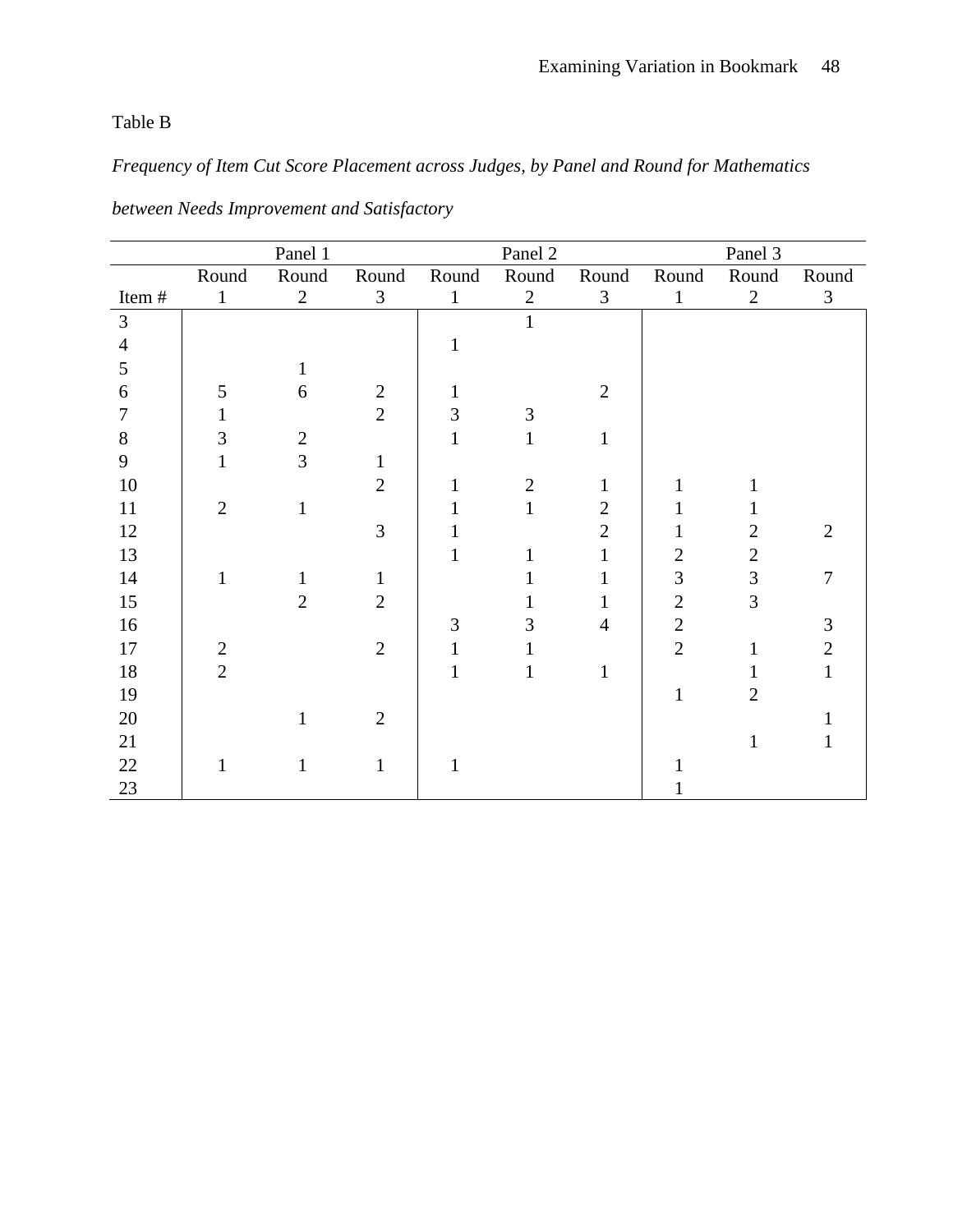Table B

*Frequency of Item Cut Score Placement across Judges, by Panel and Round for Mathematics between Needs Improvement and Satisfactory*

| | Panel 1 | | | Panel 2 | | | Panel 3 | | |
|---|---|---|---|---|---|---|---|---|---|
| Item # | Round 1 | Round 2 | Round 3 | Round 1 | Round 2 | Round 3 | Round 1 | Round 2 | Round 3 |
| 3 | | | | | 1 | | | | |
| 4 | | | | 1 | | | | | |
| 5 | | 1 | | | | | | | |
| 6 | 5 | 6 | 2 | 1 | | 2 | | | |
| 7 | 1 | | 2 | 3 | 3 | | | | |
| 8 | 3 | 2 | | 1 | 1 | 1 | | | |
| 9 | 1 | 3 | 1 | | | | | | |
| 10 | | | 2 | 1 | 2 | 1 | 1 | 1 | |
| 11 | 2 | 1 | | 1 | 1 | 2 | 1 | 1 | |
| 12 | | | 3 | 1 | | 2 | 1 | 2 | 2 |
| 13 | | | | 1 | 1 | 1 | 2 | 2 | |
| 14 | 1 | 1 | 1 | | 1 | 1 | 3 | 3 | 7 |
| 15 | | 2 | 2 | | 1 | 1 | 2 | 3 | |
| 16 | | | | 3 | 3 | 4 | 2 | | 3 |
| 17 | 2 | | 2 | 1 | 1 | | 2 | 1 | 2 |
| 18 | 2 | | | 1 | 1 | 1 | | 1 | 1 |
| 19 | | | | | | | 1 | 2 | |
| 20 | | 1 | 2 | | | | | | 1 |
| 21 | | | | | | | | 1 | 1 |
| 22 | 1 | 1 | 1 | 1 | | | 1 | | |
| 23 | | | | | | | 1 | | |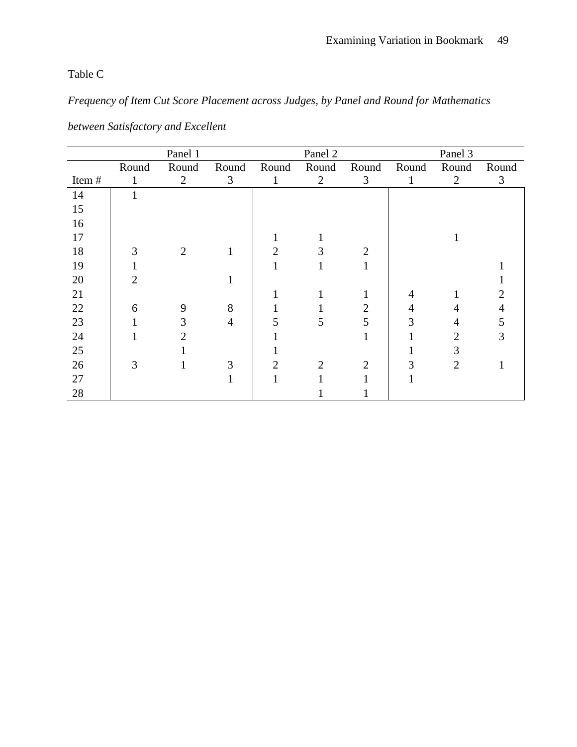Table C

*Frequency of Item Cut Score Placement across Judges, by Panel and Round for Mathematics between Satisfactory and Excellent*

| | Panel 1 | | | Panel 2 | | | Panel 3 | | |
|---|---|---|---|---|---|---|---|---|---|
| Item # | Round 1 | Round 2 | Round 3 | Round 1 | Round 2 | Round 3 | Round 1 | Round 2 | Round 3 |
| 14 | 1 | | | | | | | | |
| 15 | | | | | | | | | |
| 16 | | | | | | | | | |
| 17 | | | | 1 | 1 | | | 1 | |
| 18 | 3 | 2 | 1 | 2 | 3 | 2 | | | |
| 19 | 1 | | | 1 | 1 | 1 | | | 1 |
| 20 | 2 | | 1 | | | | | | 1 |
| 21 | | | | 1 | 1 | 1 | 4 | 1 | 2 |
| 22 | 6 | 9 | 8 | 1 | 1 | 2 | 4 | 4 | 4 |
| 23 | 1 | 3 | 4 | 5 | 5 | 5 | 3 | 4 | 5 |
| 24 | 1 | 2 | | 1 | | 1 | 1 | 2 | 3 |
| 25 | | 1 | | 1 | | | 1 | 3 | |
| 26 | 3 | 1 | 3 | 2 | 2 | 2 | 3 | 2 | 1 |
| 27 | | | 1 | 1 | 1 | 1 | 1 | | |
| 28 | | | | | 1 | 1 | | | |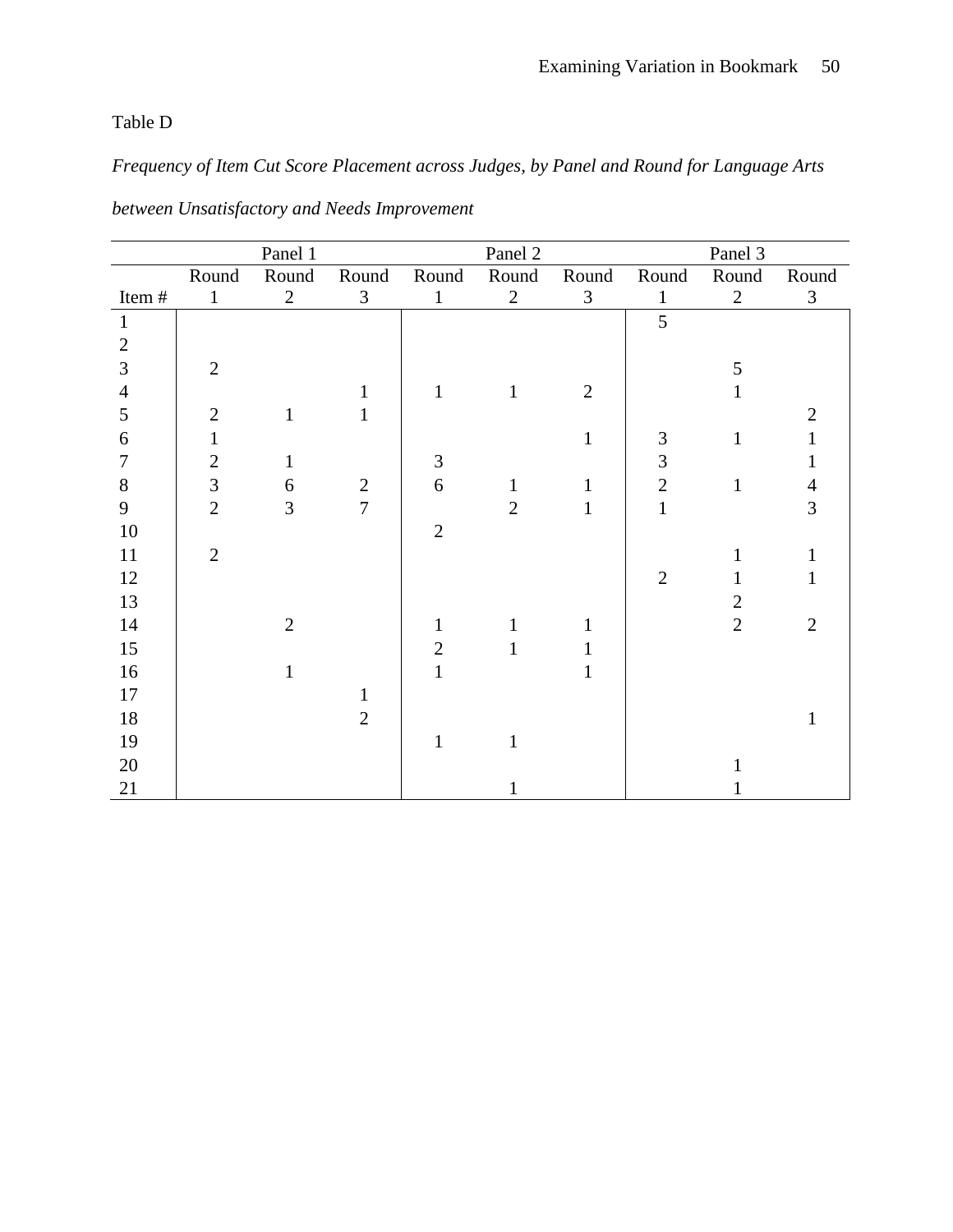Table D

*Frequency of Item Cut Score Placement across Judges, by Panel and Round for Language Arts between Unsatisfactory and Needs Improvement*

| | Panel 1 | | | Panel 2 | | | Panel 3 | | |
|---|---|---|---|---|---|---|---|---|---|
| Item # | Round 1 | Round 2 | Round 3 | Round 1 | Round 2 | Round 3 | Round 1 | Round 2 | Round 3 |
| 1 | | | | | | | 5 | | |
| 2 | | | | | | | | | |
| 3 | 2 | | | | | | | 5 | |
| 4 | | | 1 | 1 | 1 | 2 | | 1 | |
| 5 | 2 | 1 | 1 | | | | | | 2 |
| 6 | 1 | | | | | 1 | 3 | 1 | 1 |
| 7 | 2 | 1 | | 3 | | | 3 | | 1 |
| 8 | 3 | 6 | 2 | 6 | 1 | 1 | 2 | 1 | 4 |
| 9 | 2 | 3 | 7 | | 2 | 1 | 1 | | 3 |
| 10 | | | | 2 | | | | | |
| 11 | 2 | | | | | | | 1 | 1 |
| 12 | | | | | | | 2 | 1 | 1 |
| 13 | | | | | | | | 2 | |
| 14 | | 2 | | 1 | 1 | 1 | | 2 | 2 |
| 15 | | | | 2 | 1 | 1 | | | |
| 16 | | 1 | | 1 | | 1 | | | |
| 17 | | | 1 | | | | | | |
| 18 | | | 2 | | | | | | 1 |
| 19 | | | | 1 | 1 | | | | |
| 20 | | | | | | | | 1 | |
| 21 | | | | | 1 | | | 1 | |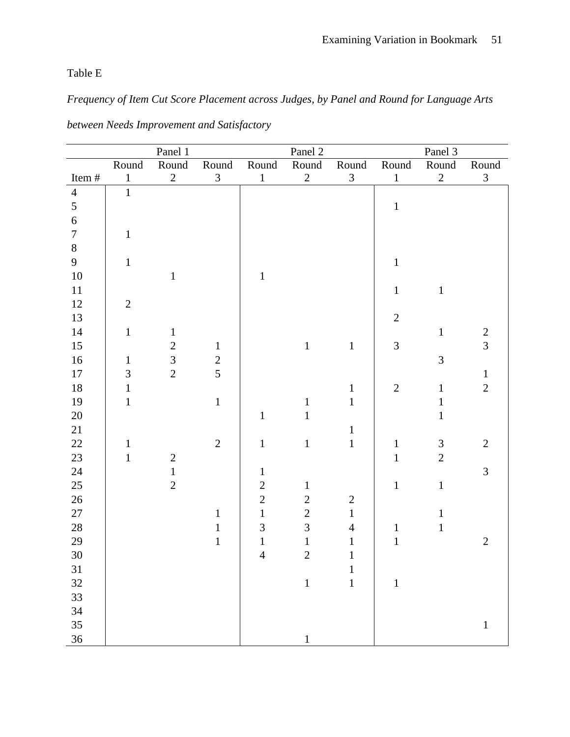Table E

*Frequency of Item Cut Score Placement across Judges, by Panel and Round for Language Arts between Needs Improvement and Satisfactory*

| | Panel 1 | | | Panel 2 | | | Panel 3 | | |
|---|---|---|---|---|---|---|---|---|---|
| Item # | Round 1 | Round 2 | Round 3 | Round 1 | Round 2 | Round 3 | Round 1 | Round 2 | Round 3 |
| 4 | 1 | | | | | | | | |
| 5 | | | | | | | 1 | | |
| 6 | | | | | | | | | |
| 7 | 1 | | | | | | | | |
| 8 | | | | | | | | | |
| 9 | 1 | | | | | | 1 | | |
| 10 | | 1 | | 1 | | | | | |
| 11 | | | | | | | 1 | 1 | |
| 12 | 2 | | | | | | | | |
| 13 | | | | | | | 2 | | |
| 14 | 1 | 1 | | | | | | 1 | 2 |
| 15 | | 2 | 1 | | 1 | 1 | 3 | | 3 |
| 16 | 1 | 3 | 2 | | | | | 3 | |
| 17 | 3 | 2 | 5 | | | | | | 1 |
| 18 | 1 | | | | | 1 | 2 | 1 | 2 |
| 19 | 1 | | 1 | | 1 | 1 | | 1 | |
| 20 | | | | 1 | 1 | | | 1 | |
| 21 | | | | | | 1 | | | |
| 22 | 1 | | 2 | 1 | 1 | 1 | 1 | 3 | 2 |
| 23 | 1 | 2 | | | | | 1 | 2 | |
| 24 | | 1 | | 1 | | | | | 3 |
| 25 | | 2 | | 2 | 1 | | 1 | 1 | |
| 26 | | | | 2 | 2 | 2 | | | |
| 27 | | | 1 | 1 | 2 | 1 | | 1 | |
| 28 | | | 1 | 3 | 3 | 4 | 1 | 1 | |
| 29 | | | 1 | 1 | 1 | 1 | 1 | | 2 |
| 30 | | | | 4 | 2 | 1 | | | |
| 31 | | | | | | 1 | | | |
| 32 | | | | | 1 | 1 | 1 | | |
| 33 | | | | | | | | | |
| 34 | | | | | | | | | |
| 35 | | | | | | | | | 1 |
| 36 | | | | | 1 | | | | |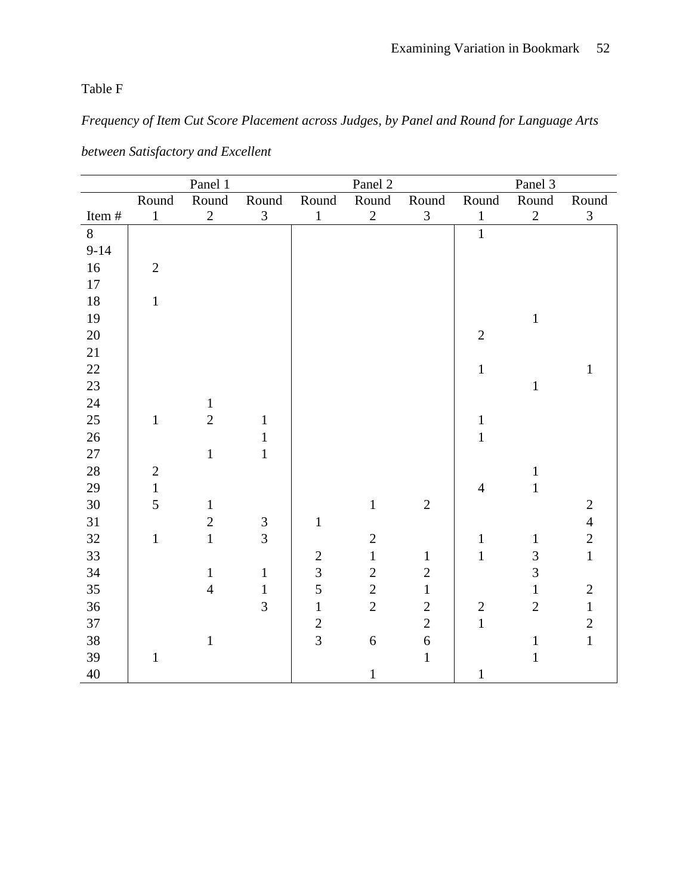Table F

*Frequency of Item Cut Score Placement across Judges, by Panel and Round for Language Arts between Satisfactory and Excellent*

| | Panel 1 | | | Panel 2 | | | Panel 3 | | |
|---|---|---|---|---|---|---|---|---|---|
| Item # | Round 1 | Round 2 | Round 3 | Round 1 | Round 2 | Round 3 | Round 1 | Round 2 | Round 3 |
| 8 | | | | | | | 1 | | |
| 9-14 | | | | | | | | | |
| 16 | 2 | | | | | | | | |
| 17 | | | | | | | | | |
| 18 | 1 | | | | | | | | |
| 19 | | | | | | | | 1 | |
| 20 | | | | | | | 2 | | |
| 21 | | | | | | | | | |
| 22 | | | | | | | 1 | | 1 |
| 23 | | | | | | | | 1 | |
| 24 | | 1 | | | | | | | |
| 25 | 1 | 2 | 1 | | | | 1 | | |
| 26 | | | 1 | | | | 1 | | |
| 27 | | 1 | 1 | | | | | | |
| 28 | 2 | | | | | | | 1 | |
| 29 | 1 | | | | | | 4 | 1 | |
| 30 | 5 | 1 | | | 1 | 2 | | | 2 |
| 31 | | 2 | 3 | 1 | | | | | 4 |
| 32 | 1 | 1 | 3 | | 2 | | 1 | 1 | 2 |
| 33 | | | | 2 | 1 | 1 | 1 | 3 | 1 |
| 34 | | 1 | 1 | 3 | 2 | 2 | | 3 | |
| 35 | | 4 | 1 | 5 | 2 | 1 | | 1 | 2 |
| 36 | | | 3 | 1 | 2 | 2 | 2 | 2 | 1 |
| 37 | | | | 2 | | 2 | 1 | | 2 |
| 38 | | 1 | | 3 | 6 | 6 | | 1 | 1 |
| 39 | 1 | | | | | 1 | | 1 | |
| 40 | | | | | 1 | | 1 | | |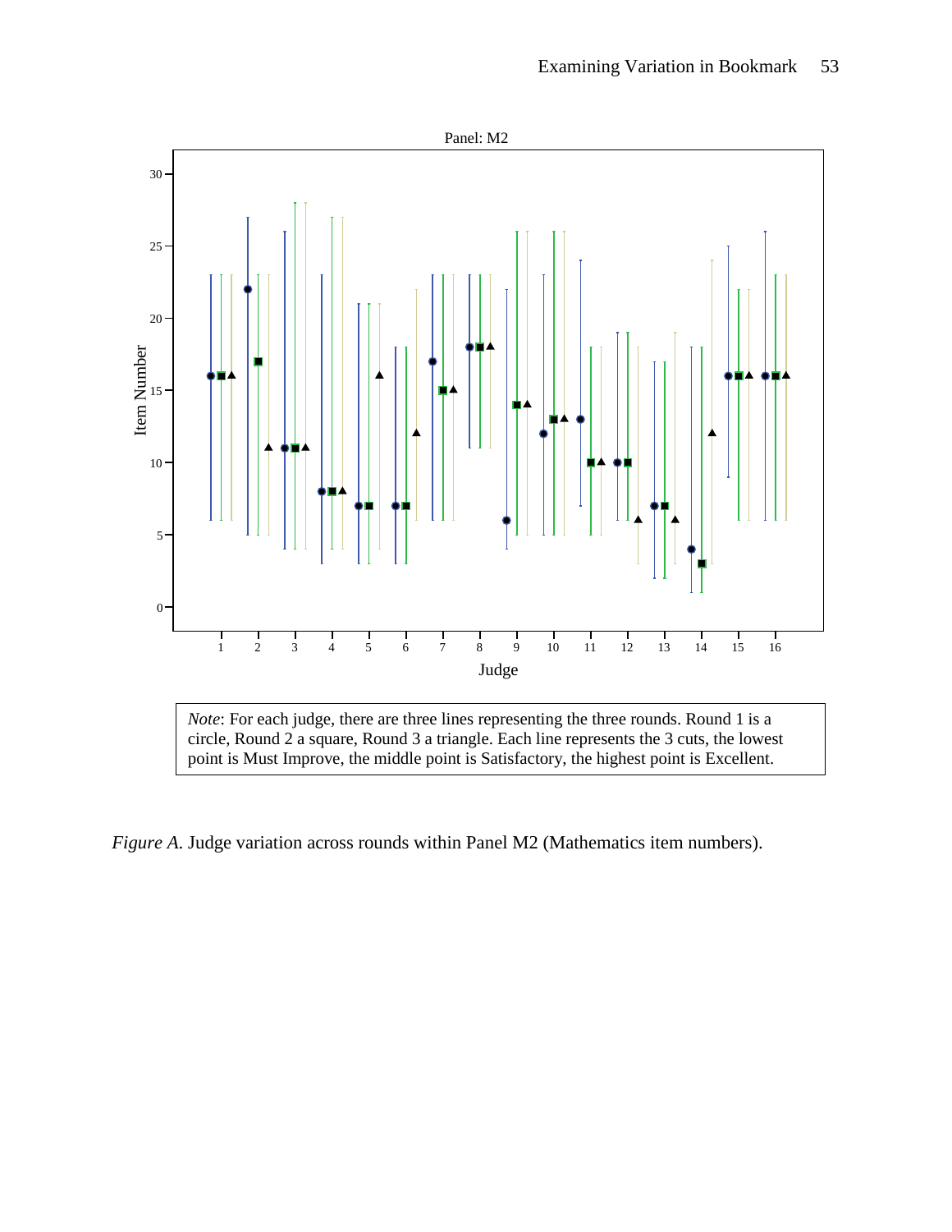Panel: M2

*Note*: For each judge, there are three lines representing the three rounds. Round 1 is a circle, Round 2 a square, Round 3 a triangle. Each line represents the 3 cuts, the lowest point is Must Improve, the middle point is Satisfactory, the highest point is Excellent.

*Figure A.* Judge variation across rounds within Panel M2 (Mathematics item numbers).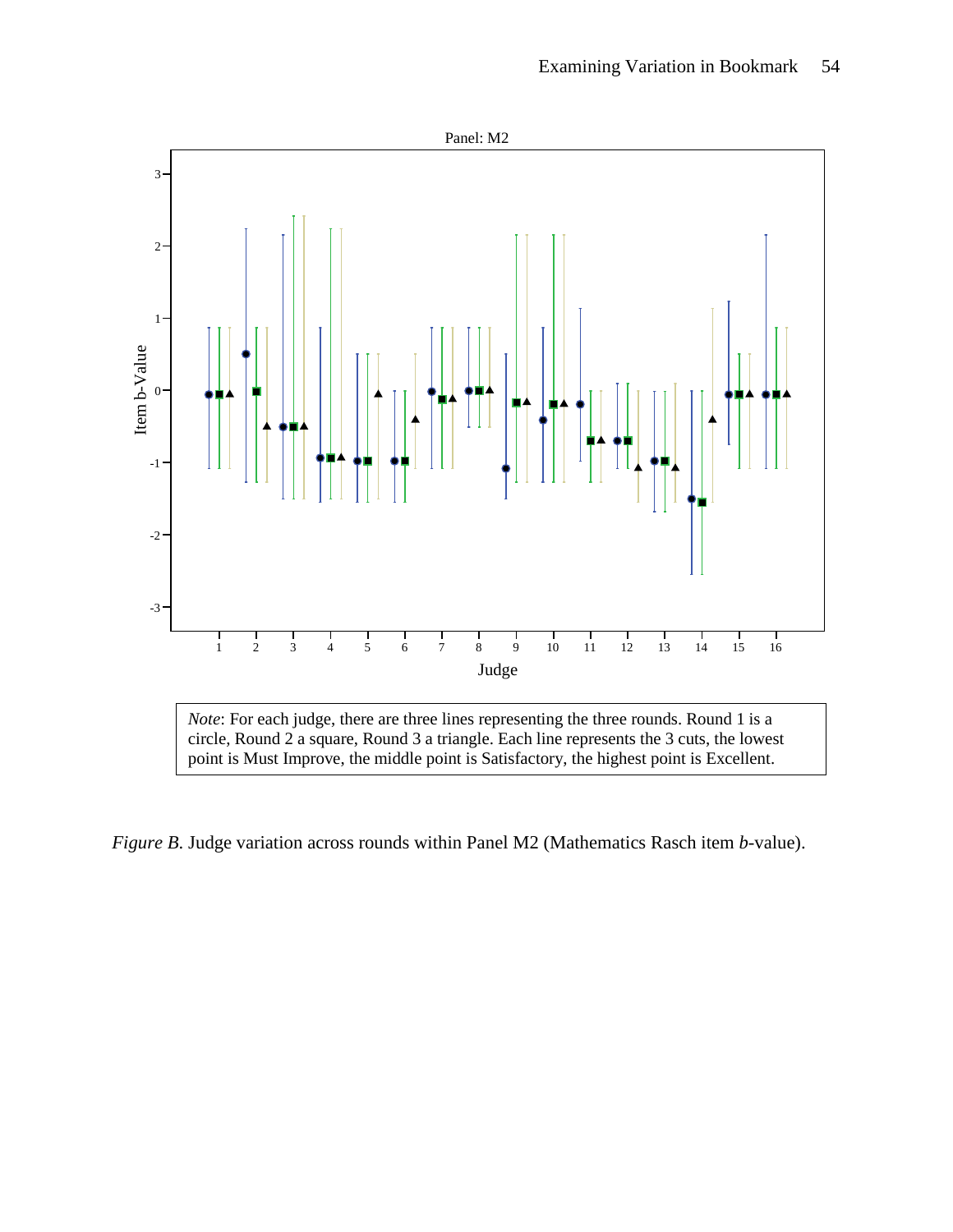*Note*: For each judge, there are three lines representing the three rounds. Round 1 is a circle, Round 2 a square, Round 3 a triangle. Each line represents the 3 cuts, the lowest point is Must Improve, the middle point is Satisfactory, the highest point is Excellent.

*Figure B.* Judge variation across rounds within Panel M2 (Mathematics Rasch item *b*-value).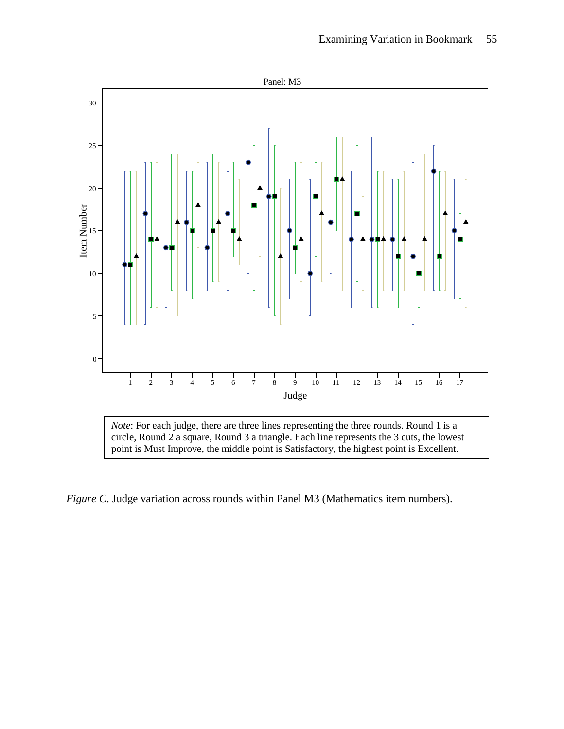Panel: M3

*Note*: For each judge, there are three lines representing the three rounds. Round 1 is a circle, Round 2 a square, Round 3 a triangle. Each line represents the 3 cuts, the lowest point is Must Improve, the middle point is Satisfactory, the highest point is Excellent.

*Figure C*. Judge variation across rounds within Panel M3 (Mathematics item numbers).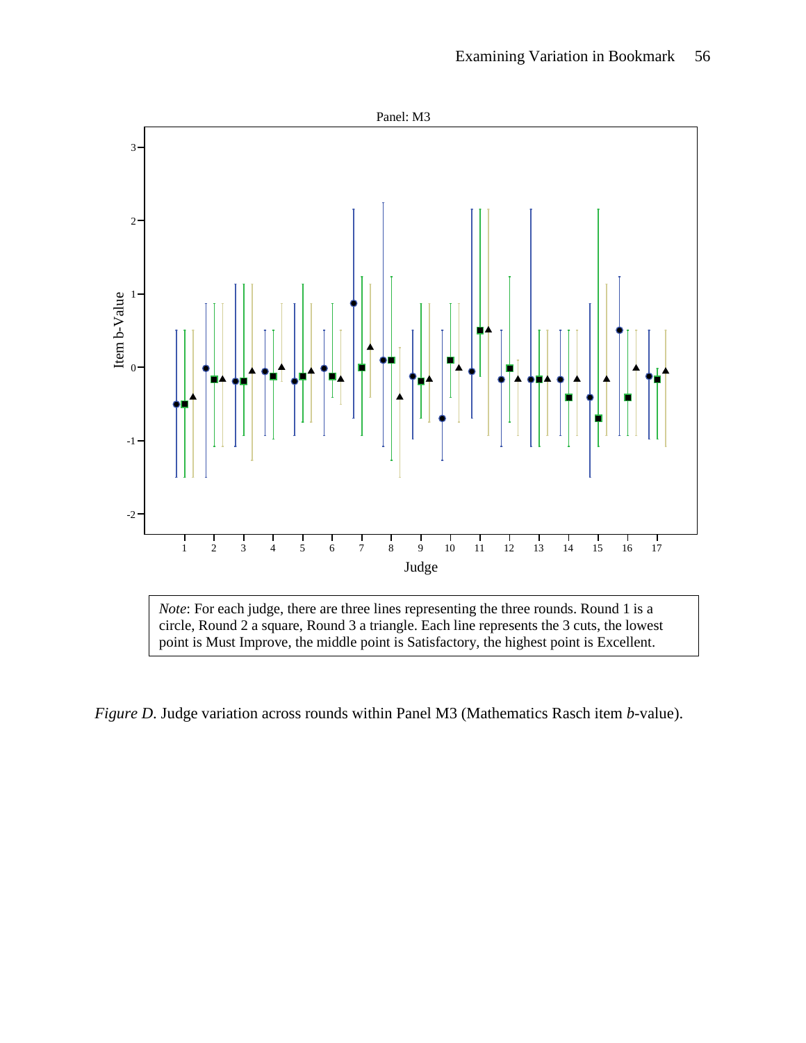Panel: M3

*Note*: For each judge, there are three lines representing the three rounds. Round 1 is a circle, Round 2 a square, Round 3 a triangle. Each line represents the 3 cuts, the lowest point is Must Improve, the middle point is Satisfactory, the highest point is Excellent.

*Figure D*. Judge variation across rounds within Panel M3 (Mathematics Rasch item *b*-value).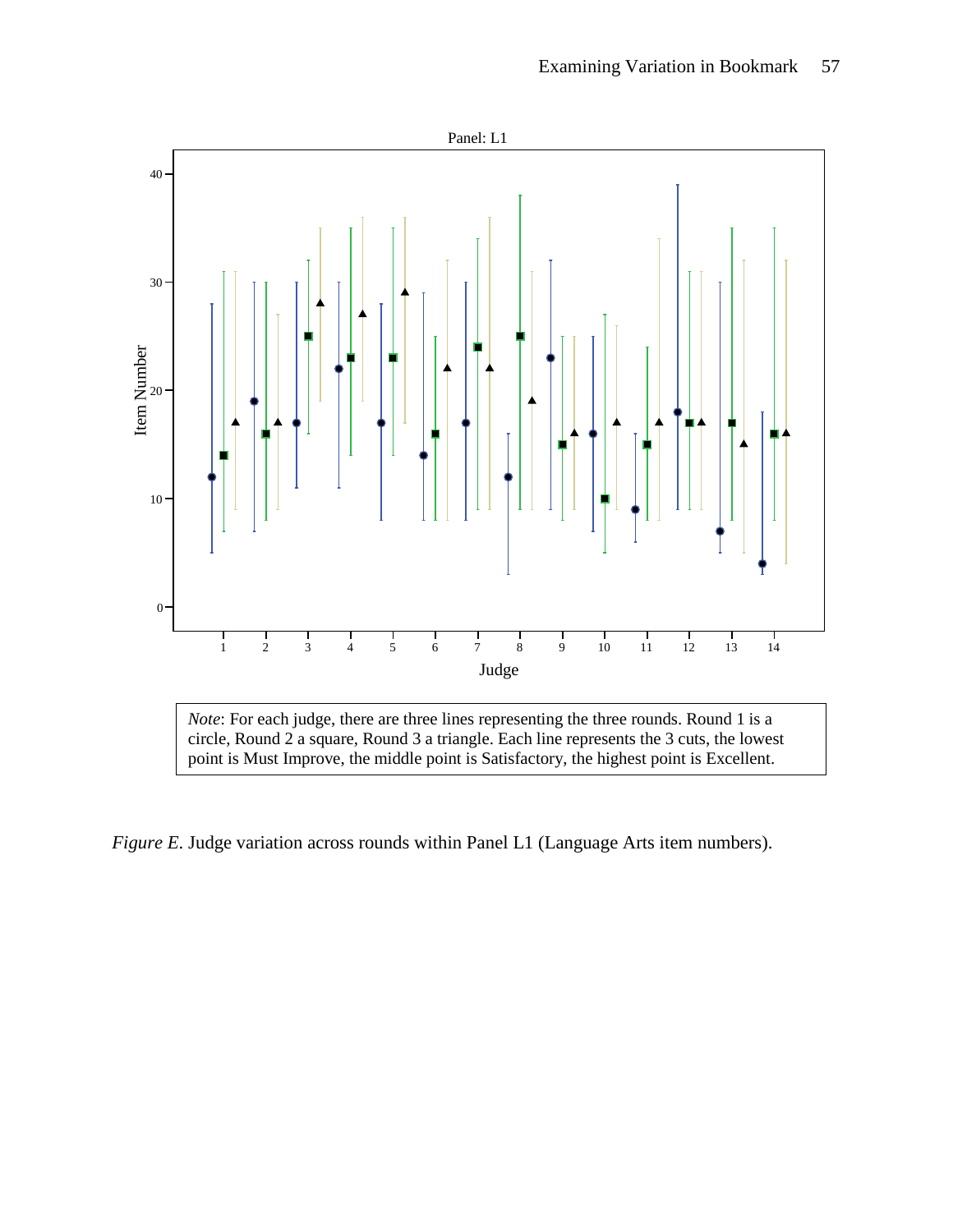*Note*: For each judge, there are three lines representing the three rounds. Round 1 is a circle, Round 2 a square, Round 3 a triangle. Each line represents the 3 cuts, the lowest point is Must Improve, the middle point is Satisfactory, the highest point is Excellent.

*Figure E*. Judge variation across rounds within Panel L1 (Language Arts item numbers).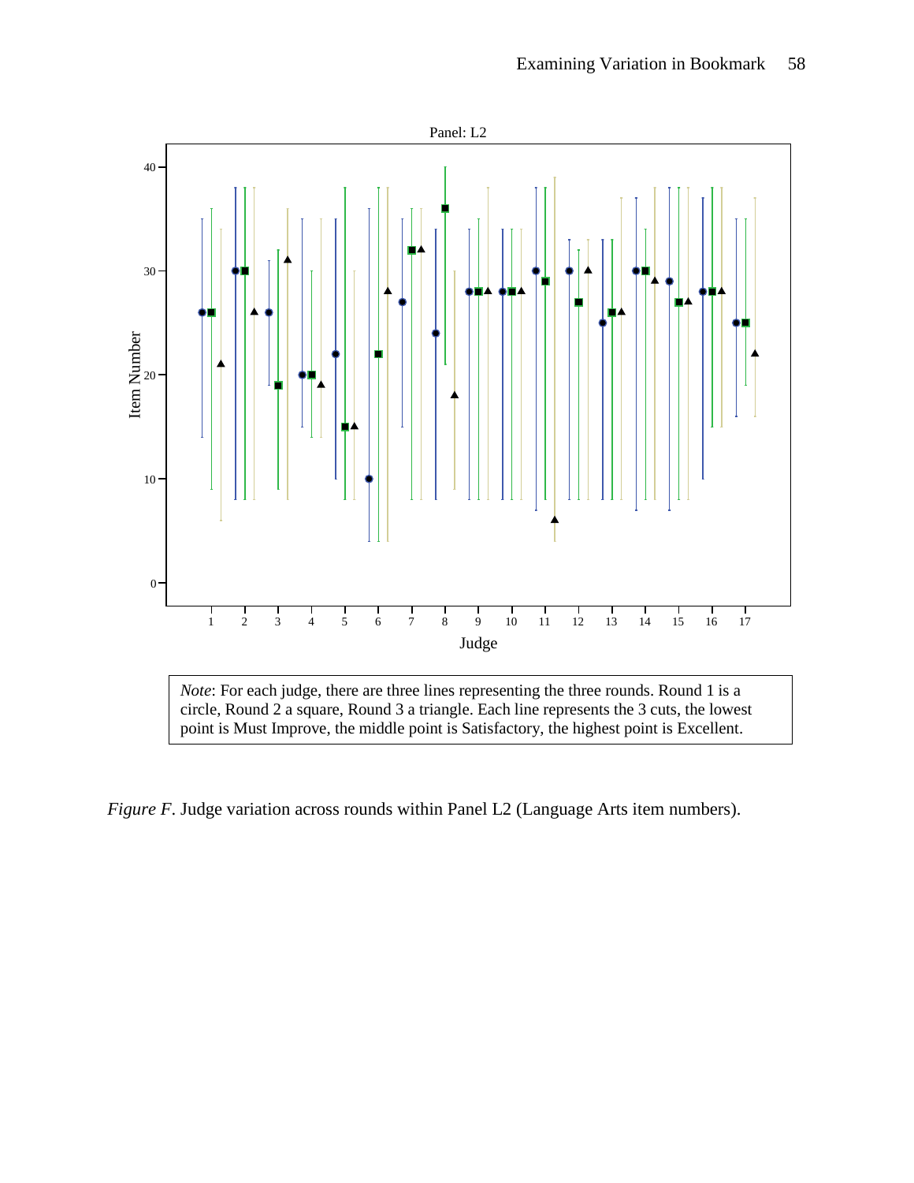Panel: L2

*Note*: For each judge, there are three lines representing the three rounds. Round 1 is a circle, Round 2 a square, Round 3 a triangle. Each line represents the 3 cuts, the lowest point is Must Improve, the middle point is Satisfactory, the highest point is Excellent.

*Figure F*. Judge variation across rounds within Panel L2 (Language Arts item numbers).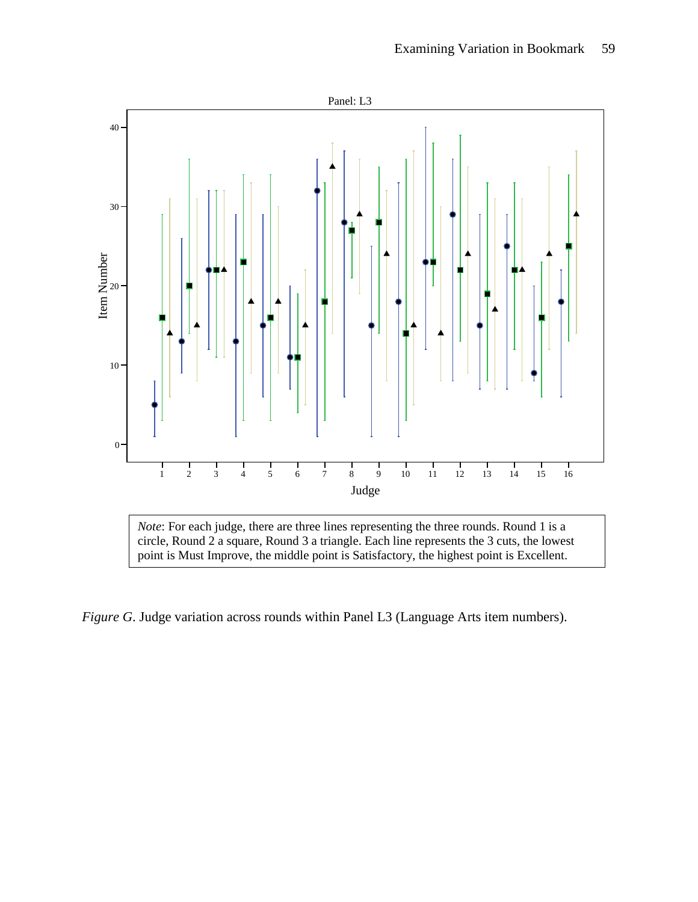Panel: L3

*Note*: For each judge, there are three lines representing the three rounds. Round 1 is a circle, Round 2 a square, Round 3 a triangle. Each line represents the 3 cuts, the lowest point is Must Improve, the middle point is Satisfactory, the highest point is Excellent.

*Figure G*. Judge variation across rounds within Panel L3 (Language Arts item numbers).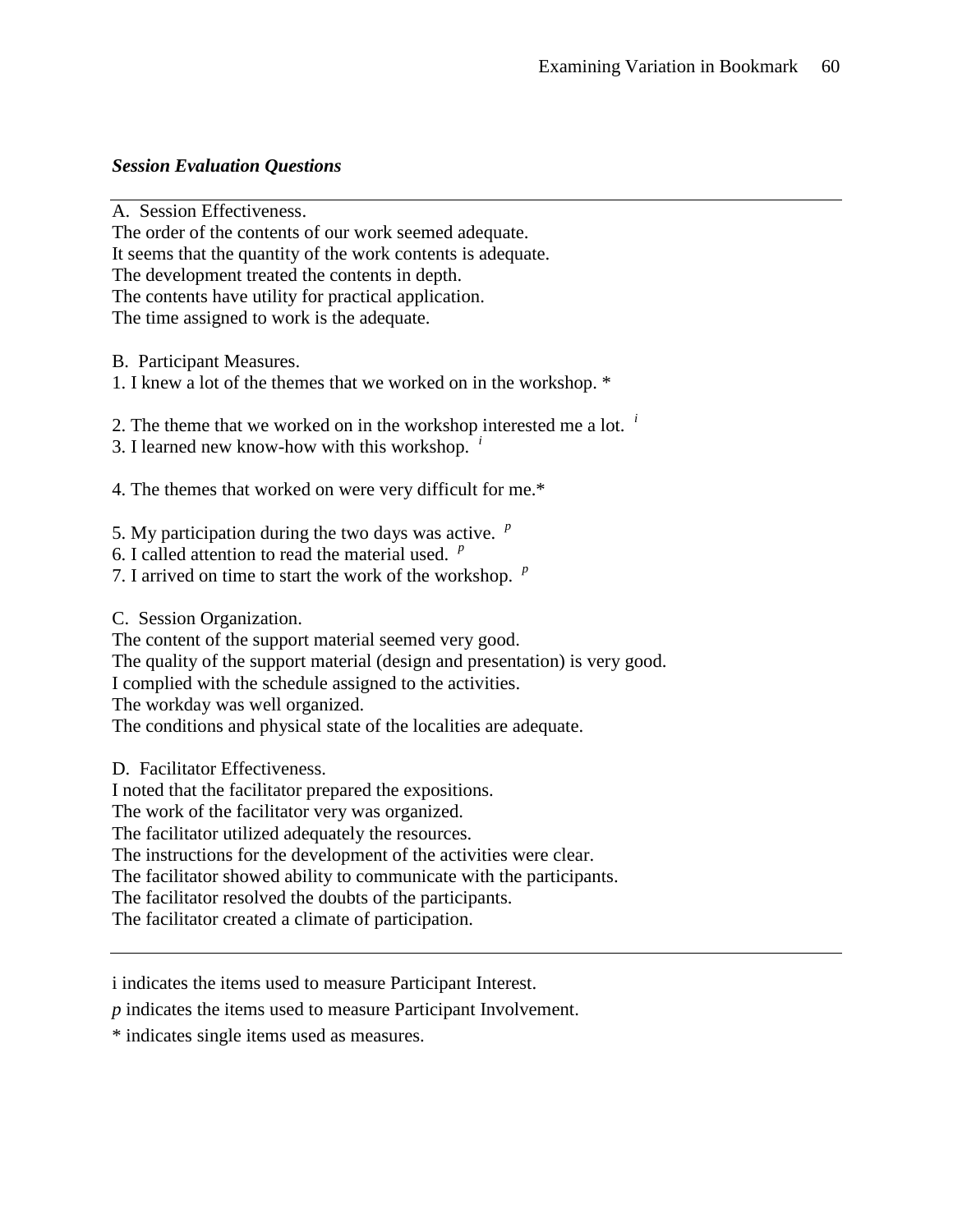***Session Evaluation Questions***

A. Session Effectiveness.
The order of the contents of our work seemed adequate.
It seems that the quantity of the work contents is adequate.
The development treated the contents in depth.
The contents have utility for practical application.
The time assigned to work is the adequate.

B. Participant Measures.
1. I knew a lot of the themes that we worked on in the workshop. *

2. The theme that we worked on in the workshop interested me a lot. [i]
3. I learned new know-how with this workshop. [i]

4. The themes that worked on were very difficult for me.*

5. My participation during the two days was active. [p]
6. I called attention to read the material used. [p]
7. I arrived on time to start the work of the workshop. [p]

C. Session Organization.
The content of the support material seemed very good.
The quality of the support material (design and presentation) is very good.
I complied with the schedule assigned to the activities.
The workday was well organized.
The conditions and physical state of the localities are adequate.

D. Facilitator Effectiveness.
I noted that the facilitator prepared the expositions.
The work of the facilitator very was organized.
The facilitator utilized adequately the resources.
The instructions for the development of the activities were clear.
The facilitator showed ability to communicate with the participants.
The facilitator resolved the doubts of the participants.
The facilitator created a climate of participation.

---

i indicates the items used to measure Participant Interest.

*p* indicates the items used to measure Participant Involvement.

* indicates single items used as measures.